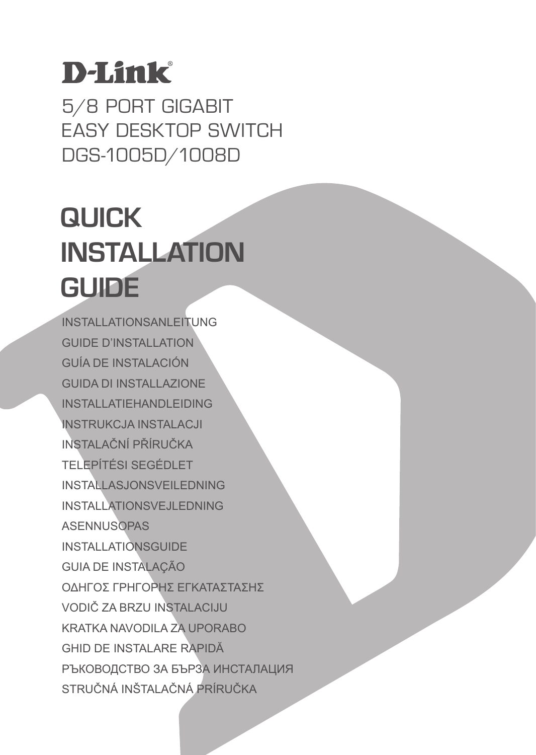D-Link®

5/8 PORT GIGABIT
EASY DESKTOP SWITCH
DGS-1005D/1008D

# QUICK INSTALLATION GUIDE

INSTALLATIONSANLEITUNG
GUIDE D'INSTALLATION
GUÍA DE INSTALACIÓN
GUIDA DI INSTALLAZIONE
INSTALLATIEHANDLEIDING
INSTRUKCJA INSTALACJI
INSTALAČNÍ PŘÍRUČKA
TELEPÍTÉSI SEGÉDLET
INSTALLASJONSVEILEDNING
INSTALLATIONSVEJLEDNING
ASENNUSOPAS
INSTALLATIONSGUIDE
GUIA DE INSTALAÇÃO
ΟΔΗΓΟΣ ΓΡΗΓΟΡΗΣ ΕΓΚΑΤΑΣΤΑΣΗΣ
VODIČ ZA BRZU INSTALACIJU
KRATKA NAVODILA ZA UPORABO
GHID DE INSTALARE RAPIDĂ
РЪКОВОДСТВО ЗА БЪРЗА ИНСТАЛАЦИЯ
STRUČNÁ INŠTALAČNÁ PRÍRUČKA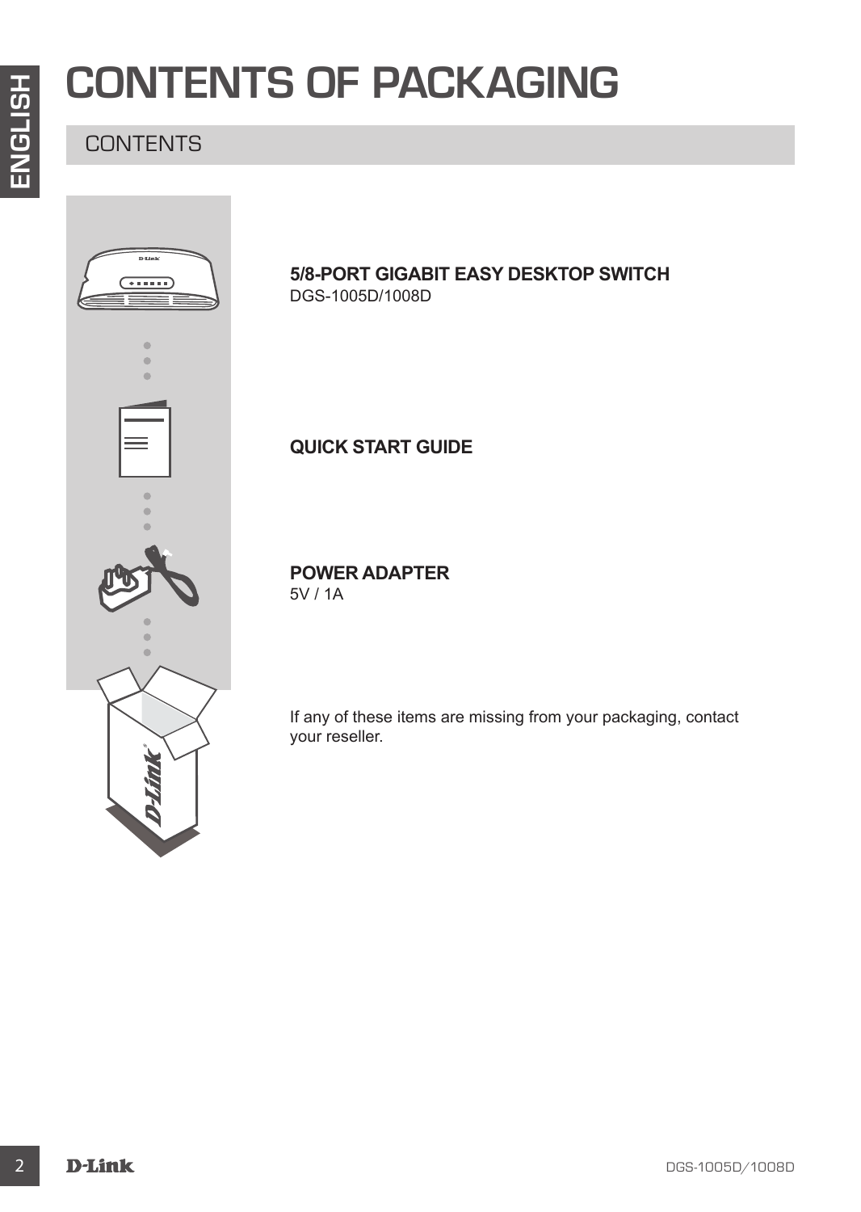# CONTENTS OF PACKAGING

## CONTENTS

**5/8-PORT GIGABIT EASY DESKTOP SWITCH**
DGS-1005D/1008D

**QUICK START GUIDE**

**POWER ADAPTER**
5V / 1A

If any of these items are missing from your packaging, contact your reseller.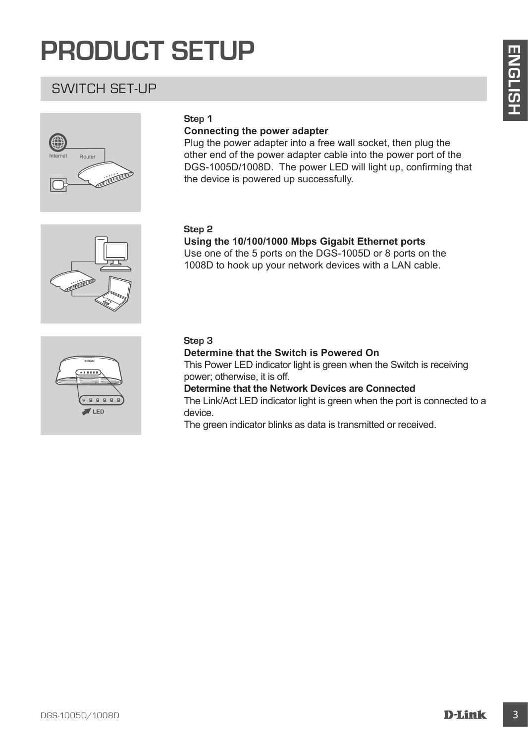# PRODUCT SETUP

## SWITCH SET-UP

**Step 1**

**Connecting the power adapter**

Plug the power adapter into a free wall socket, then plug the other end of the power adapter cable into the power port of the DGS-1005D/1008D. The power LED will light up, confirming that the device is powered up successfully.

**Step 2**

**Using the 10/100/1000 Mbps Gigabit Ethernet ports**

Use one of the 5 ports on the DGS-1005D or 8 ports on the 1008D to hook up your network devices with a LAN cable.

**Step 3**

**Determine that the Switch is Powered On**

This Power LED indicator light is green when the Switch is receiving power; otherwise, it is off.

**Determine that the Network Devices are Connected**

The Link/Act LED indicator light is green when the port is connected to a device.

The green indicator blinks as data is transmitted or received.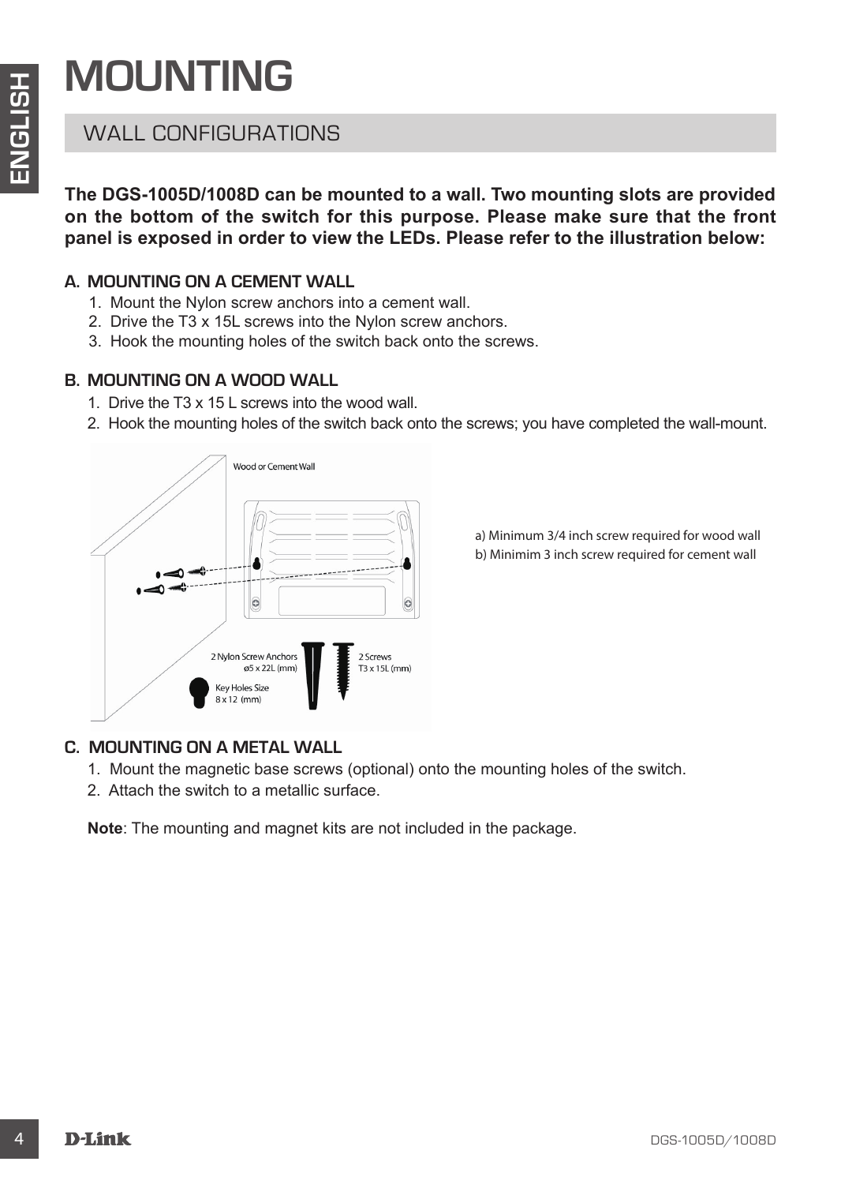# MOUNTING

## WALL CONFIGURATIONS

**The DGS-1005D/1008D can be mounted to a wall. Two mounting slots are provided on the bottom of the switch for this purpose. Please make sure that the front panel is exposed in order to view the LEDs. Please refer to the illustration below:**

### A. MOUNTING ON A CEMENT WALL

1. Mount the Nylon screw anchors into a cement wall.
2. Drive the T3 x 15L screws into the Nylon screw anchors.
3. Hook the mounting holes of the switch back onto the screws.

### B. MOUNTING ON A WOOD WALL

1. Drive the T3 x 15 L screws into the wood wall.
2. Hook the mounting holes of the switch back onto the screws; you have completed the wall-mount.

Wood or Cement Wall

2 Nylon Screw Anchors ø5 x 22L (mm)

2 Screws T3 x 15L (mm)

Key Holes Size 8 x 12 (mm)

a) Minimum 3/4 inch screw required for wood wall
b) Minimim 3 inch screw required for cement wall

### C. MOUNTING ON A METAL WALL

1. Mount the magnetic base screws (optional) onto the mounting holes of the switch.
2. Attach the switch to a metallic surface.

**Note**: The mounting and magnet kits are not included in the package.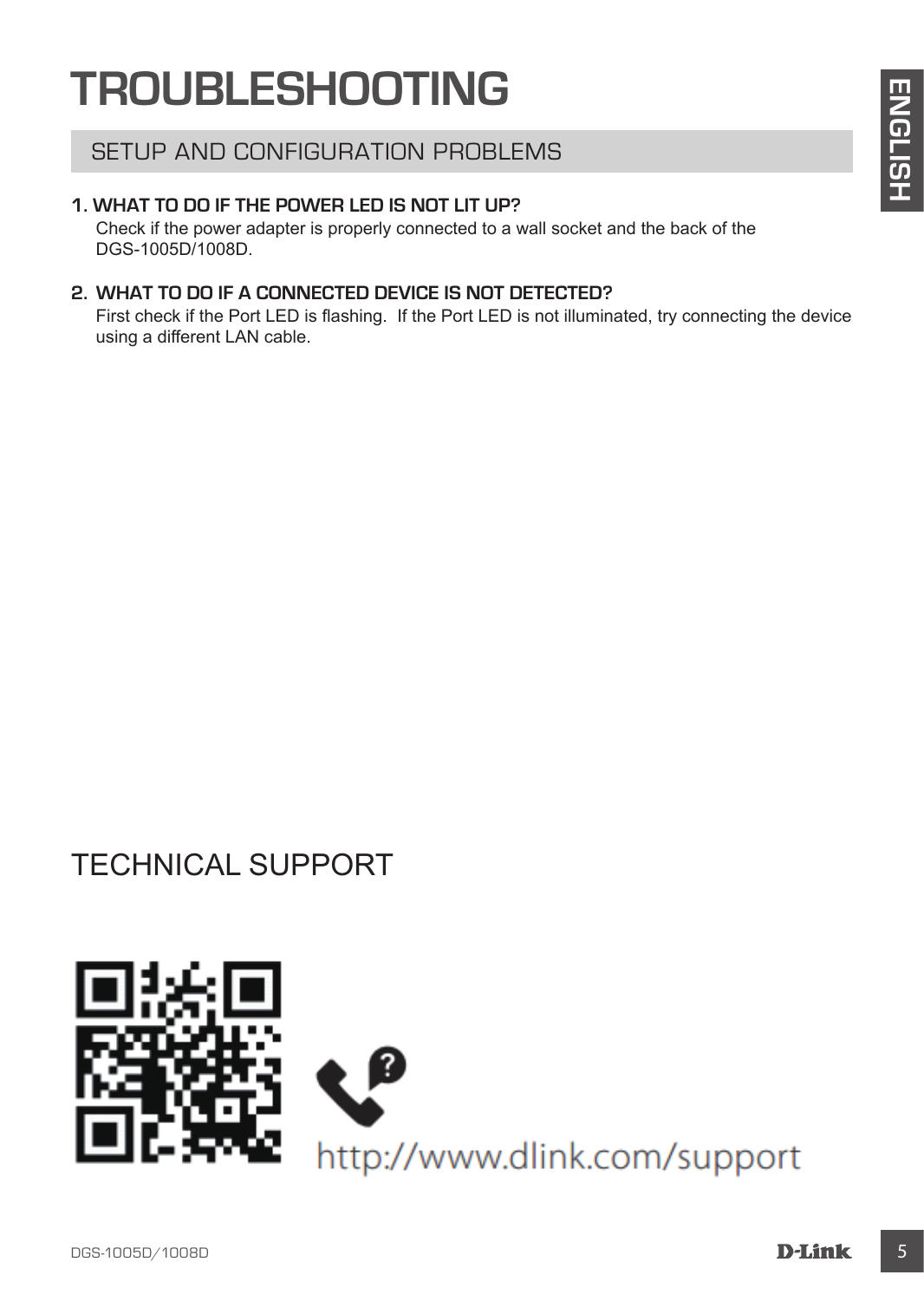# TROUBLESHOOTING

## SETUP AND CONFIGURATION PROBLEMS

**1. WHAT TO DO IF THE POWER LED IS NOT LIT UP?**

Check if the power adapter is properly connected to a wall socket and the back of the DGS-1005D/1008D.

**2. WHAT TO DO IF A CONNECTED DEVICE IS NOT DETECTED?**

First check if the Port LED is flashing. If the Port LED is not illuminated, try connecting the device using a different LAN cable.

## TECHNICAL SUPPORT

http://www.dlink.com/support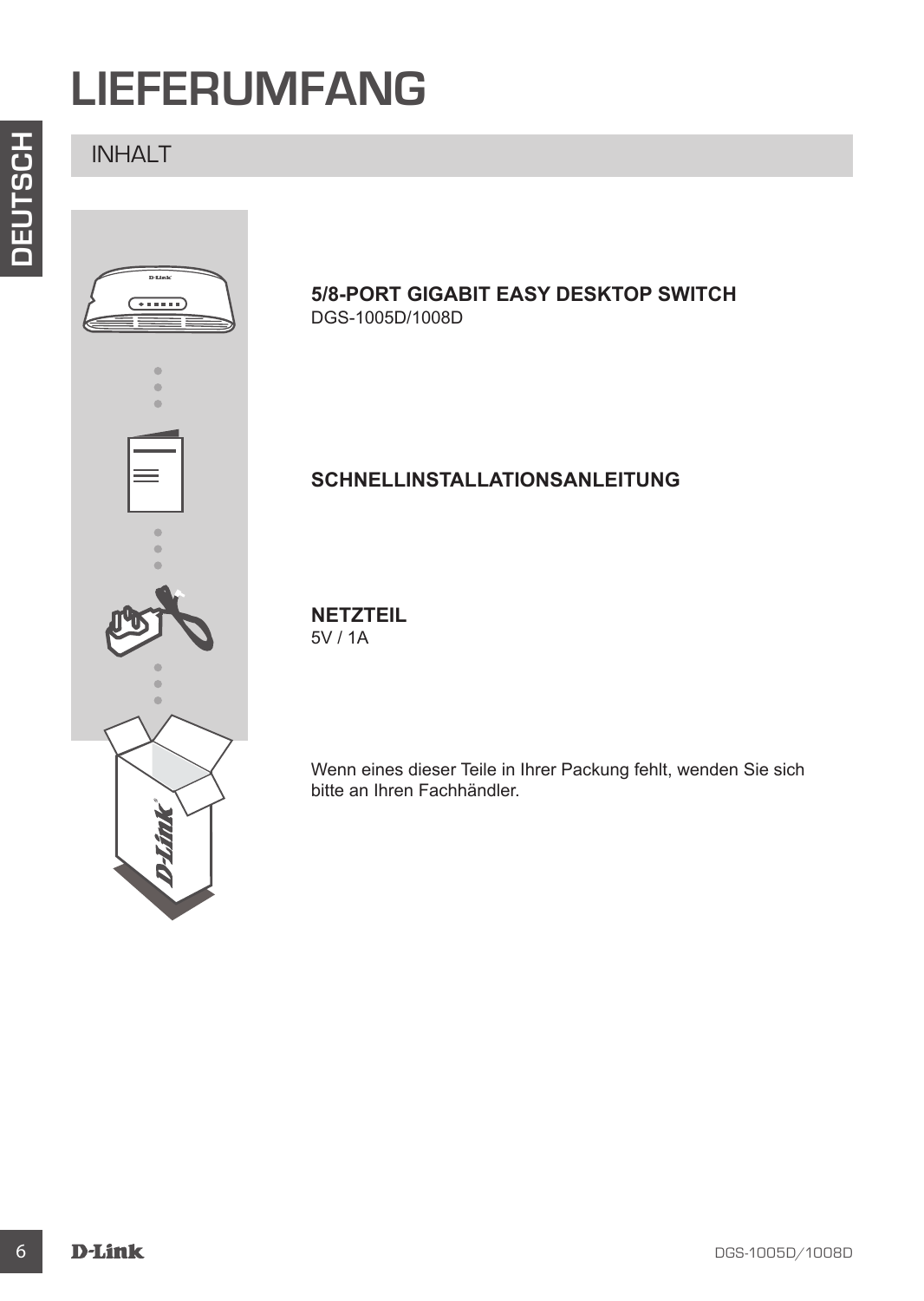# LIEFERUMFANG

## INHALT

**5/8-PORT GIGABIT EASY DESKTOP SWITCH**
DGS-1005D/1008D

**SCHNELLINSTALLATIONSANLEITUNG**

**NETZTEIL**
5V / 1A

Wenn eines dieser Teile in Ihrer Packung fehlt, wenden Sie sich bitte an Ihren Fachhändler.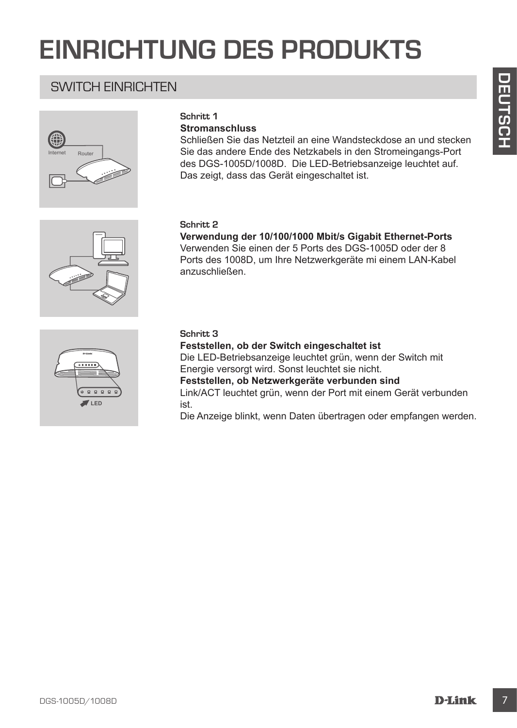# EINRICHTUNG DES PRODUKTS

## SWITCH EINRICHTEN

**Schritt 1**

**Stromanschluss**

Schließen Sie das Netzteil an eine Wandsteckdose an und stecken Sie das andere Ende des Netzkabels in den Stromeingangs-Port des DGS-1005D/1008D. Die LED-Betriebsanzeige leuchtet auf. Das zeigt, dass das Gerät eingeschaltet ist.

**Schritt 2**

**Verwendung der 10/100/1000 Mbit/s Gigabit Ethernet-Ports**

Verwenden Sie einen der 5 Ports des DGS-1005D oder der 8 Ports des 1008D, um Ihre Netzwerkgeräte mi einem LAN-Kabel anzuschließen.

**Schritt 3**

**Feststellen, ob der Switch eingeschaltet ist**

Die LED-Betriebsanzeige leuchtet grün, wenn der Switch mit Energie versorgt wird. Sonst leuchtet sie nicht.

**Feststellen, ob Netzwerkgeräte verbunden sind**

Link/ACT leuchtet grün, wenn der Port mit einem Gerät verbunden ist.

Die Anzeige blinkt, wenn Daten übertragen oder empfangen werden.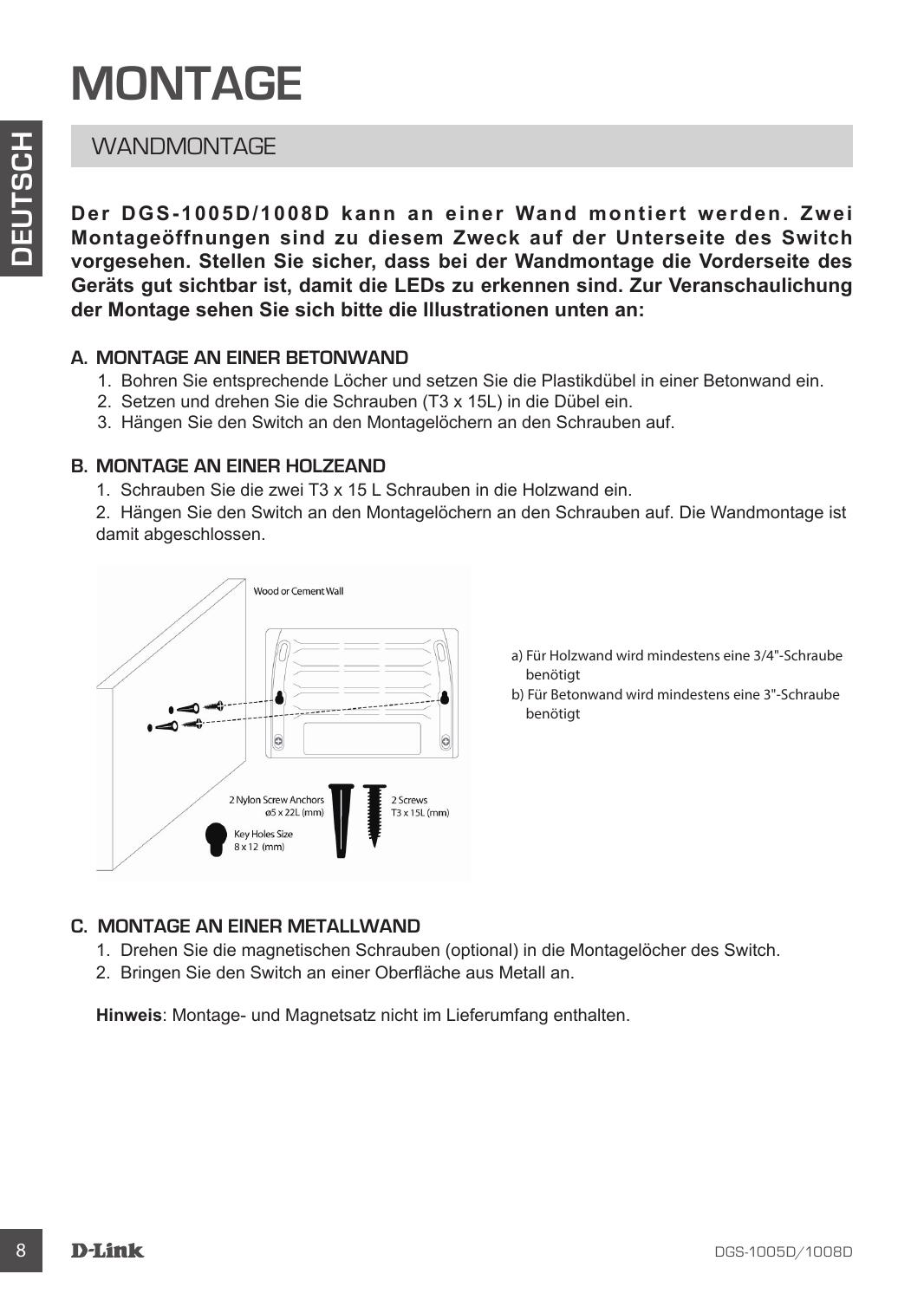# MONTAGE

## WANDMONTAGE

**Der DGS-1005D/1008D kann an einer Wand montiert werden. Zwei Montageöffnungen sind zu diesem Zweck auf der Unterseite des Switch vorgesehen. Stellen Sie sicher, dass bei der Wandmontage die Vorderseite des Geräts gut sichtbar ist, damit die LEDs zu erkennen sind. Zur Veranschaulichung der Montage sehen Sie sich bitte die Illustrationen unten an:**

### A. MONTAGE AN EINER BETONWAND

1. Bohren Sie entsprechende Löcher und setzen Sie die Plastikdübel in einer Betonwand ein.
2. Setzen und drehen Sie die Schrauben (T3 x 15L) in die Dübel ein.
3. Hängen Sie den Switch an den Montagelöchern an den Schrauben auf.

### B. MONTAGE AN EINER HOLZEAND

1. Schrauben Sie die zwei T3 x 15 L Schrauben in die Holzwand ein.
2. Hängen Sie den Switch an den Montagelöchern an den Schrauben auf. Die Wandmontage ist damit abgeschlossen.

Wood or Cement Wall

2 Nylon Screw Anchors ø5 x 22L (mm)

2 Screws T3 x 15L (mm)

Key Holes Size 8 x 12 (mm)

a) Für Holzwand wird mindestens eine 3/4"-Schraube benötigt

b) Für Betonwand wird mindestens eine 3"-Schraube benötigt

### C. MONTAGE AN EINER METALLWAND

1. Drehen Sie die magnetischen Schrauben (optional) in die Montagelöcher des Switch.
2. Bringen Sie den Switch an einer Oberfläche aus Metall an.

**Hinweis**: Montage- und Magnetsatz nicht im Lieferumfang enthalten.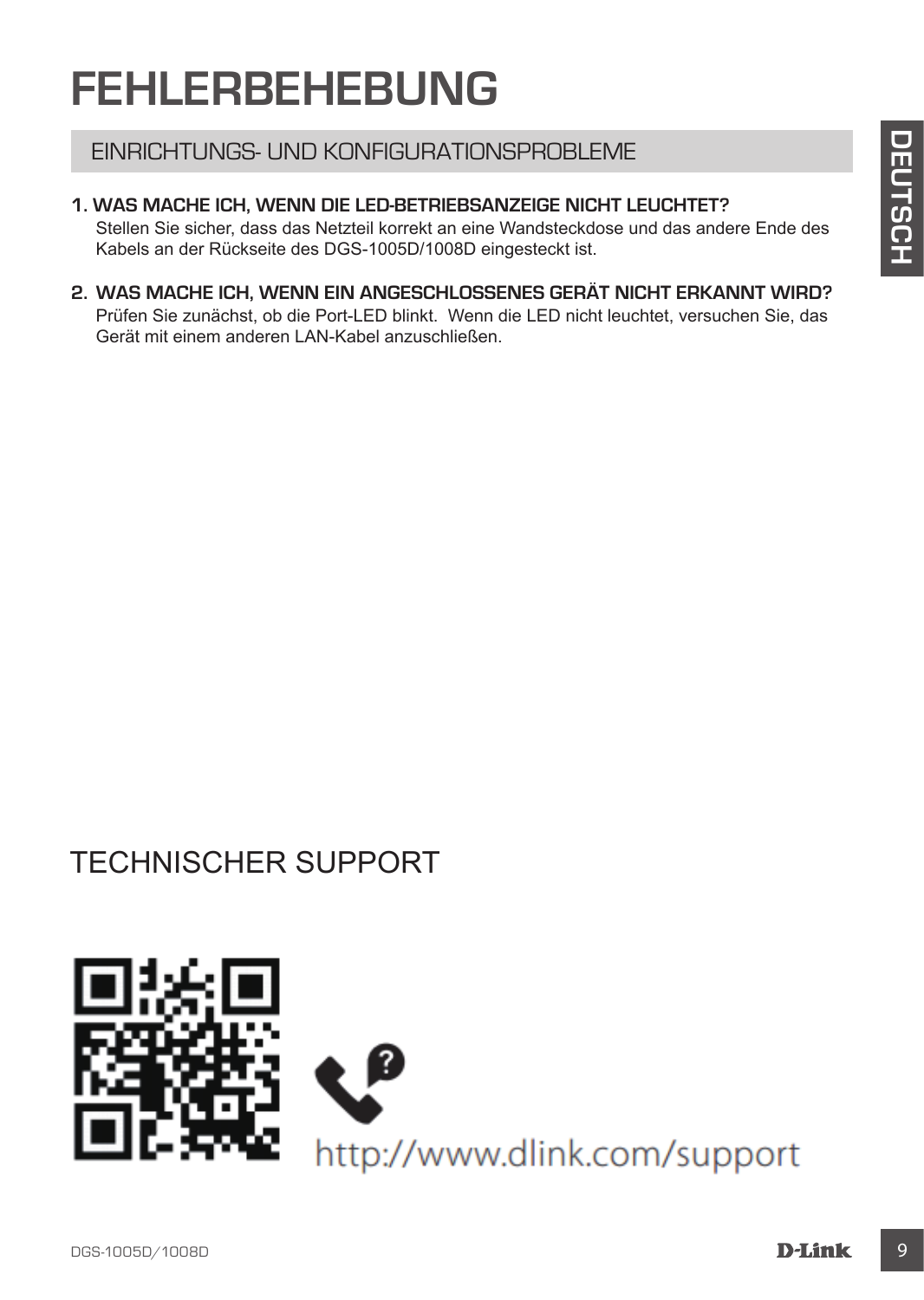# FEHLERBEHEBUNG

## EINRICHTUNGS- UND KONFIGURATIONSPROBLEME

**1. WAS MACHE ICH, WENN DIE LED-BETRIEBSANZEIGE NICHT LEUCHTET?**

Stellen Sie sicher, dass das Netzteil korrekt an eine Wandsteckdose und das andere Ende des Kabels an der Rückseite des DGS-1005D/1008D eingesteckt ist.

**2. WAS MACHE ICH, WENN EIN ANGESCHLOSSENES GERÄT NICHT ERKANNT WIRD?**

Prüfen Sie zunächst, ob die Port-LED blinkt.  Wenn die LED nicht leuchtet, versuchen Sie, das Gerät mit einem anderen LAN-Kabel anzuschließen.

## TECHNISCHER SUPPORT

http://www.dlink.com/support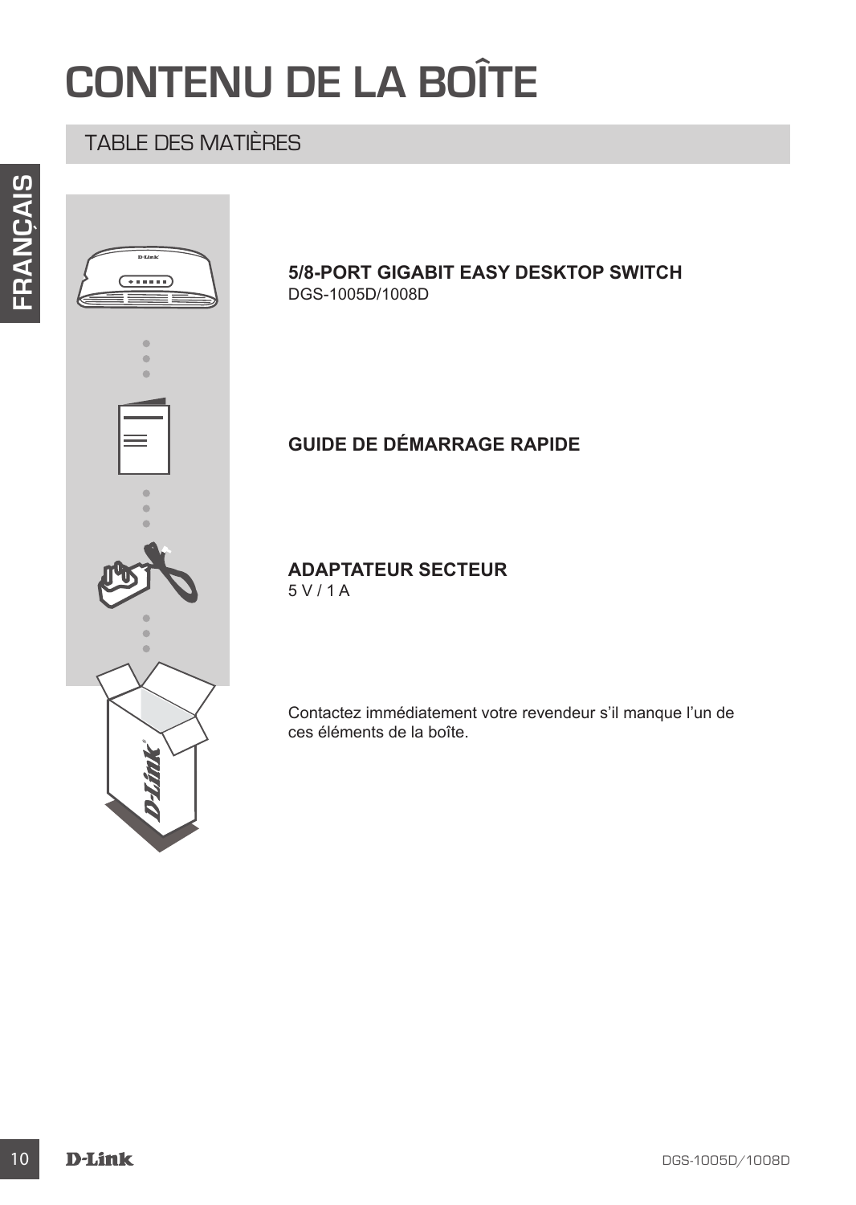# CONTENU DE LA BOÎTE

## TABLE DES MATIÈRES

**5/8-PORT GIGABIT EASY DESKTOP SWITCH**
DGS-1005D/1008D

**GUIDE DE DÉMARRAGE RAPIDE**

**ADAPTATEUR SECTEUR**
5 V / 1 A

Contactez immédiatement votre revendeur s'il manque l'un de ces éléments de la boîte.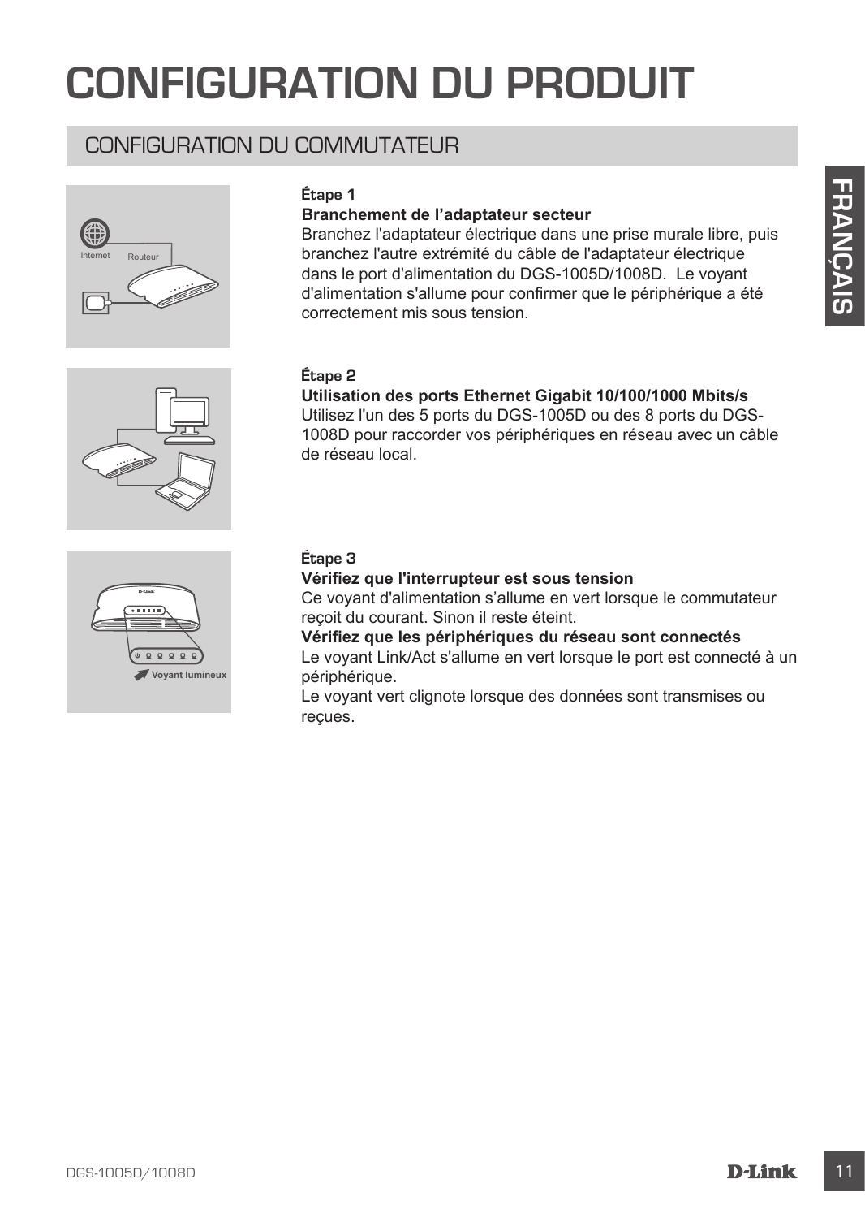# CONFIGURATION DU PRODUIT

## CONFIGURATION DU COMMUTATEUR

**Étape 1**

**Branchement de l'adaptateur secteur**

Branchez l'adaptateur électrique dans une prise murale libre, puis branchez l'autre extrémité du câble de l'adaptateur électrique dans le port d'alimentation du DGS-1005D/1008D. Le voyant d'alimentation s'allume pour confirmer que le périphérique a été correctement mis sous tension.

**Étape 2**

**Utilisation des ports Ethernet Gigabit 10/100/1000 Mbits/s**

Utilisez l'un des 5 ports du DGS-1005D ou des 8 ports du DGS-1008D pour raccorder vos périphériques en réseau avec un câble de réseau local.

**Étape 3**

**Vérifiez que l'interrupteur est sous tension**

Ce voyant d'alimentation s'allume en vert lorsque le commutateur reçoit du courant. Sinon il reste éteint.

**Vérifiez que les périphériques du réseau sont connectés**

Le voyant Link/Act s'allume en vert lorsque le port est connecté à un périphérique.

Le voyant vert clignote lorsque des données sont transmises ou reçues.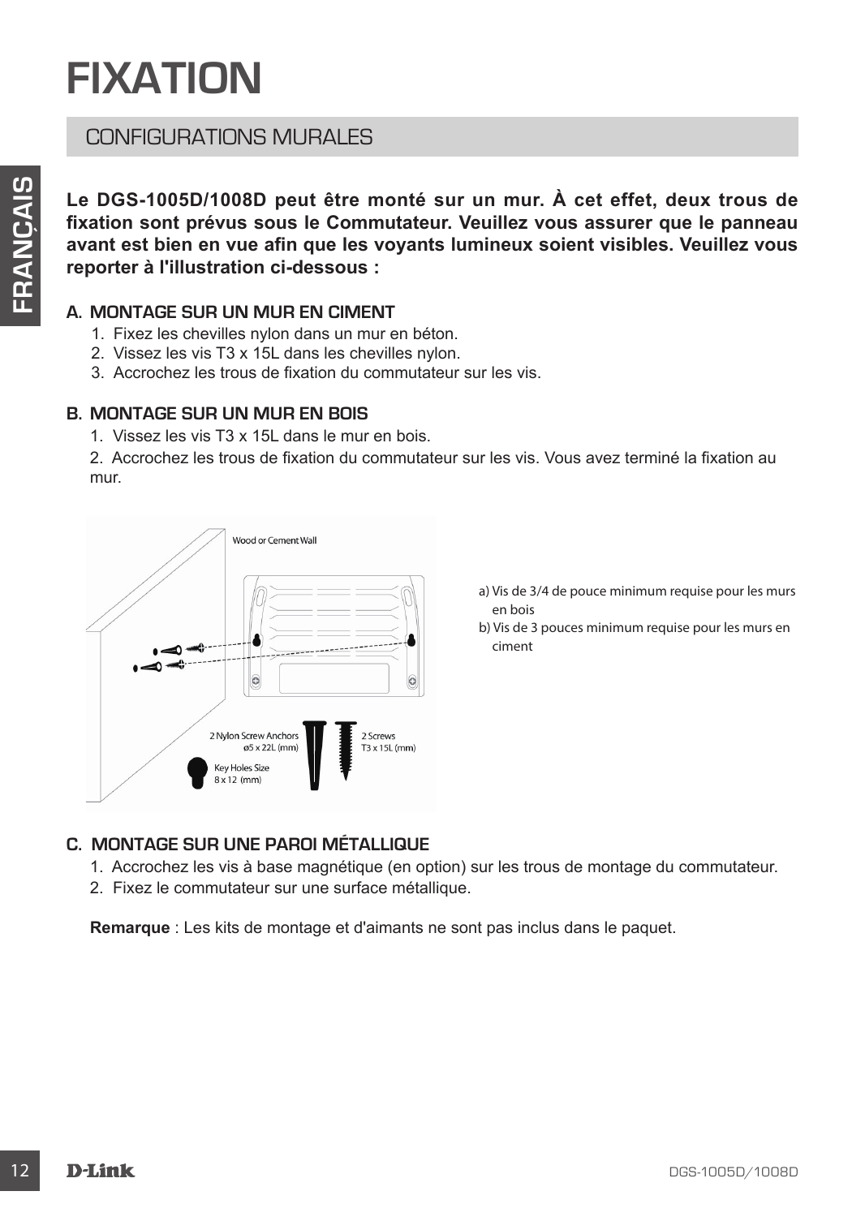# FIXATION

## CONFIGURATIONS MURALES

**Le DGS-1005D/1008D peut être monté sur un mur. À cet effet, deux trous de fixation sont prévus sous le Commutateur. Veuillez vous assurer que le panneau avant est bien en vue afin que les voyants lumineux soient visibles. Veuillez vous reporter à l'illustration ci-dessous :**

### A. MONTAGE SUR UN MUR EN CIMENT

1. Fixez les chevilles nylon dans un mur en béton.
2. Vissez les vis T3 x 15L dans les chevilles nylon.
3. Accrochez les trous de fixation du commutateur sur les vis.

### B. MONTAGE SUR UN MUR EN BOIS

1. Vissez les vis T3 x 15L dans le mur en bois.
2. Accrochez les trous de fixation du commutateur sur les vis. Vous avez terminé la fixation au mur.

Wood or Cement Wall

2 Nylon Screw Anchors ø5 x 22L (mm)

2 Screws T3 x 15L (mm)

Key Holes Size 8 x 12 (mm)

a) Vis de 3/4 de pouce minimum requise pour les murs en bois

b) Vis de 3 pouces minimum requise pour les murs en ciment

### C. MONTAGE SUR UNE PAROI MÉTALLIQUE

1. Accrochez les vis à base magnétique (en option) sur les trous de montage du commutateur.
2. Fixez le commutateur sur une surface métallique.

**Remarque** : Les kits de montage et d'aimants ne sont pas inclus dans le paquet.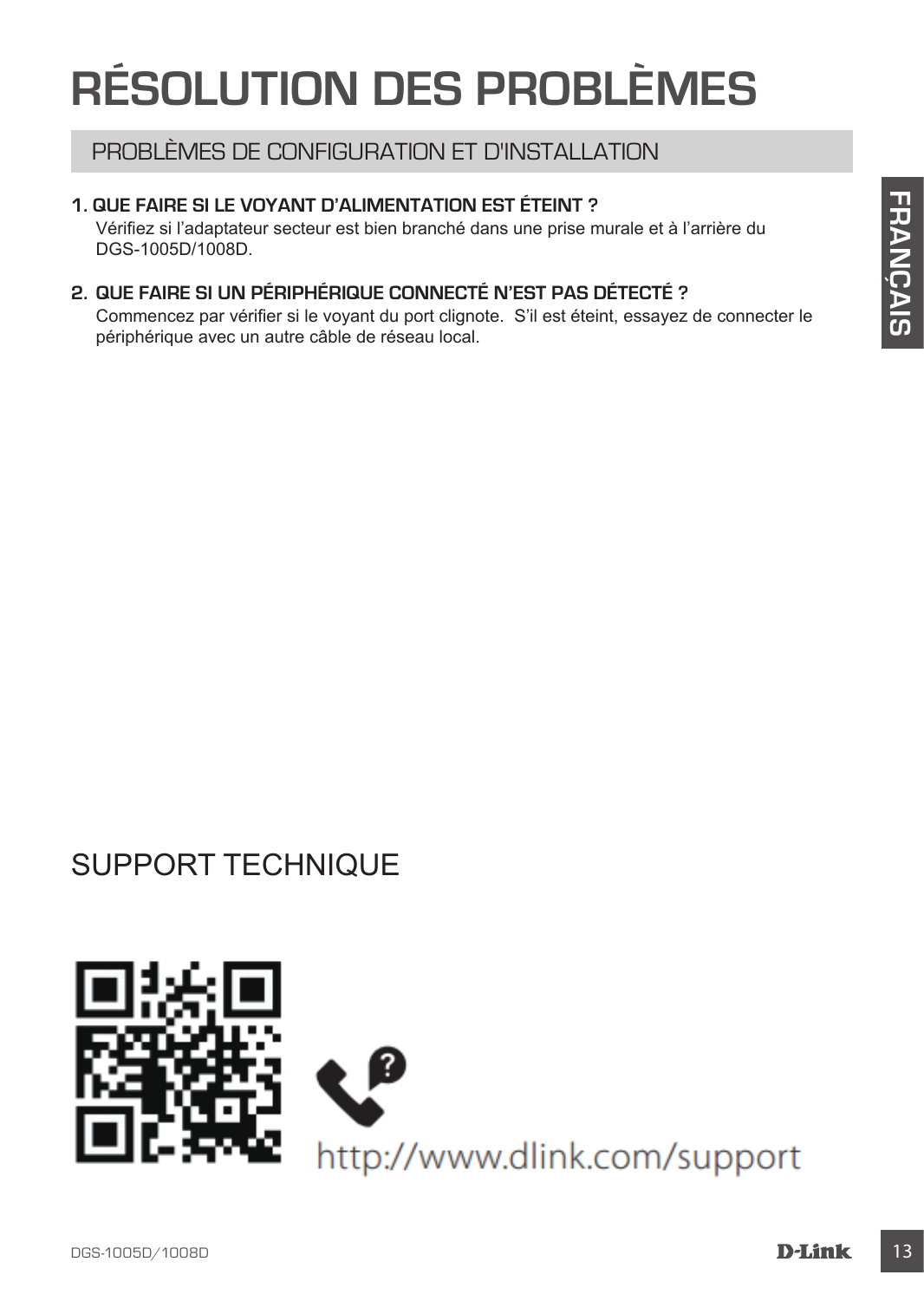# RÉSOLUTION DES PROBLÈMES

## PROBLÈMES DE CONFIGURATION ET D'INSTALLATION

1. **QUE FAIRE SI LE VOYANT D'ALIMENTATION EST ÉTEINT ?**
   Vérifiez si l'adaptateur secteur est bien branché dans une prise murale et à l'arrière du DGS-1005D/1008D.

2. **QUE FAIRE SI UN PÉRIPHÉRIQUE CONNECTÉ N'EST PAS DÉTECTÉ ?**
   Commencez par vérifier si le voyant du port clignote. S'il est éteint, essayez de connecter le périphérique avec un autre câble de réseau local.

## SUPPORT TECHNIQUE

http://www.dlink.com/support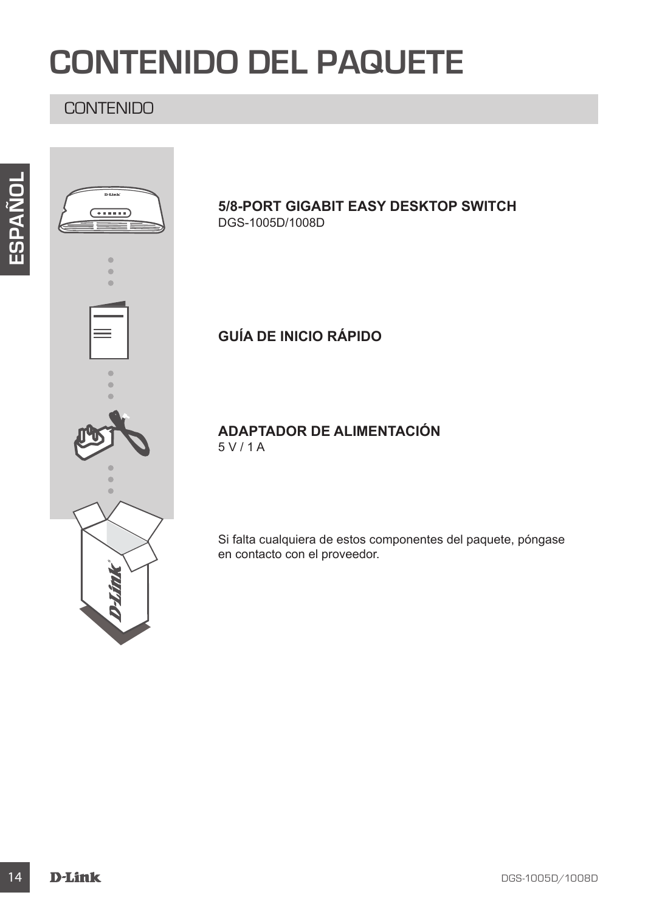# CONTENIDO DEL PAQUETE

## CONTENIDO

**5/8-PORT GIGABIT EASY DESKTOP SWITCH**
DGS-1005D/1008D

**GUÍA DE INICIO RÁPIDO**

**ADAPTADOR DE ALIMENTACIÓN**
5 V / 1 A

Si falta cualquiera de estos componentes del paquete, póngase en contacto con el proveedor.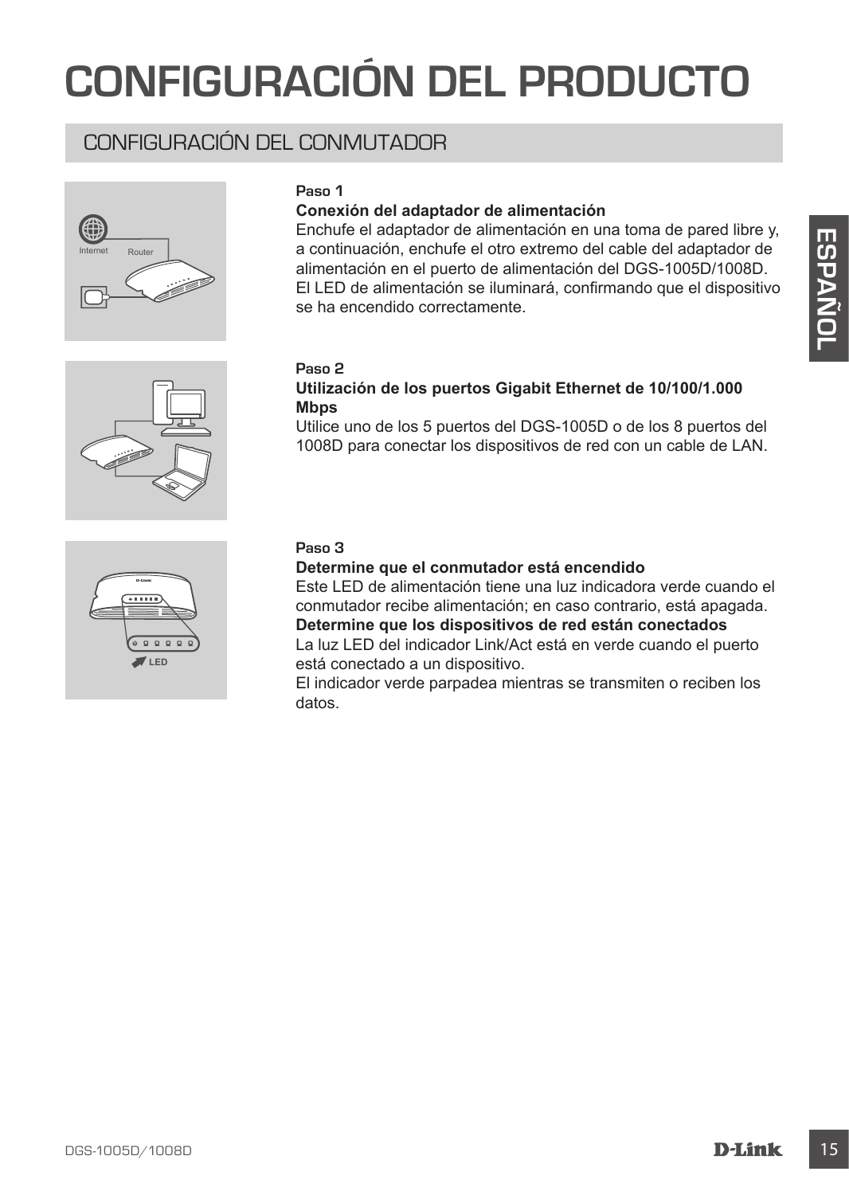# CONFIGURACIÓN DEL PRODUCTO

## CONFIGURACIÓN DEL CONMUTADOR

**Paso 1**

**Conexión del adaptador de alimentación**

Enchufe el adaptador de alimentación en una toma de pared libre y, a continuación, enchufe el otro extremo del cable del adaptador de alimentación en el puerto de alimentación del DGS-1005D/1008D. El LED de alimentación se iluminará, confirmando que el dispositivo se ha encendido correctamente.

**Paso 2**

**Utilización de los puertos Gigabit Ethernet de 10/100/1.000 Mbps**

Utilice uno de los 5 puertos del DGS-1005D o de los 8 puertos del 1008D para conectar los dispositivos de red con un cable de LAN.

**Paso 3**

**Determine que el conmutador está encendido**

Este LED de alimentación tiene una luz indicadora verde cuando el conmutador recibe alimentación; en caso contrario, está apagada.

**Determine que los dispositivos de red están conectados**

La luz LED del indicador Link/Act está en verde cuando el puerto está conectado a un dispositivo.

El indicador verde parpadea mientras se transmiten o reciben los datos.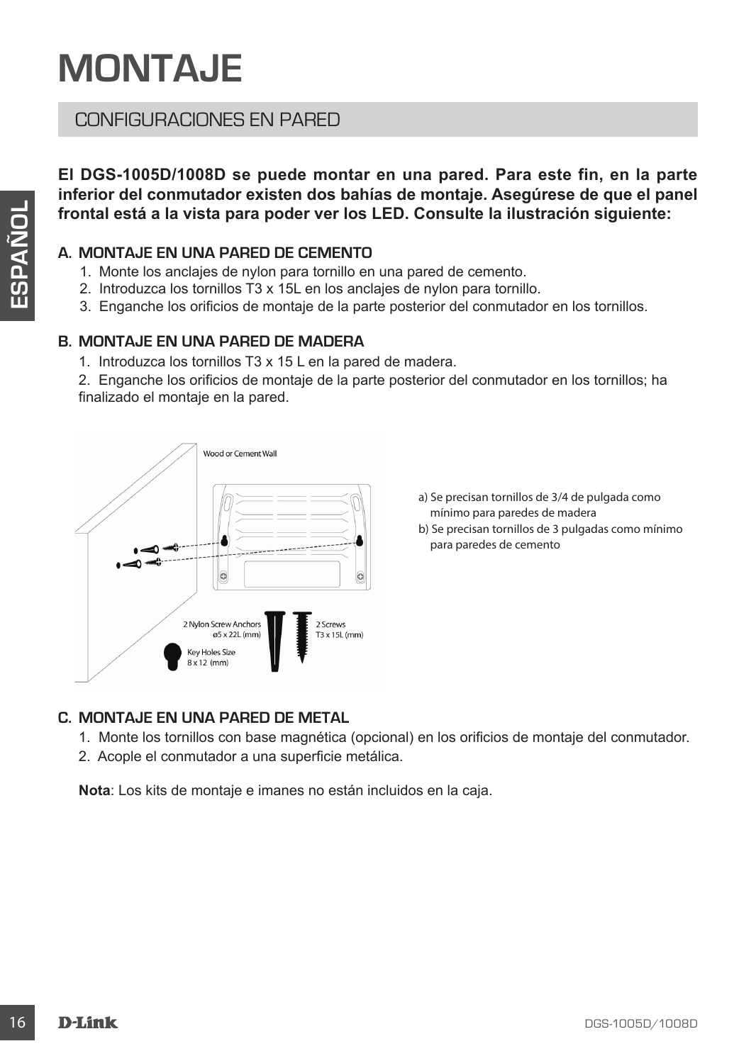# MONTAJE

## CONFIGURACIONES EN PARED

**El DGS-1005D/1008D se puede montar en una pared. Para este fin, en la parte inferior del conmutador existen dos bahías de montaje. Asegúrese de que el panel frontal está a la vista para poder ver los LED. Consulte la ilustración siguiente:**

### A. MONTAJE EN UNA PARED DE CEMENTO

1. Monte los anclajes de nylon para tornillo en una pared de cemento.
2. Introduzca los tornillos T3 x 15L en los anclajes de nylon para tornillo.
3. Enganche los orificios de montaje de la parte posterior del conmutador en los tornillos.

### B. MONTAJE EN UNA PARED DE MADERA

1. Introduzca los tornillos T3 x 15 L en la pared de madera.
2. Enganche los orificios de montaje de la parte posterior del conmutador en los tornillos; ha finalizado el montaje en la pared.

Wood or Cement Wall

2 Nylon Screw Anchors ø5 x 22L (mm)

2 Screws T3 x 15L (mm)

Key Holes Size 8 x 12 (mm)

a) Se precisan tornillos de 3/4 de pulgada como mínimo para paredes de madera
b) Se precisan tornillos de 3 pulgadas como mínimo para paredes de cemento

### C. MONTAJE EN UNA PARED DE METAL

1. Monte los tornillos con base magnética (opcional) en los orificios de montaje del conmutador.
2. Acople el conmutador a una superficie metálica.

**Nota**: Los kits de montaje e imanes no están incluidos en la caja.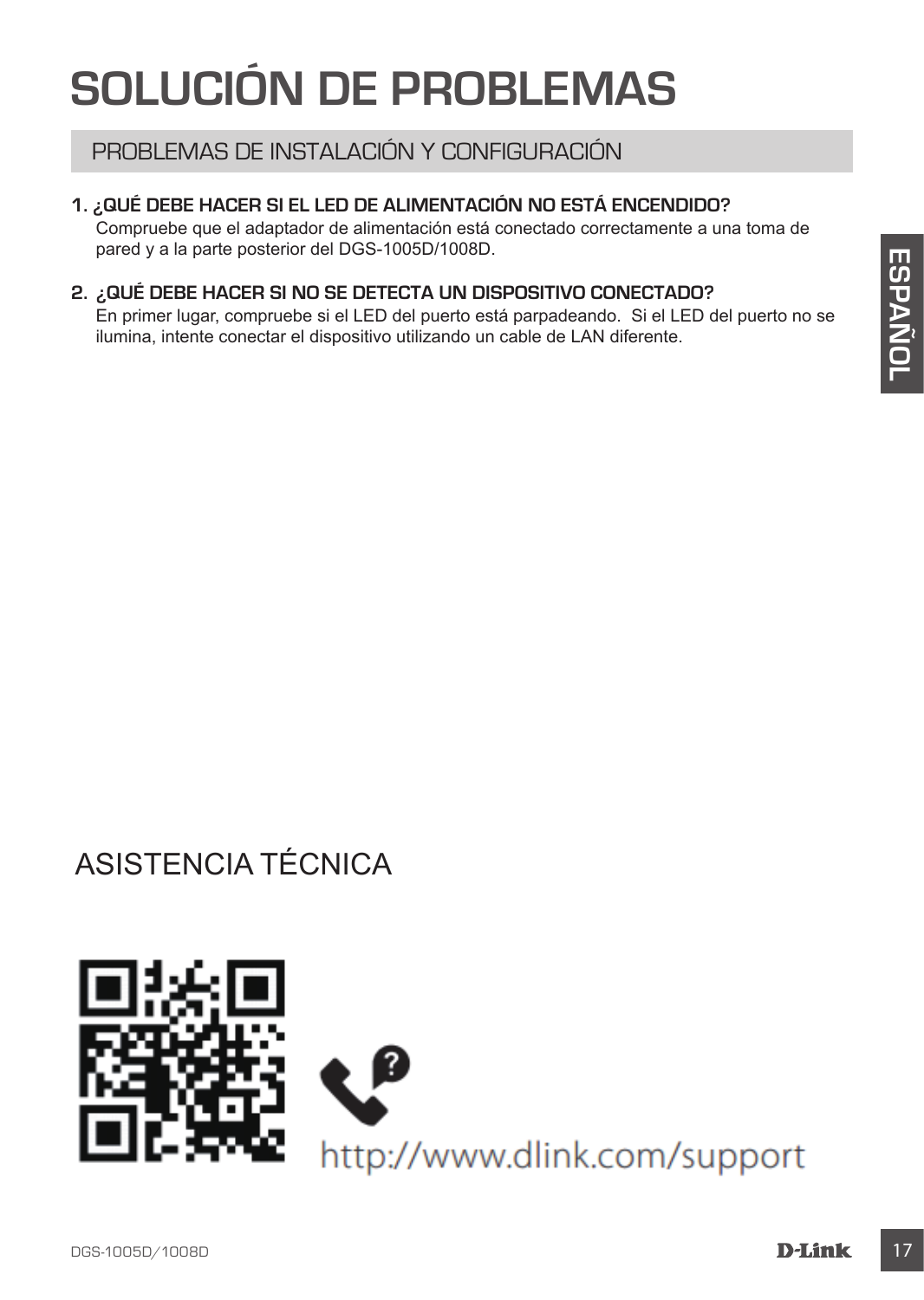# SOLUCIÓN DE PROBLEMAS

## PROBLEMAS DE INSTALACIÓN Y CONFIGURACIÓN

1. **¿QUÉ DEBE HACER SI EL LED DE ALIMENTACIÓN NO ESTÁ ENCENDIDO?**
   Compruebe que el adaptador de alimentación está conectado correctamente a una toma de pared y a la parte posterior del DGS-1005D/1008D.

2. **¿QUÉ DEBE HACER SI NO SE DETECTA UN DISPOSITIVO CONECTADO?**
   En primer lugar, compruebe si el LED del puerto está parpadeando. Si el LED del puerto no se ilumina, intente conectar el dispositivo utilizando un cable de LAN diferente.

## ASISTENCIA TÉCNICA

http://www.dlink.com/support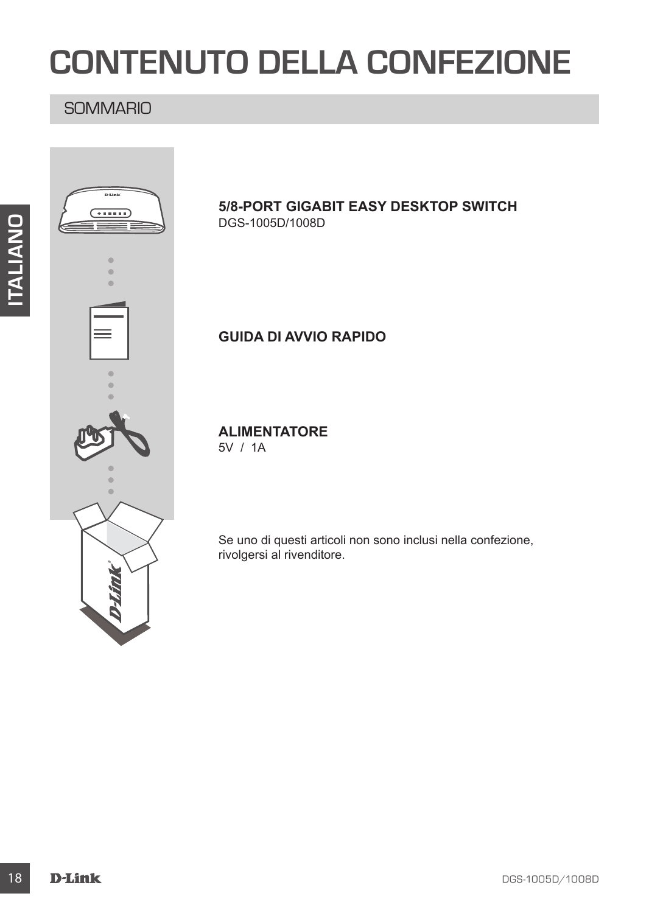# CONTENUTO DELLA CONFEZIONE

## SOMMARIO

**5/8-PORT GIGABIT EASY DESKTOP SWITCH**
DGS-1005D/1008D

**GUIDA DI AVVIO RAPIDO**

**ALIMENTATORE**
5V / 1A

Se uno di questi articoli non sono inclusi nella confezione, rivolgersi al rivenditore.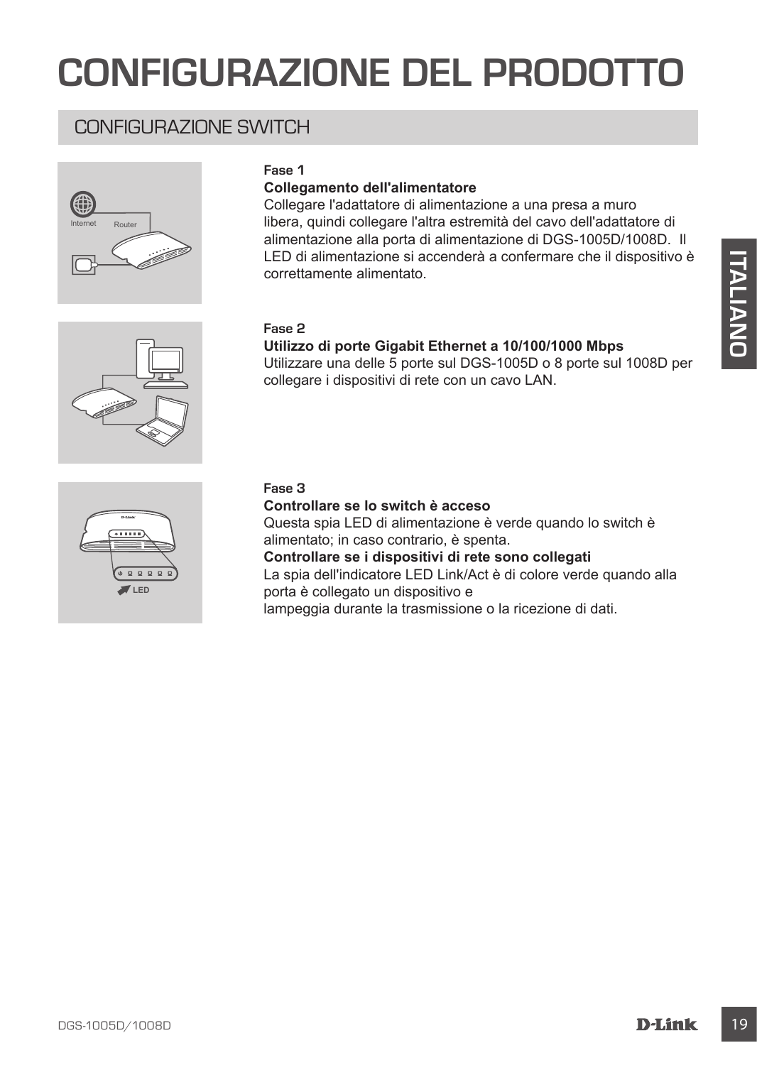# CONFIGURAZIONE DEL PRODOTTO

## CONFIGURAZIONE SWITCH

**Fase 1**

**Collegamento dell'alimentatore**

Collegare l'adattatore di alimentazione a una presa a muro libera, quindi collegare l'altra estremità del cavo dell'adattatore di alimentazione alla porta di alimentazione di DGS-1005D/1008D. Il LED di alimentazione si accenderà a confermare che il dispositivo è correttamente alimentato.

**Fase 2**

**Utilizzo di porte Gigabit Ethernet a 10/100/1000 Mbps**

Utilizzare una delle 5 porte sul DGS-1005D o 8 porte sul 1008D per collegare i dispositivi di rete con un cavo LAN.

**Fase 3**

**Controllare se lo switch è acceso**

Questa spia LED di alimentazione è verde quando lo switch è alimentato; in caso contrario, è spenta.

**Controllare se i dispositivi di rete sono collegati**

La spia dell'indicatore LED Link/Act è di colore verde quando alla porta è collegato un dispositivo e lampeggia durante la trasmissione o la ricezione di dati.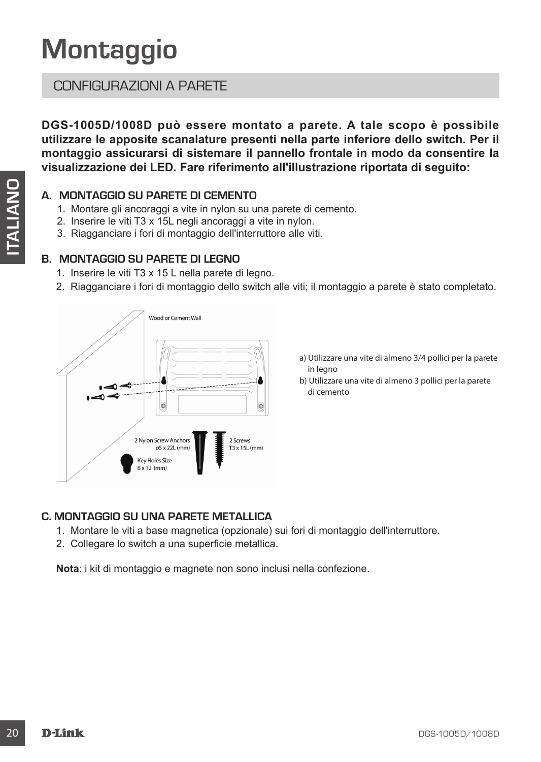# Montaggio

## CONFIGURAZIONI A PARETE

**DGS-1005D/1008D può essere montato a parete. A tale scopo è possibile utilizzare le apposite scanalature presenti nella parte inferiore dello switch. Per il montaggio assicurarsi di sistemare il pannello frontale in modo da consentire la visualizzazione dei LED. Fare riferimento all'illustrazione riportata di seguito:**

### A. MONTAGGIO SU PARETE DI CEMENTO

1. Montare gli ancoraggi a vite in nylon su una parete di cemento.
2. Inserire le viti T3 x 15L negli ancoraggi a vite in nylon.
3. Riagganciare i fori di montaggio dell'interruttore alle viti.

### B. MONTAGGIO SU PARETE DI LEGNO

1. Inserire le viti T3 x 15 L nella parete di legno.
2. Riagganciare i fori di montaggio dello switch alle viti; il montaggio a parete è stato completato.

Wood or Cement Wall

2 Nylon Screw Anchors ø5 x 22L (mm)

2 Screws T3 x 15L (mm)

Key Holes Size 8 x 12 (mm)

a) Utilizzare una vite di almeno 3/4 pollici per la parete in legno
b) Utilizzare una vite di almeno 3 pollici per la parete di cemento

### C. MONTAGGIO SU UNA PARETE METALLICA

1. Montare le viti a base magnetica (opzionale) sui fori di montaggio dell'interruttore.
2. Collegare lo switch a una superficie metallica.

**Nota**: i kit di montaggio e magnete non sono inclusi nella confezione.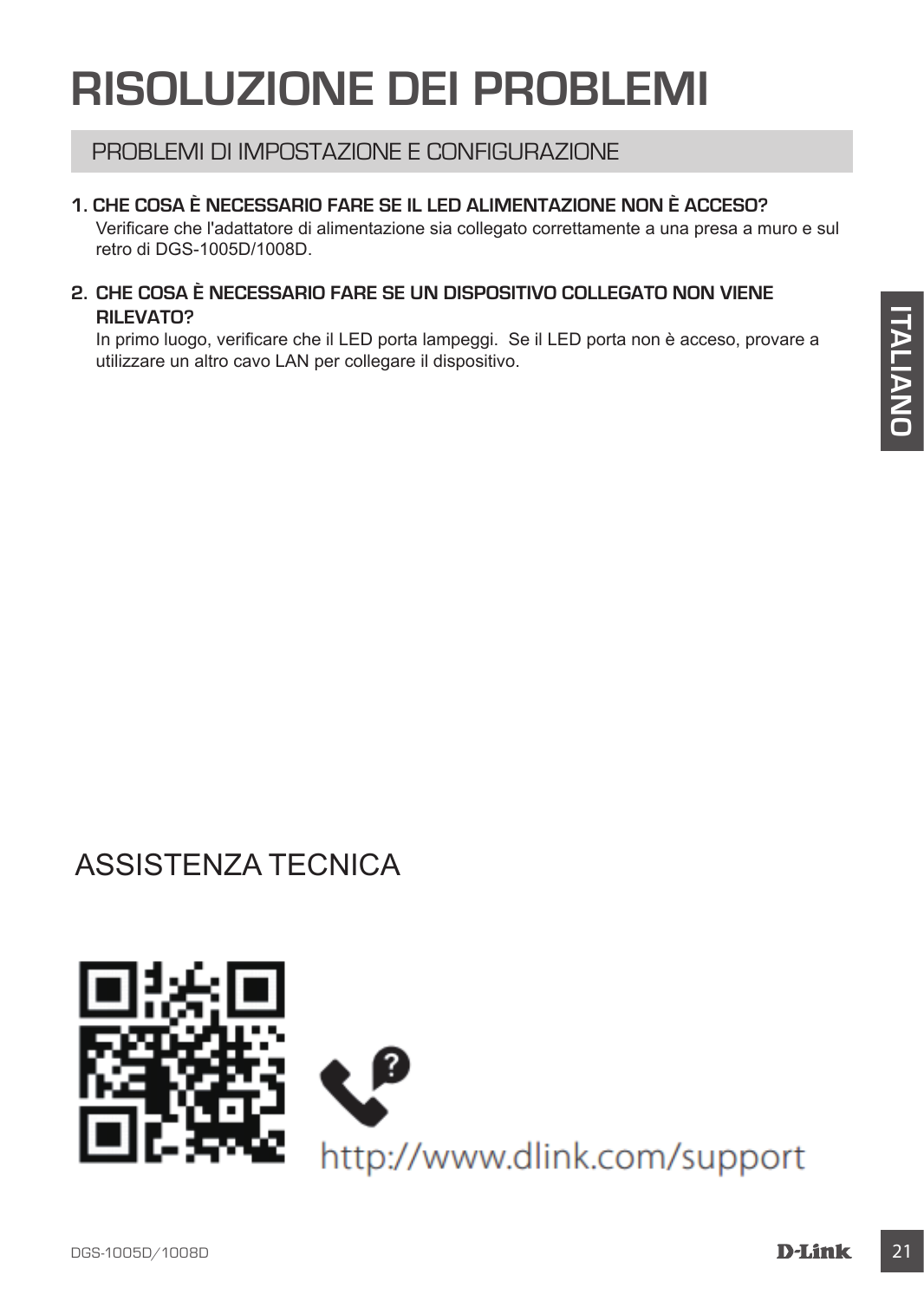# RISOLUZIONE DEI PROBLEMI

## PROBLEMI DI IMPOSTAZIONE E CONFIGURAZIONE

1. **CHE COSA È NECESSARIO FARE SE IL LED ALIMENTAZIONE NON È ACCESO?**
   Verificare che l'adattatore di alimentazione sia collegato correttamente a una presa a muro e sul retro di DGS-1005D/1008D.

2. **CHE COSA È NECESSARIO FARE SE UN DISPOSITIVO COLLEGATO NON VIENE RILEVATO?**
   In primo luogo, verificare che il LED porta lampeggi. Se il LED porta non è acceso, provare a utilizzare un altro cavo LAN per collegare il dispositivo.

## ASSISTENZA TECNICA

http://www.dlink.com/support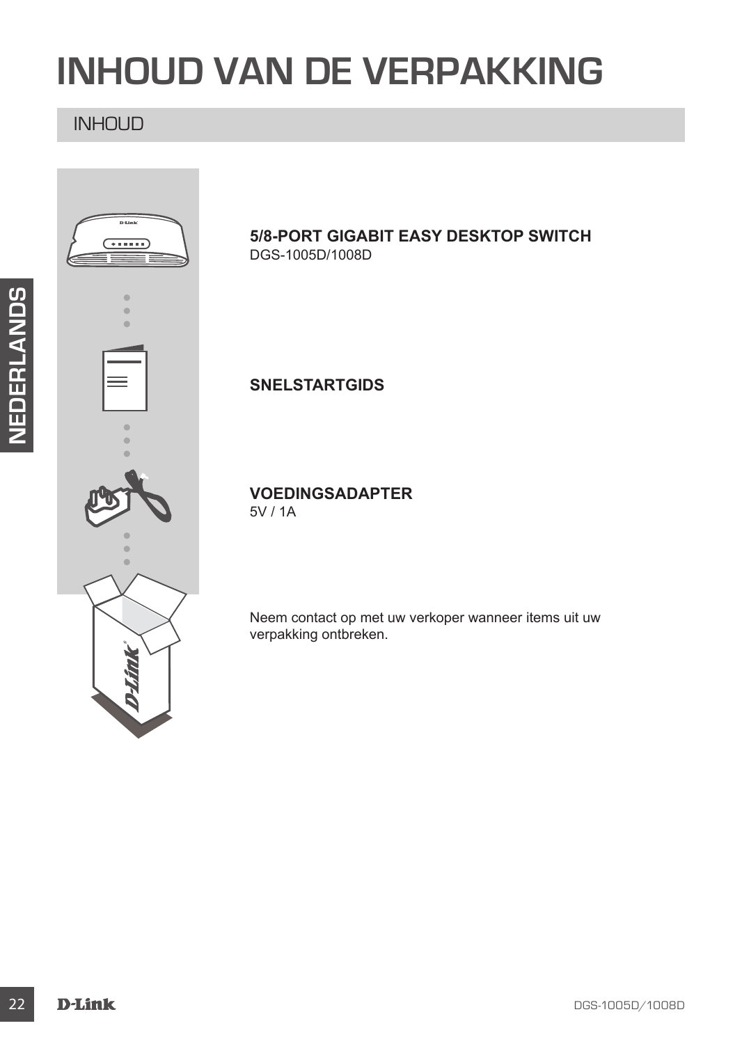# INHOUD VAN DE VERPAKKING

## INHOUD

**5/8-PORT GIGABIT EASY DESKTOP SWITCH**
DGS-1005D/1008D

**SNELSTARTGIDS**

**VOEDINGSADAPTER**
5V / 1A

Neem contact op met uw verkoper wanneer items uit uw verpakking ontbreken.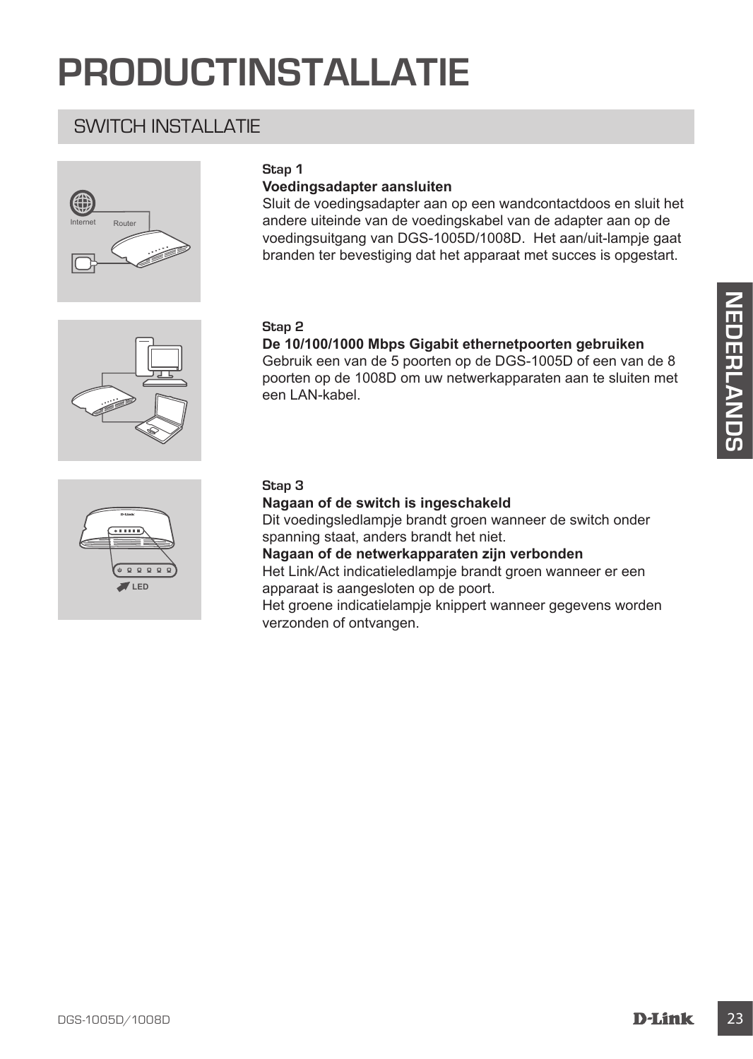# PRODUCTINSTALLATIE

## SWITCH INSTALLATIE

**Stap 1**

**Voedingsadapter aansluiten**

Sluit de voedingsadapter aan op een wandcontactdoos en sluit het andere uiteinde van de voedingskabel van de adapter aan op de voedingsuitgang van DGS-1005D/1008D. Het aan/uit-lampje gaat branden ter bevestiging dat het apparaat met succes is opgestart.

**Stap 2**

**De 10/100/1000 Mbps Gigabit ethernetpoorten gebruiken**

Gebruik een van de 5 poorten op de DGS-1005D of een van de 8 poorten op de 1008D om uw netwerkapparaten aan te sluiten met een LAN-kabel.

**Stap 3**

**Nagaan of de switch is ingeschakeld**

Dit voedingsledlampje brandt groen wanneer de switch onder spanning staat, anders brandt het niet.

**Nagaan of de netwerkapparaten zijn verbonden**

Het Link/Act indicatieledlampje brandt groen wanneer er een apparaat is aangesloten op de poort.

Het groene indicatielampje knippert wanneer gegevens worden verzonden of ontvangen.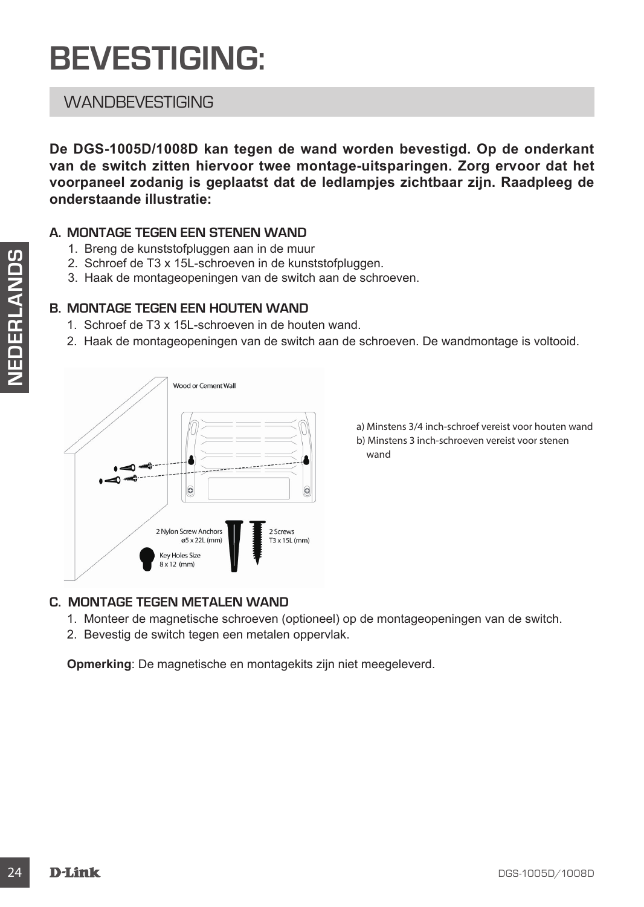# BEVESTIGING:

## WANDBEVESTIGING

**De DGS-1005D/1008D kan tegen de wand worden bevestigd. Op de onderkant van de switch zitten hiervoor twee montage-uitsparingen. Zorg ervoor dat het voorpaneel zodanig is geplaatst dat de ledlampjes zichtbaar zijn. Raadpleeg de onderstaande illustratie:**

### A. MONTAGE TEGEN EEN STENEN WAND

1. Breng de kunststofpluggen aan in de muur
2. Schroef de T3 x 15L-schroeven in de kunststofpluggen.
3. Haak de montageopeningen van de switch aan de schroeven.

### B. MONTAGE TEGEN EEN HOUTEN WAND

1. Schroef de T3 x 15L-schroeven in de houten wand.
2. Haak de montageopeningen van de switch aan de schroeven. De wandmontage is voltooid.

Wood or Cement Wall

2 Nylon Screw Anchors ø5 x 22L (mm)

2 Screws T3 x 15L (mm)

Key Holes Size 8 x 12 (mm)

a) Minstens 3/4 inch-schroef vereist voor houten wand
b) Minstens 3 inch-schroeven vereist voor stenen wand

### C. MONTAGE TEGEN METALEN WAND

1. Monteer de magnetische schroeven (optioneel) op de montageopeningen van de switch.
2. Bevestig de switch tegen een metalen oppervlak.

**Opmerking**: De magnetische en montagekits zijn niet meegeleverd.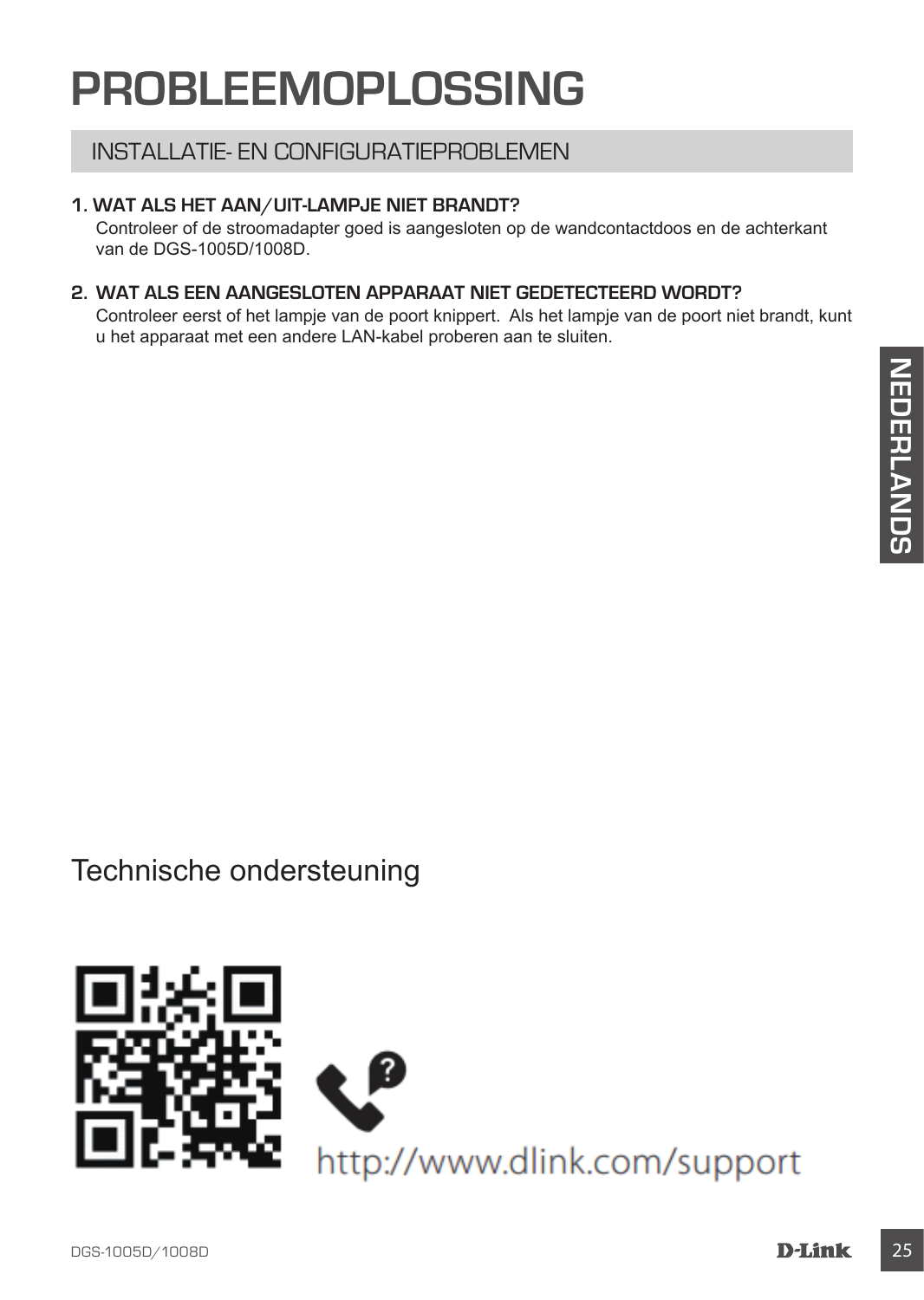# PROBLEEMOPLOSSING

## INSTALLATIE- EN CONFIGURATIEPROBLEMEN

**1. WAT ALS HET AAN/UIT-LAMPJE NIET BRANDT?**

Controleer of de stroomadapter goed is aangesloten op de wandcontactdoos en de achterkant van de DGS-1005D/1008D.

**2. WAT ALS EEN AANGESLOTEN APPARAAT NIET GEDETECTEERD WORDT?**

Controleer eerst of het lampje van de poort knippert. Als het lampje van de poort niet brandt, kunt u het apparaat met een andere LAN-kabel proberen aan te sluiten.

## Technische ondersteuning

http://www.dlink.com/support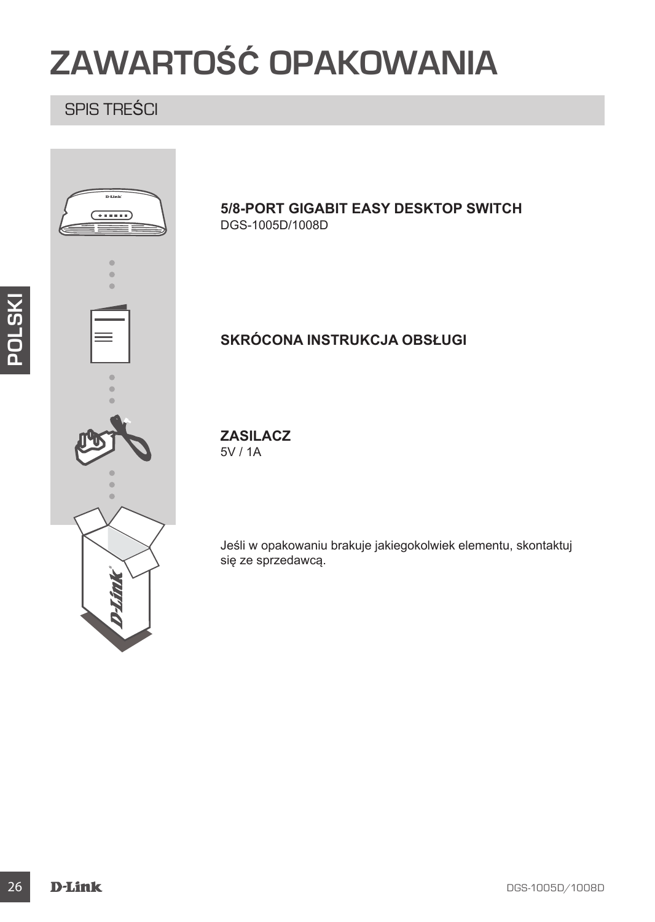# ZAWARTOŚĆ OPAKOWANIA

## SPIS TREŚCI

**5/8-PORT GIGABIT EASY DESKTOP SWITCH**
DGS-1005D/1008D

**SKRÓCONA INSTRUKCJA OBSŁUGI**

**ZASILACZ**
5V / 1A

Jeśli w opakowaniu brakuje jakiegokolwiek elementu, skontaktuj się ze sprzedawcą.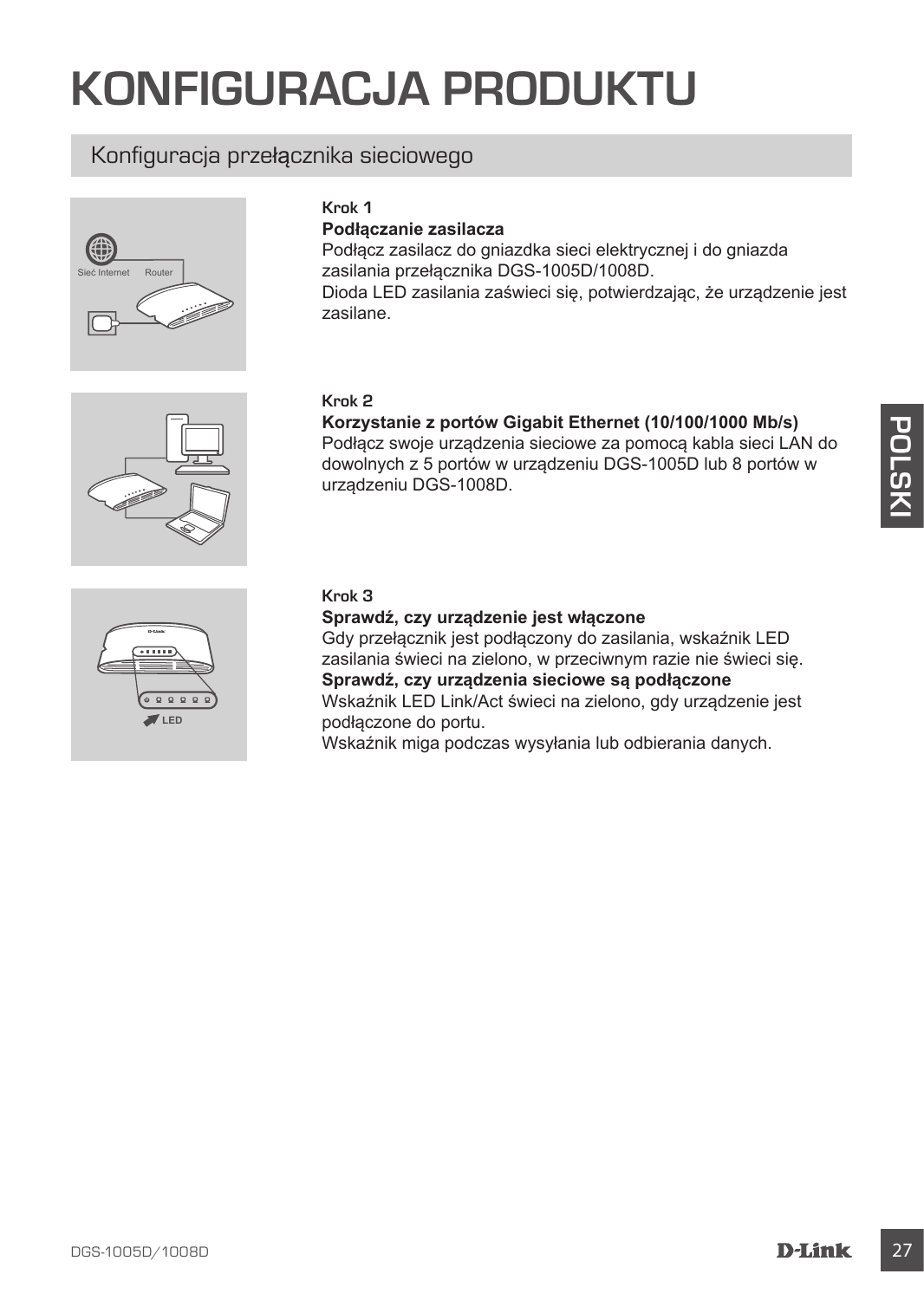# KONFIGURACJA PRODUKTU

## Konfiguracja przełącznika sieciowego

**Krok 1**

**Podłączanie zasilacza**

Podłącz zasilacz do gniazdka sieci elektrycznej i do gniazda zasilania przełącznika DGS-1005D/1008D.
Dioda LED zasilania zaświeci się, potwierdzając, że urządzenie jest zasilane.

**Krok 2**

**Korzystanie z portów Gigabit Ethernet (10/100/1000 Mb/s)**

Podłącz swoje urządzenia sieciowe za pomocą kabla sieci LAN do dowolnych z 5 portów w urządzeniu DGS-1005D lub 8 portów w urządzeniu DGS-1008D.

**Krok 3**

**Sprawdź, czy urządzenie jest włączone**

Gdy przełącznik jest podłączony do zasilania, wskaźnik LED zasilania świeci na zielono, w przeciwnym razie nie świeci się.

**Sprawdź, czy urządzenia sieciowe są podłączone**

Wskaźnik LED Link/Act świeci na zielono, gdy urządzenie jest podłączone do portu.
Wskaźnik miga podczas wysyłania lub odbierania danych.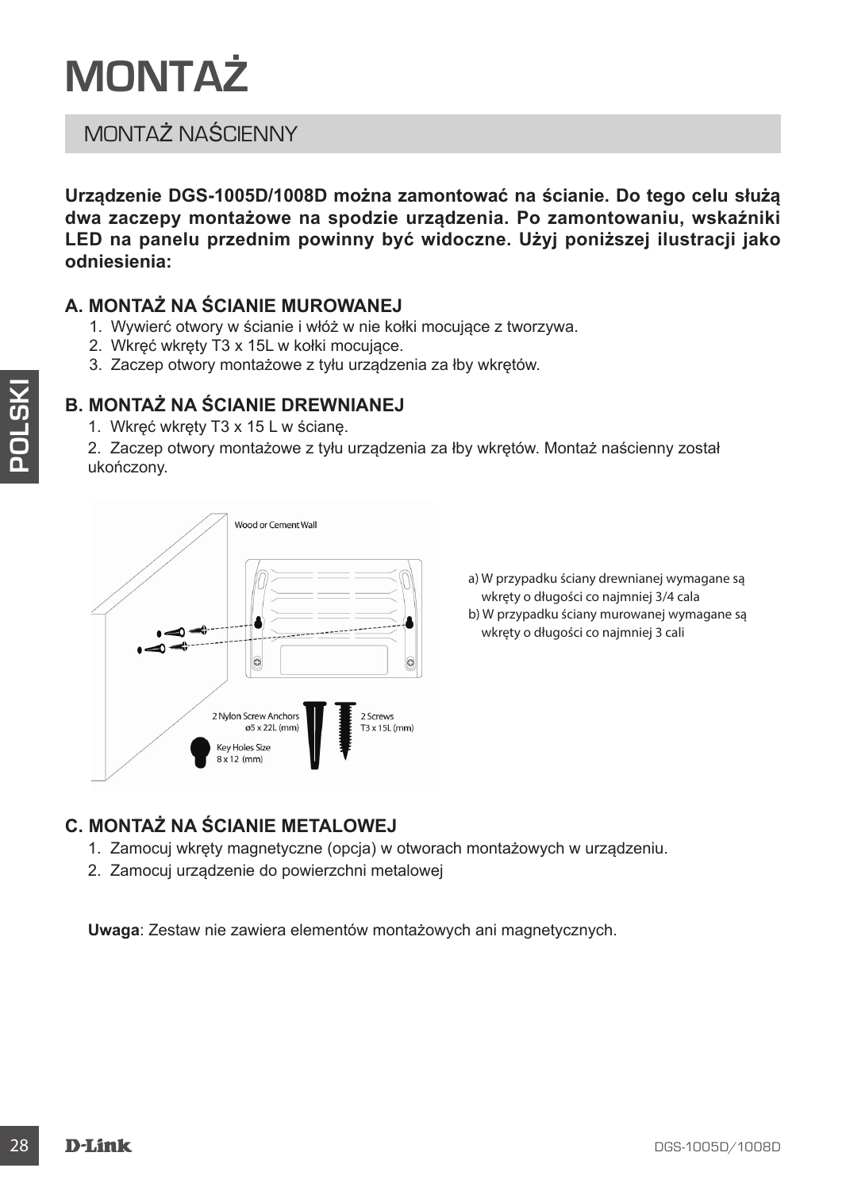# MONTAŻ

## MONTAŻ NAŚCIENNY

**Urządzenie DGS-1005D/1008D można zamontować na ścianie. Do tego celu służą dwa zaczepy montażowe na spodzie urządzenia. Po zamontowaniu, wskaźniki LED na panelu przednim powinny być widoczne. Użyj poniższej ilustracji jako odniesienia:**

### A. MONTAŻ NA ŚCIANIE MUROWANEJ

1. Wywierć otwory w ścianie i włóż w nie kołki mocujące z tworzywa.
2. Wkręć wkręty T3 x 15L w kołki mocujące.
3. Zaczep otwory montażowe z tyłu urządzenia za łby wkrętów.

### B. MONTAŻ NA ŚCIANIE DREWNIANEJ

1. Wkręć wkręty T3 x 15 L w ścianę.
2. Zaczep otwory montażowe z tyłu urządzenia za łby wkrętów. Montaż naścienny został ukończony.

Wood or Cement Wall

2 Nylon Screw Anchors ø5 x 22L (mm)

2 Screws T3 x 15L (mm)

Key Holes Size 8 x 12 (mm)

a) W przypadku ściany drewnianej wymagane są wkręty o długości co najmniej 3/4 cala
b) W przypadku ściany murowanej wymagane są wkręty o długości co najmniej 3 cali

### C. MONTAŻ NA ŚCIANIE METALOWEJ

1. Zamocuj wkręty magnetyczne (opcja) w otworach montażowych w urządzeniu.
2. Zamocuj urządzenie do powierzchni metalowej

**Uwaga**: Zestaw nie zawiera elementów montażowych ani magnetycznych.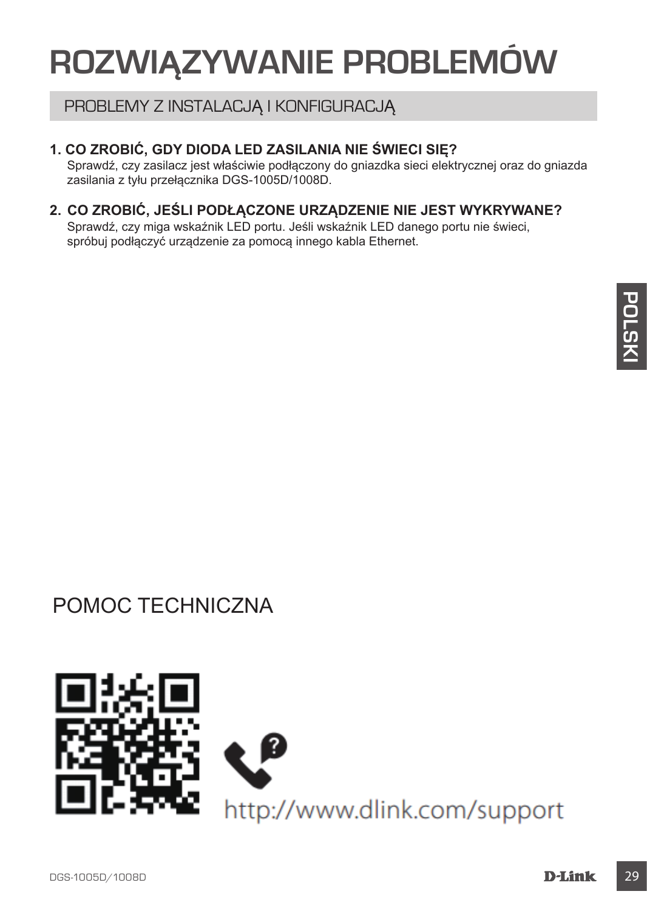# ROZWIĄZYWANIE PROBLEMÓW

## PROBLEMY Z INSTALACJĄ I KONFIGURACJĄ

**1. CO ZROBIĆ, GDY DIODA LED ZASILANIA NIE ŚWIECI SIĘ?**

Sprawdź, czy zasilacz jest właściwie podłączony do gniazdka sieci elektrycznej oraz do gniazda zasilania z tyłu przełącznika DGS-1005D/1008D.

**2. CO ZROBIĆ, JEŚLI PODŁĄCZONE URZĄDZENIE NIE JEST WYKRYWANE?**

Sprawdź, czy miga wskaźnik LED portu. Jeśli wskaźnik LED danego portu nie świeci, spróbuj podłączyć urządzenie za pomocą innego kabla Ethernet.

## POMOC TECHNICZNA

http://www.dlink.com/support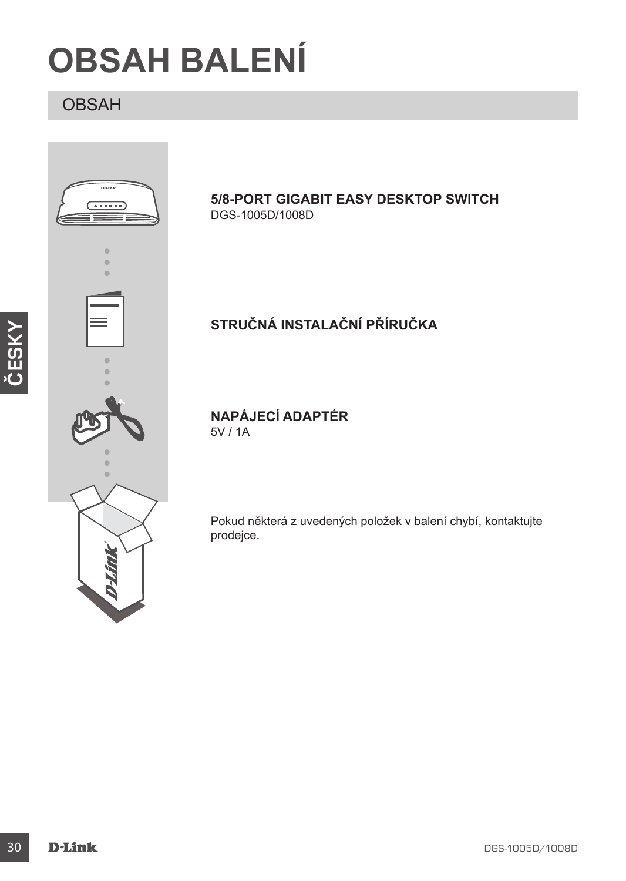# OBSAH BALENÍ

## OBSAH

**5/8-PORT GIGABIT EASY DESKTOP SWITCH**
DGS-1005D/1008D

**STRUČNÁ INSTALAČNÍ PŘÍRUČKA**

**NAPÁJECÍ ADAPTÉR**
5V / 1A

Pokud některá z uvedených položek v balení chybí, kontaktujte prodejce.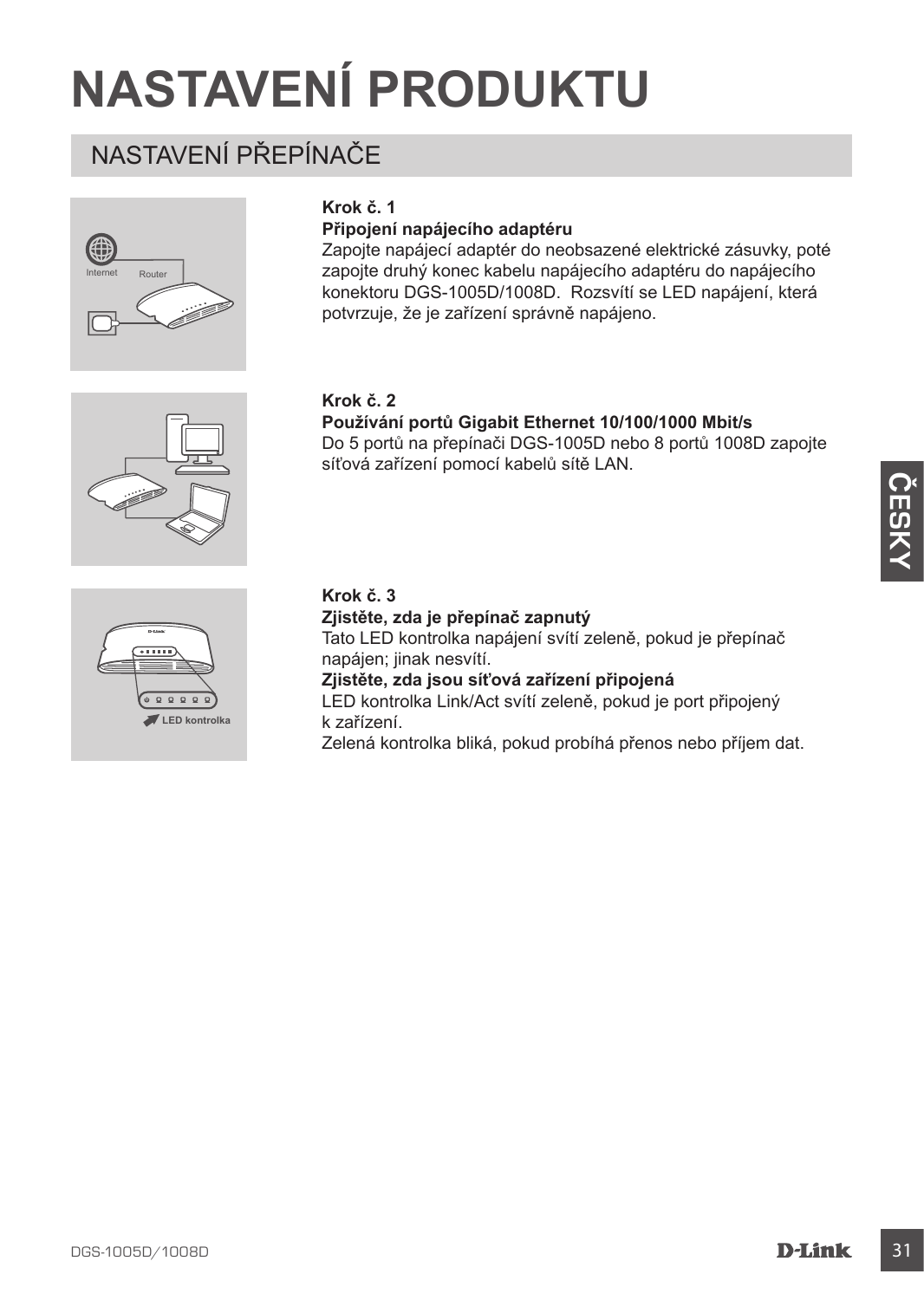# NASTAVENÍ PRODUKTU

## NASTAVENÍ PŘEPÍNAČE

**Krok č. 1**

**Připojení napájecího adaptéru**

Zapojte napájecí adaptér do neobsazené elektrické zásuvky, poté zapojte druhý konec kabelu napájecího adaptéru do napájecího konektoru DGS-1005D/1008D. Rozsvítí se LED napájení, která potvrzuje, že je zařízení správně napájeno.

**Krok č. 2**

**Používání portů Gigabit Ethernet 10/100/1000 Mbit/s**

Do 5 portů na přepínači DGS-1005D nebo 8 portů 1008D zapojte síťová zařízení pomocí kabelů sítě LAN.

**Krok č. 3**

**Zjistěte, zda je přepínač zapnutý**

Tato LED kontrolka napájení svítí zeleně, pokud je přepínač napájen; jinak nesvítí.

**Zjistěte, zda jsou síťová zařízení připojená**

LED kontrolka Link/Act svítí zeleně, pokud je port připojený k zařízení.

Zelená kontrolka bliká, pokud probíhá přenos nebo příjem dat.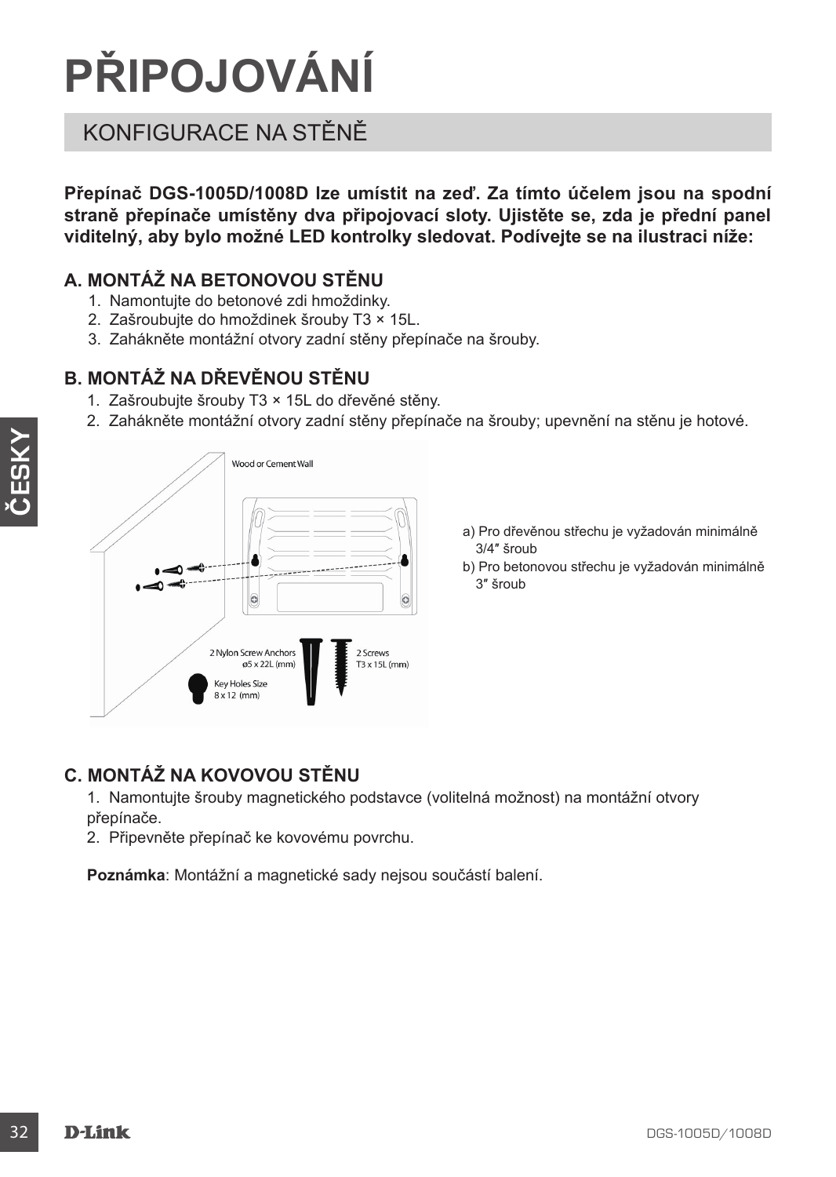# PŘIPOJOVÁNÍ

## KONFIGURACE NA STĚNĚ

**Přepínač DGS-1005D/1008D lze umístit na zeď. Za tímto účelem jsou na spodní straně přepínače umístěny dva připojovací sloty. Ujistěte se, zda je přední panel viditelný, aby bylo možné LED kontrolky sledovat. Podívejte se na ilustraci níže:**

### A. MONTÁŽ NA BETONOVOU STĚNU

1. Namontujte do betonové zdi hmoždinky.
2. Zašroubujte do hmoždinek šrouby T3 × 15L.
3. Zahákněte montážní otvory zadní stěny přepínače na šrouby.

### B. MONTÁŽ NA DŘEVĚNOU STĚNU

1. Zašroubujte šrouby T3 × 15L do dřevěné stěny.
2. Zahákněte montážní otvory zadní stěny přepínače na šrouby; upevnění na stěnu je hotové.

Wood or Cement Wall

2 Nylon Screw Anchors ø5 x 22L (mm)

2 Screws T3 x 15L (mm)

Key Holes Size 8 x 12 (mm)

a) Pro dřevěnou střechu je vyžadován minimálně 3/4″ šroub
b) Pro betonovou střechu je vyžadován minimálně 3″ šroub

### C. MONTÁŽ NA KOVOVOU STĚNU

1. Namontujte šrouby magnetického podstavce (volitelná možnost) na montážní otvory přepínače.
2. Připevněte přepínač ke kovovému povrchu.

**Poznámka**: Montážní a magnetické sady nejsou součástí balení.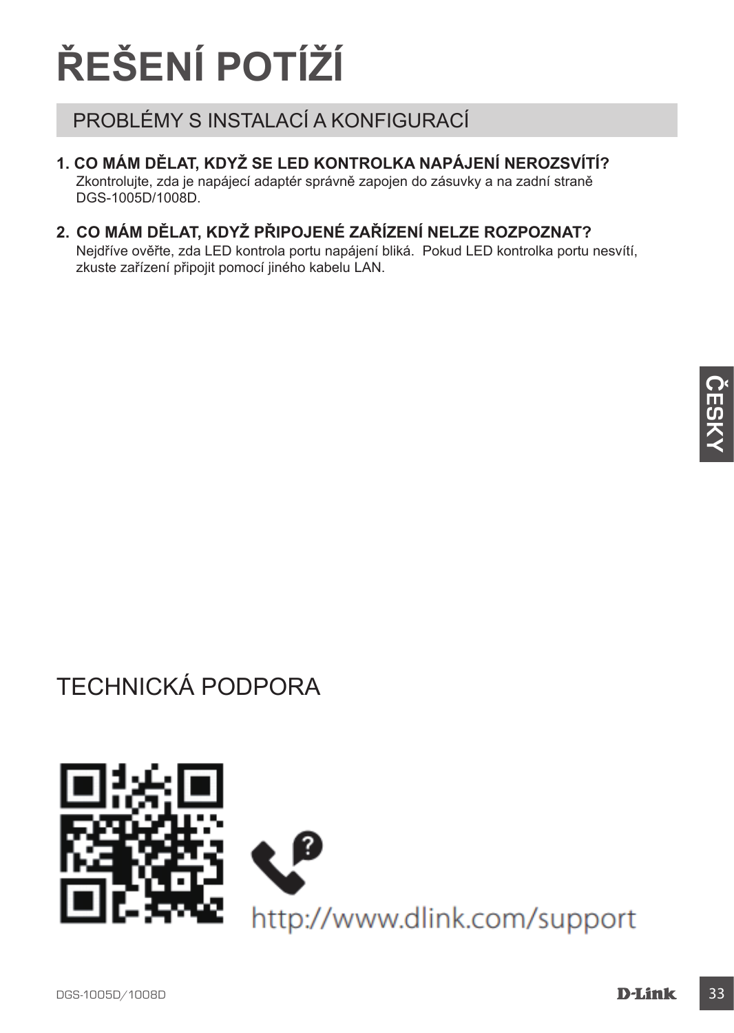# ŘEŠENÍ POTÍŽÍ

## PROBLÉMY S INSTALACÍ A KONFIGURACÍ

**1. CO MÁM DĚLAT, KDYŽ SE LED KONTROLKA NAPÁJENÍ NEROZSVÍTÍ?**
Zkontrolujte, zda je napájecí adaptér správně zapojen do zásuvky a na zadní straně DGS-1005D/1008D.

**2. CO MÁM DĚLAT, KDYŽ PŘIPOJENÉ ZAŘÍZENÍ NELZE ROZPOZNAT?**
Nejdříve ověřte, zda LED kontrola portu napájení bliká. Pokud LED kontrolka portu nesvítí, zkuste zařízení připojit pomocí jiného kabelu LAN.

## TECHNICKÁ PODPORA

http://www.dlink.com/support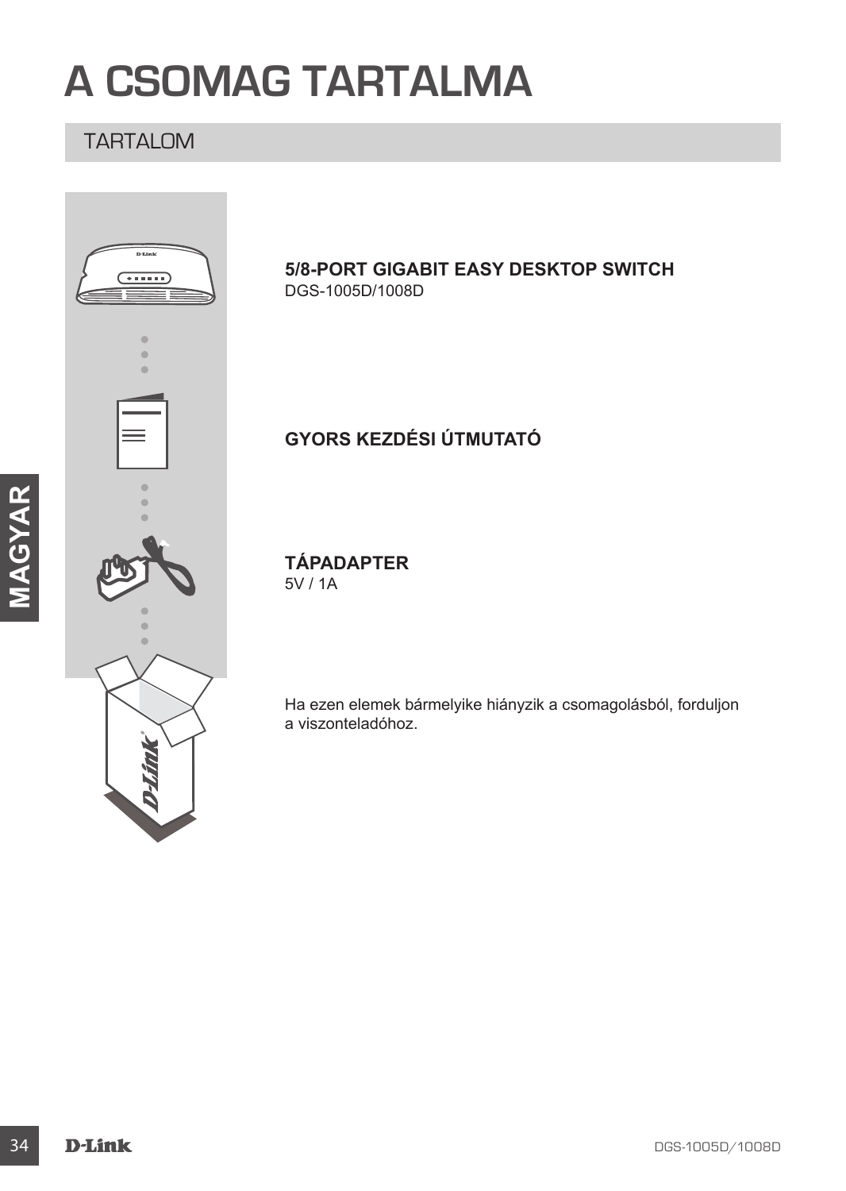# A CSOMAG TARTALMA

## TARTALOM

**5/8-PORT GIGABIT EASY DESKTOP SWITCH**
DGS-1005D/1008D

**GYORS KEZDÉSI ÚTMUTATÓ**

**TÁPADAPTER**
5V / 1A

Ha ezen elemek bármelyike hiányzik a csomagolásból, forduljon a viszonteladóhoz.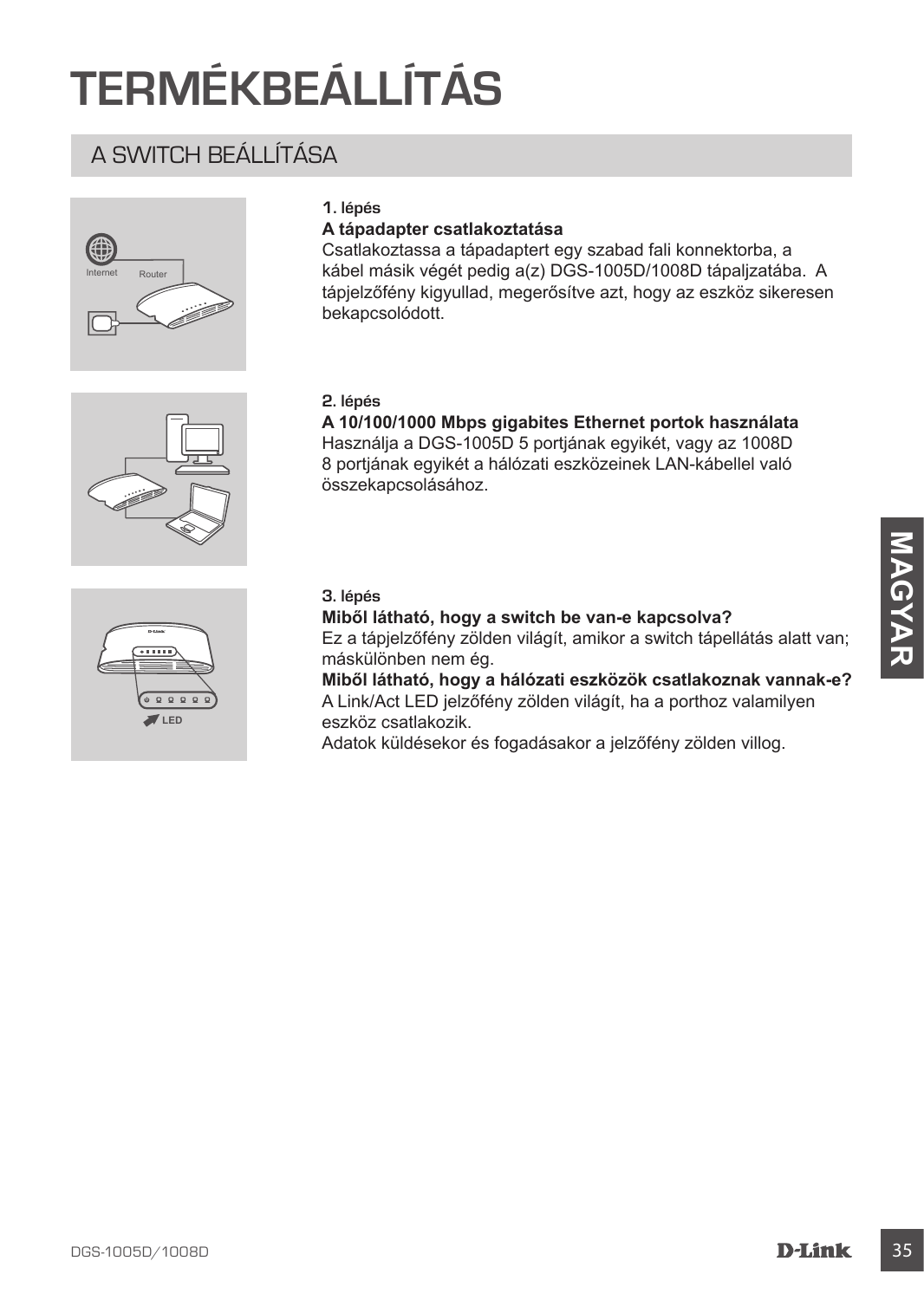# TERMÉKBEÁLLÍTÁS

## A SWITCH BEÁLLÍTÁSA

**1. lépés**

**A tápadapter csatlakoztatása**

Csatlakoztassa a tápadaptert egy szabad fali konnektorba, a kábel másik végét pedig a(z) DGS-1005D/1008D tápaljzatába. A tápjelzőfény kigyullad, megerősítve azt, hogy az eszköz sikeresen bekapcsolódott.

**2. lépés**

**A 10/100/1000 Mbps gigabites Ethernet portok használata**

Használja a DGS-1005D 5 portjának egyikét, vagy az 1008D 8 portjának egyikét a hálózati eszközeinek LAN-kábellel való összekapcsolásához.

**3. lépés**

**Miből látható, hogy a switch be van-e kapcsolva?**

Ez a tápjelzőfény zölden világít, amikor a switch tápellátás alatt van; máskülönben nem ég.

**Miből látható, hogy a hálózati eszközök csatlakoznak vannak-e?**

A Link/Act LED jelzőfény zölden világít, ha a porthoz valamilyen eszköz csatlakozik.

Adatok küldésekor és fogadásakor a jelzőfény zölden villog.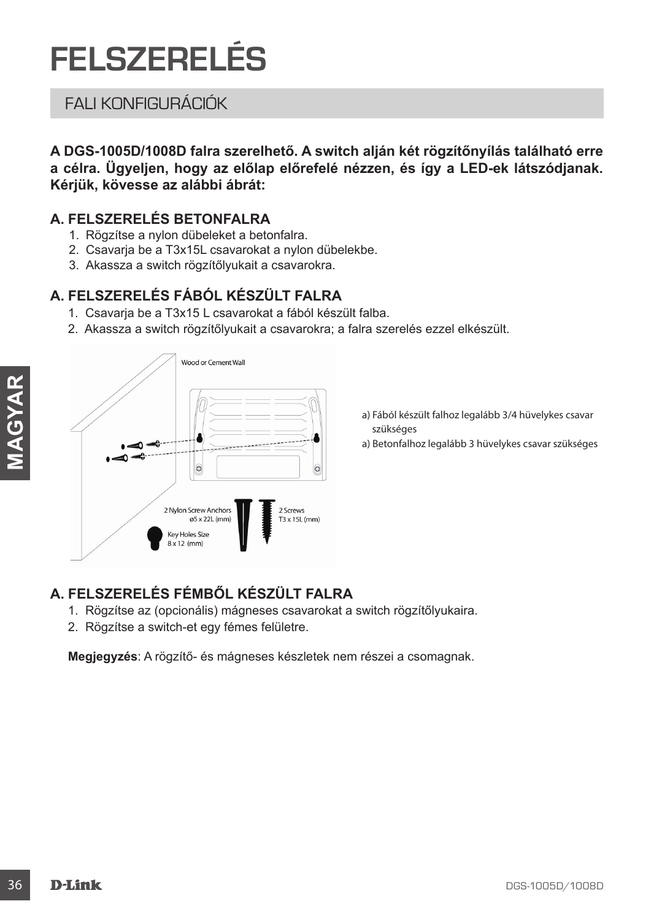# FELSZERELÉS

## FALI KONFIGURÁCIÓK

**A DGS-1005D/1008D falra szerelhető. A switch alján két rögzítőnyílás található erre a célra. Ügyeljen, hogy az előlap előrefelé nézzen, és így a LED-ek látszódjanak. Kérjük, kövesse az alábbi ábrát:**

### A. FELSZERELÉS BETONFALRA

1. Rögzítse a nylon dübeleket a betonfalra.
2. Csavarja be a T3x15L csavarokat a nylon dübelekbe.
3. Akassza a switch rögzítőlyukait a csavarokra.

### A. FELSZERELÉS FÁBÓL KÉSZÜLT FALRA

1. Csavarja be a T3x15 L csavarokat a fából készült falba.
2. Akassza a switch rögzítőlyukait a csavarokra; a falra szerelés ezzel elkészült.

Wood or Cement Wall

2 Nylon Screw Anchors ø5 x 22L (mm)

2 Screws T3 x 15L (mm)

Key Holes Size 8 x 12 (mm)

a) Fából készült falhoz legalább 3/4 hüvelykes csavar szükséges

a) Betonfalhoz legalább 3 hüvelykes csavar szükséges

### A. FELSZERELÉS FÉMBŐL KÉSZÜLT FALRA

1. Rögzítse az (opcionális) mágneses csavarokat a switch rögzítőlyukaira.
2. Rögzítse a switch-et egy fémes felületre.

**Megjegyzés**: A rögzítő- és mágneses készletek nem részei a csomagnak.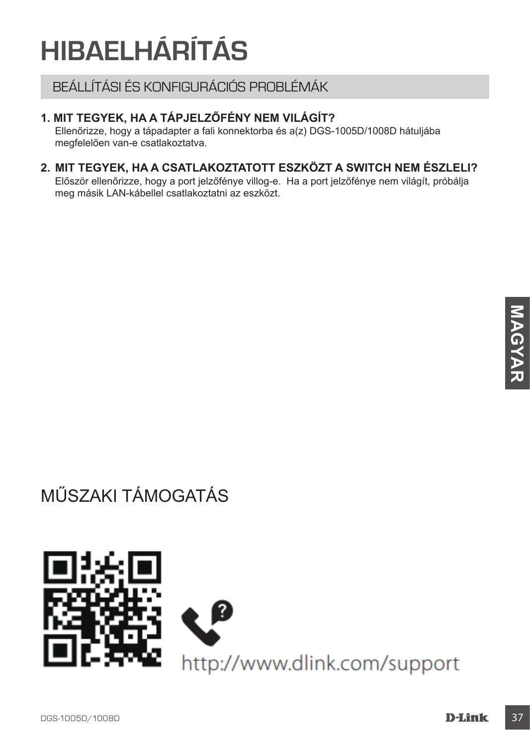# HIBAELHÁRÍTÁS

## BEÁLLÍTÁSI ÉS KONFIGURÁCIÓS PROBLÉMÁK

**1. MIT TEGYEK, HA A TÁPJELZŐFÉNY NEM VILÁGÍT?**

Ellenőrizze, hogy a tápadapter a fali konnektorba és a(z) DGS-1005D/1008D hátuljába megfelelően van-e csatlakoztatva.

**2. MIT TEGYEK, HA A CSATLAKOZTATOTT ESZKÖZT A SWITCH NEM ÉSZLELI?**

Először ellenőrizze, hogy a port jelzőfénye villog-e. Ha a port jelzőfénye nem világít, próbálja meg másik LAN-kábellel csatlakoztatni az eszközt.

MAGYAR

## MŰSZAKI TÁMOGATÁS

http://www.dlink.com/support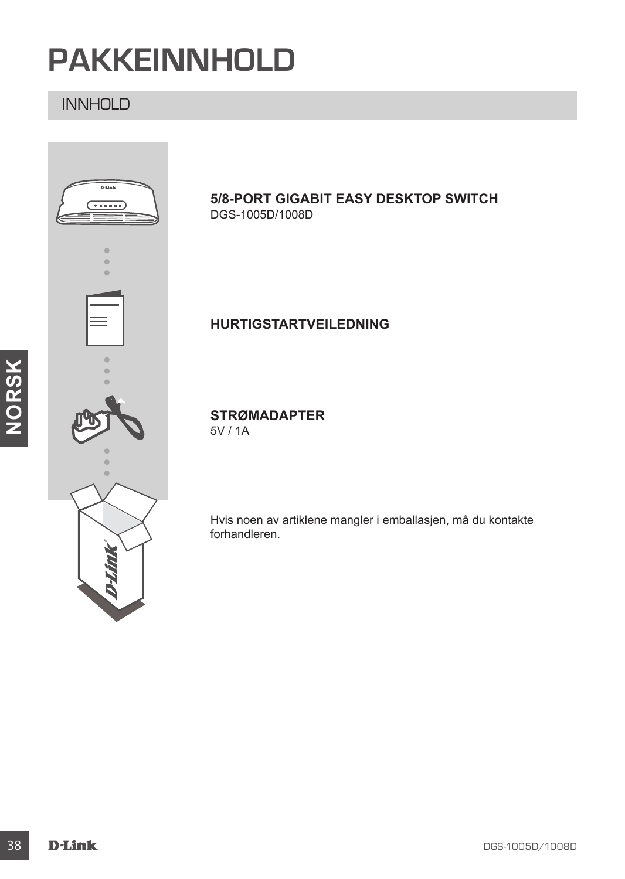# PAKKEINNHOLD

## INNHOLD

**5/8-PORT GIGABIT EASY DESKTOP SWITCH**
DGS-1005D/1008D

**HURTIGSTARTVEILEDNING**

**STRØMADAPTER**
5V / 1A

Hvis noen av artiklene mangler i emballasjen, må du kontakte forhandleren.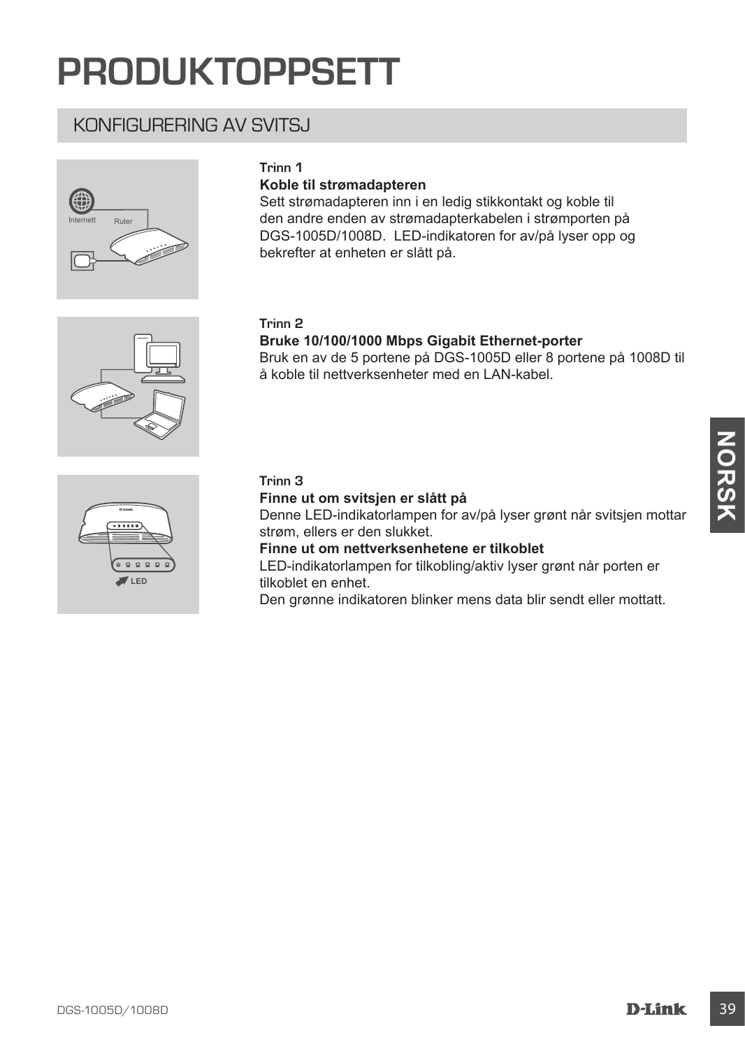# PRODUKTOPPSETT

## KONFIGURERING AV SVITSJ

**Trinn 1**

**Koble til strømadapteren**

Sett strømadapteren inn i en ledig stikkontakt og koble til den andre enden av strømadapterkabelen i strømporten på DGS-1005D/1008D. LED-indikatoren for av/på lyser opp og bekrefter at enheten er slått på.

**Trinn 2**

**Bruke 10/100/1000 Mbps Gigabit Ethernet-porter**

Bruk en av de 5 portene på DGS-1005D eller 8 portene på 1008D til å koble til nettverksenheter med en LAN-kabel.

**Trinn 3**

**Finne ut om svitsjen er slått på**

Denne LED-indikatorlampen for av/på lyser grønt når svitsjen mottar strøm, ellers er den slukket.

**Finne ut om nettverksenhetene er tilkoblet**

LED-indikatorlampen for tilkobling/aktiv lyser grønt når porten er tilkoblet en enhet.

Den grønne indikatoren blinker mens data blir sendt eller mottatt.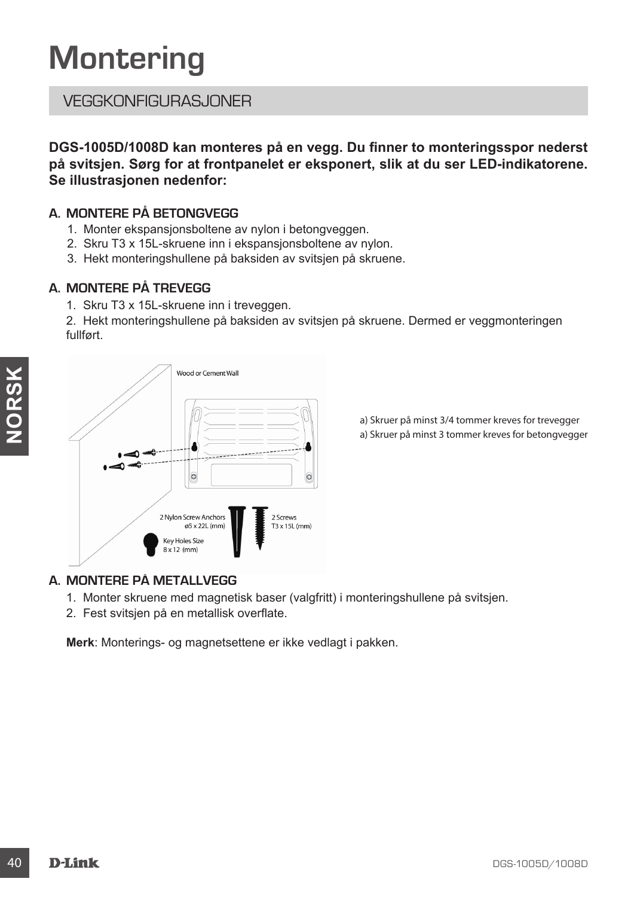# Montering

## VEGGKONFIGURASJONER

**DGS-1005D/1008D kan monteres på en vegg. Du finner to monteringsspor nederst på svitsjen. Sørg for at frontpanelet er eksponert, slik at du ser LED-indikatorene. Se illustrasjonen nedenfor:**

### A. MONTERE PÅ BETONGVEGG

1. Monter ekspansjonsboltene av nylon i betongveggen.
2. Skru T3 x 15L-skruene inn i ekspansjonsboltene av nylon.
3. Hekt monteringshullene på baksiden av svitsjen på skruene.

### A. MONTERE PÅ TREVEGG

1. Skru T3 x 15L-skruene inn i treveggen.
2. Hekt monteringshullene på baksiden av svitsjen på skruene. Dermed er veggmonteringen fullført.

Wood or Cement Wall

2 Nylon Screw Anchors ø5 x 22L (mm)

2 Screws T3 x 15L (mm)

Key Holes Size 8 x 12 (mm)

a) Skruer på minst 3/4 tommer kreves for trevegger

a) Skruer på minst 3 tommer kreves for betongvegger

### A. MONTERE PÅ METALLVEGG

1. Monter skruene med magnetisk baser (valgfritt) i monteringshullene på svitsjen.
2. Fest svitsjen på en metallisk overflate.

**Merk**: Monterings- og magnetsettene er ikke vedlagt i pakken.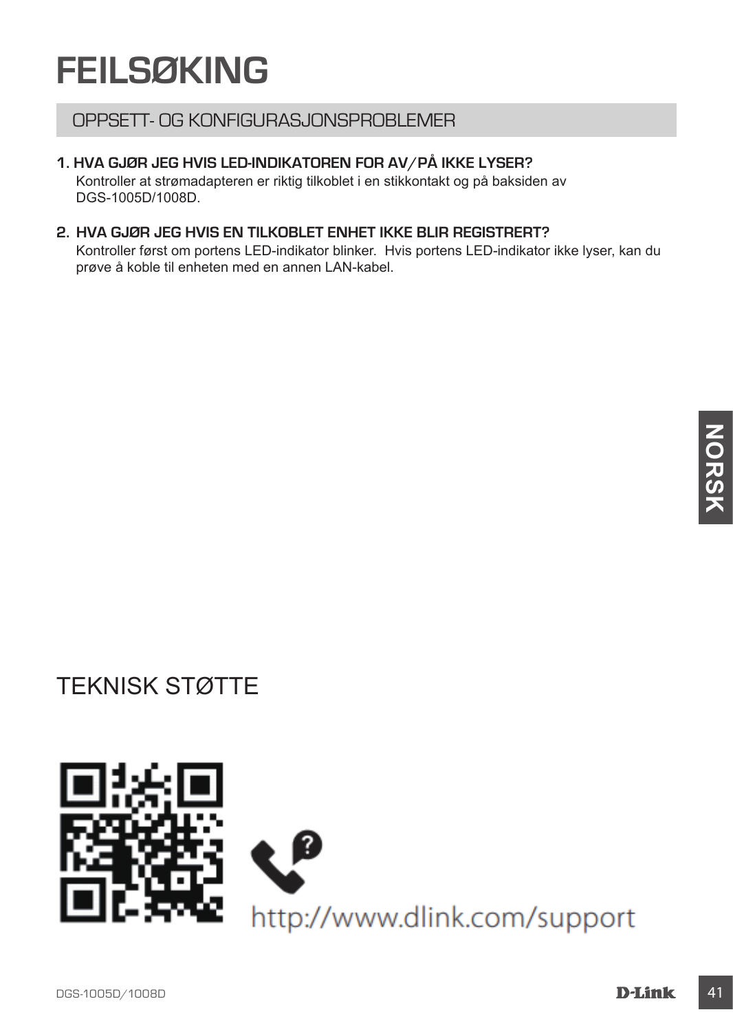# FEILSØKING

## OPPSETT- OG KONFIGURASJONSPROBLEMER

1. **HVA GJØR JEG HVIS LED-INDIKATOREN FOR AV/PÅ IKKE LYSER?**
   Kontroller at strømadapteren er riktig tilkoblet i en stikkontakt og på baksiden av DGS-1005D/1008D.

2. **HVA GJØR JEG HVIS EN TILKOBLET ENHET IKKE BLIR REGISTRERT?**
   Kontroller først om portens LED-indikator blinker. Hvis portens LED-indikator ikke lyser, kan du prøve å koble til enheten med en annen LAN-kabel.

NORSK

# TEKNISK STØTTE

http://www.dlink.com/support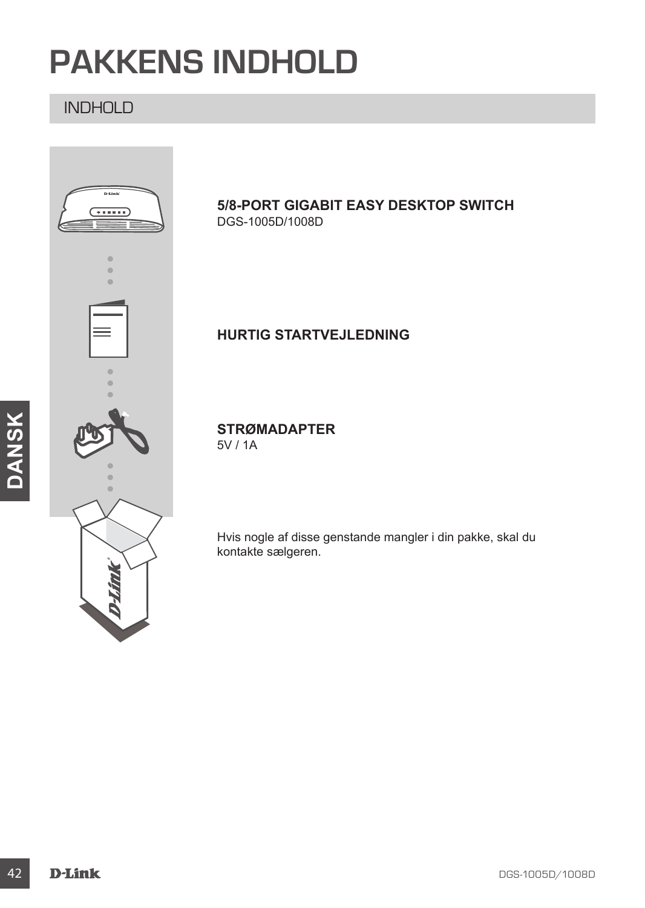# PAKKENS INDHOLD

## INDHOLD

**5/8-PORT GIGABIT EASY DESKTOP SWITCH**
DGS-1005D/1008D

**HURTIG STARTVEJLEDNING**

**STRØMADAPTER**
5V / 1A

Hvis nogle af disse genstande mangler i din pakke, skal du kontakte sælgeren.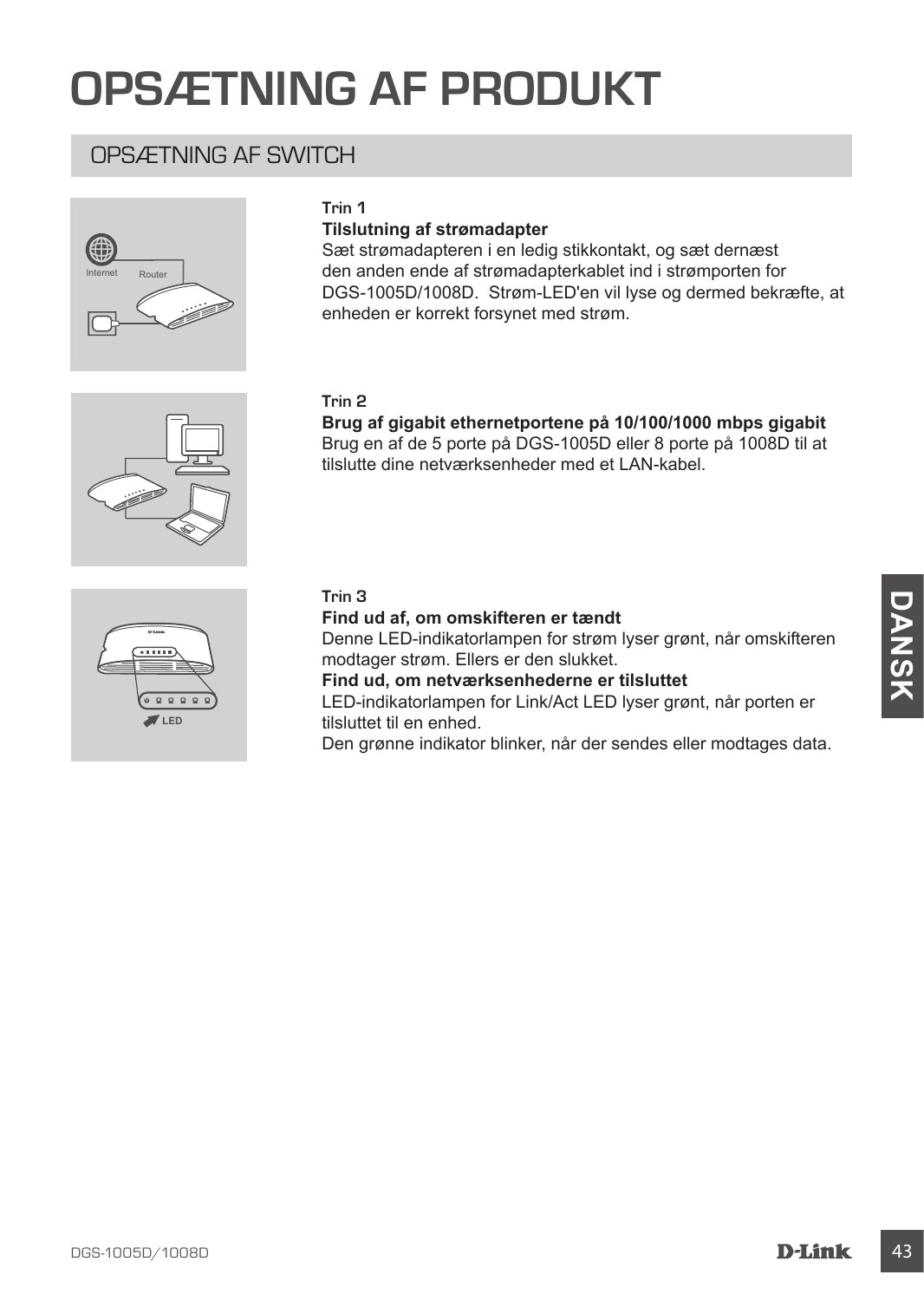# OPSÆTNING AF PRODUKT

## OPSÆTNING AF SWITCH

**Trin 1**

**Tilslutning af strømadapter**

Sæt strømadapteren i en ledig stikkontakt, og sæt dernæst den anden ende af strømadapterkablet ind i strømporten for DGS-1005D/1008D. Strøm-LED'en vil lyse og dermed bekræfte, at enheden er korrekt forsynet med strøm.

**Trin 2**

**Brug af gigabit ethernetportene på 10/100/1000 mbps gigabit**

Brug en af de 5 porte på DGS-1005D eller 8 porte på 1008D til at tilslutte dine netværksenheder med et LAN-kabel.

**Trin 3**

**Find ud af, om omskifteren er tændt**

Denne LED-indikatorlampen for strøm lyser grønt, når omskifteren modtager strøm. Ellers er den slukket.

**Find ud, om netværksenhederne er tilsluttet**

LED-indikatorlampen for Link/Act LED lyser grønt, når porten er tilsluttet til en enhed.

Den grønne indikator blinker, når der sendes eller modtages data.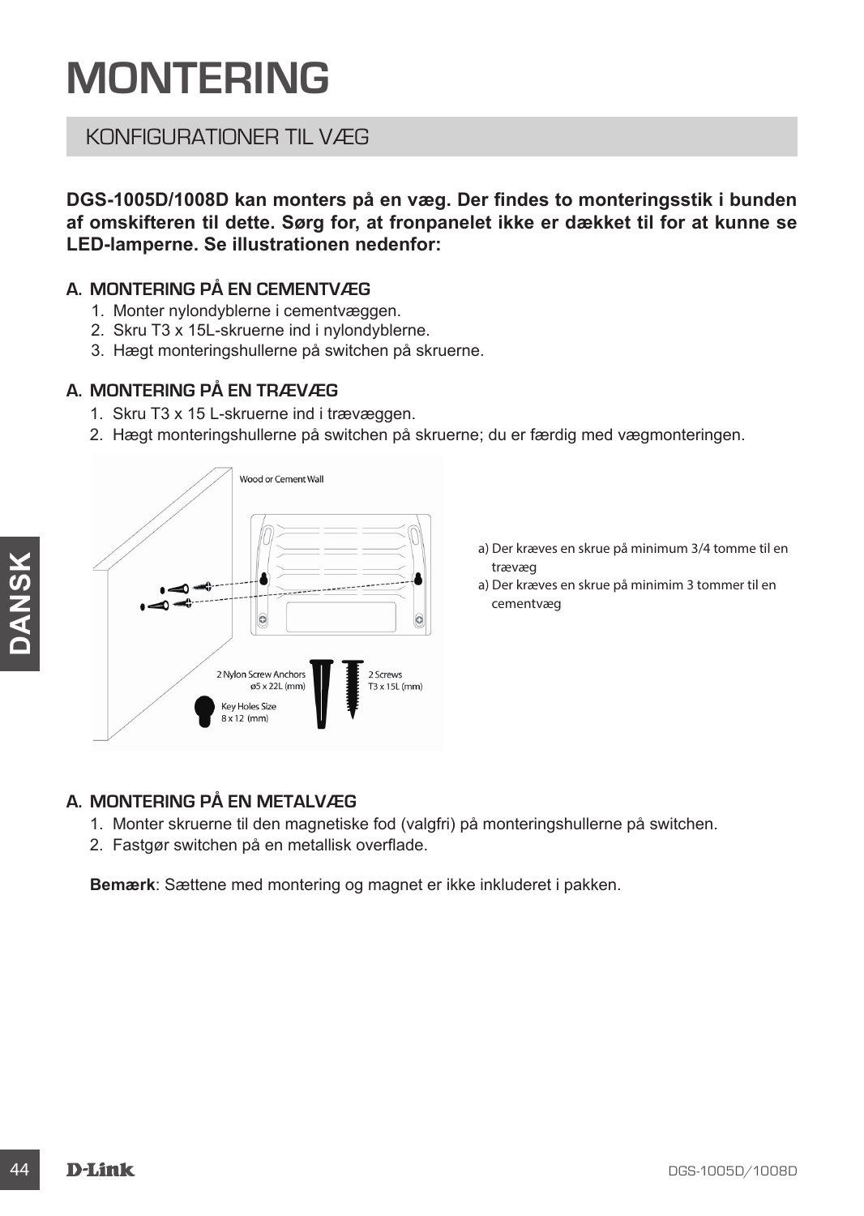# MONTERING

## KONFIGURATIONER TIL VÆG

**DGS-1005D/1008D kan monters på en væg. Der findes to monteringsstik i bunden af omskifteren til dette. Sørg for, at fronpanelet ikke er dækket til for at kunne se LED-lamperne. Se illustrationen nedenfor:**

### A. MONTERING PÅ EN CEMENTVÆG

1. Monter nylondyblerne i cementvæggen.
2. Skru T3 x 15L-skruerne ind i nylondyblerne.
3. Hægt monteringshullerne på switchen på skruerne.

### A. MONTERING PÅ EN TRÆVÆG

1. Skru T3 x 15 L-skruerne ind i træväggen.
2. Hægt monteringshullerne på switchen på skruerne; du er færdig med vægmonteringen.

Wood or Cement Wall

2 Nylon Screw Anchors ø5 x 22L (mm)

2 Screws T3 x 15L (mm)

Key Holes Size 8 x 12 (mm)

a) Der kræves en skrue på minimum 3/4 tomme til en træväg
a) Der kræves en skrue på minimim 3 tommer til en cementväg

### A. MONTERING PÅ EN METALVÆG

1. Monter skruerne til den magnetiske fod (valgfri) på monteringshullerne på switchen.
2. Fastgør switchen på en metallisk overflade.

**Bemærk**: Sættene med montering og magnet er ikke inkluderet i pakken.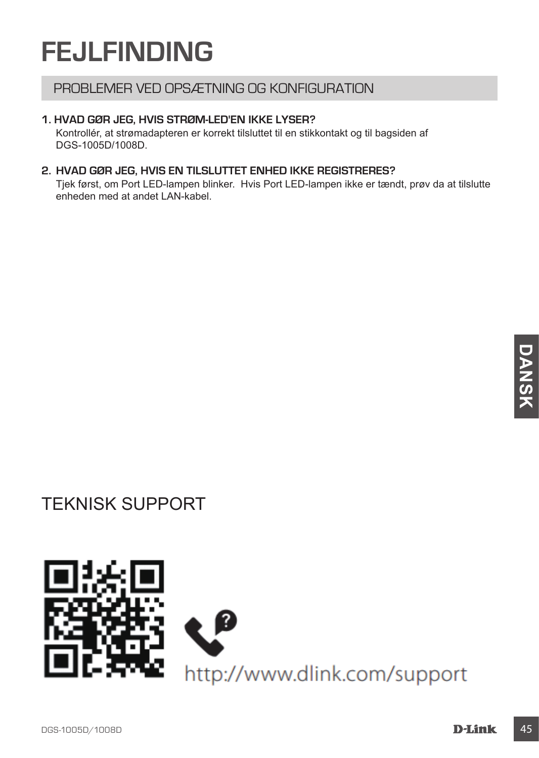# FEJLFINDING

## PROBLEMER VED OPSÆTNING OG KONFIGURATION

**1. HVAD GØR JEG, HVIS STRØM-LED'EN IKKE LYSER?**

Kontrollér, at strømadapteren er korrekt tilsluttet til en stikkontakt og til bagsiden af DGS-1005D/1008D.

**2. HVAD GØR JEG, HVIS EN TILSLUTTET ENHED IKKE REGISTRERES?**

Tjek først, om Port LED-lampen blinker. Hvis Port LED-lampen ikke er tændt, prøv da at tilslutte enheden med at andet LAN-kabel.

## TEKNISK SUPPORT

http://www.dlink.com/support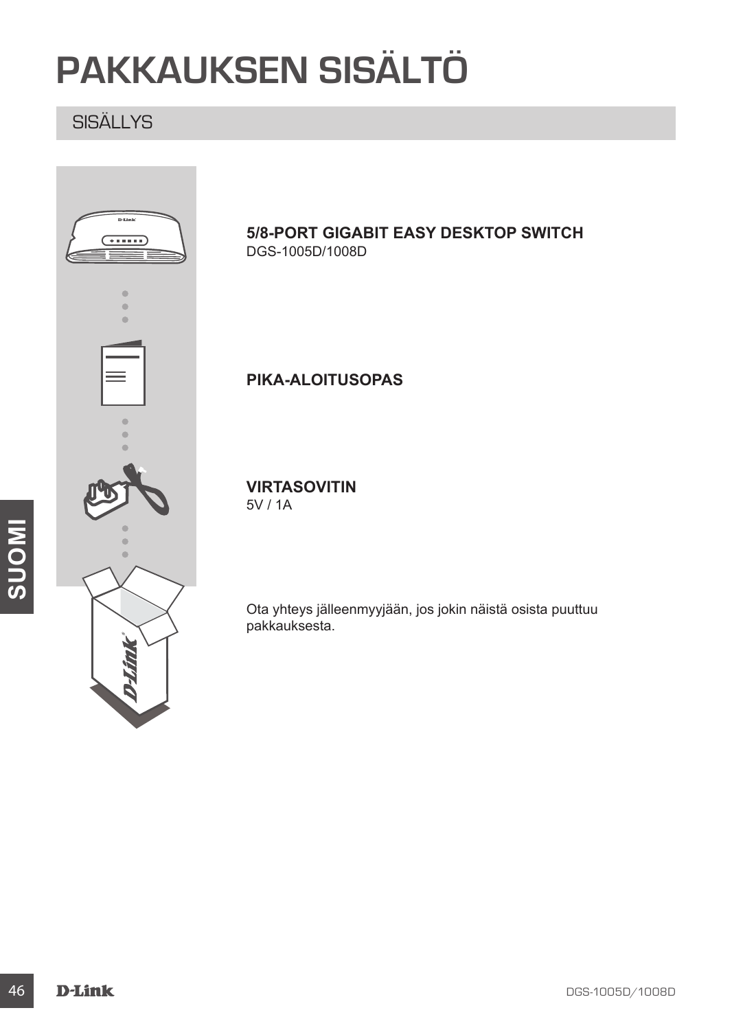# PAKKAUKSEN SISÄLTÖ

## SISÄLLYS

**5/8-PORT GIGABIT EASY DESKTOP SWITCH**
DGS-1005D/1008D

**PIKA-ALOITUSOPAS**

**VIRTASOVITIN**
5V / 1A

Ota yhteys jälleenmyyjään, jos jokin näistä osista puuttuu pakkauksesta.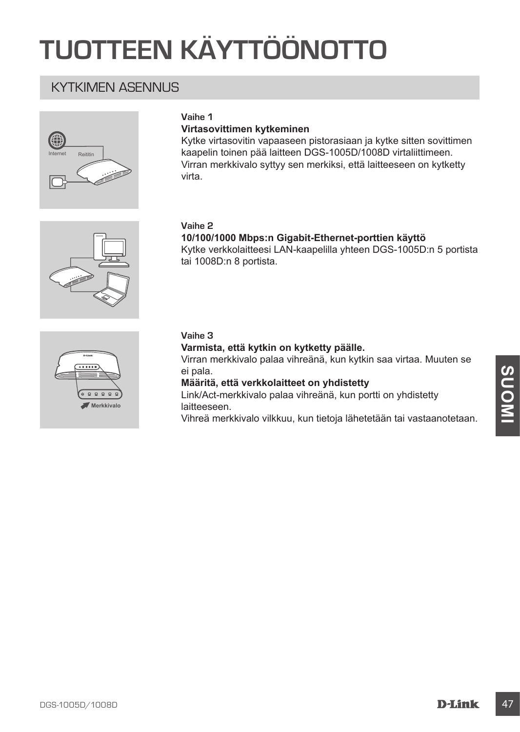# TUOTTEEN KÄYTTÖÖNOTTO

## KYTKIMEN ASENNUS

Internet

Reititin

**Vaihe 1**

**Virtasovittimen kytkeminen**

Kytke virtasovitin vapaaseen pistorasiaan ja kytke sitten sovittimen kaapelin toinen pää laitteen DGS-1005D/1008D virtaliittimeen. Virran merkkivalo syttyy sen merkiksi, että laitteeseen on kytketty virta.

**Vaihe 2**

**10/100/1000 Mbps:n Gigabit-Ethernet-porttien käyttö**

Kytke verkkolaitteesi LAN-kaapelilla yhteen DGS-1005D:n 5 portista tai 1008D:n 8 portista.

Merkkivalo

**Vaihe 3**

**Varmista, että kytkin on kytketty päälle.**

Virran merkkivalo palaa vihreänä, kun kytkin saa virtaa. Muuten se ei pala.

**Määritä, että verkkolaitteet on yhdistetty**

Link/Act-merkkivalo palaa vihreänä, kun portti on yhdistetty laitteeseen.

Vihreä merkkivalo vilkkuu, kun tietoja lähetetään tai vastaanotetaan.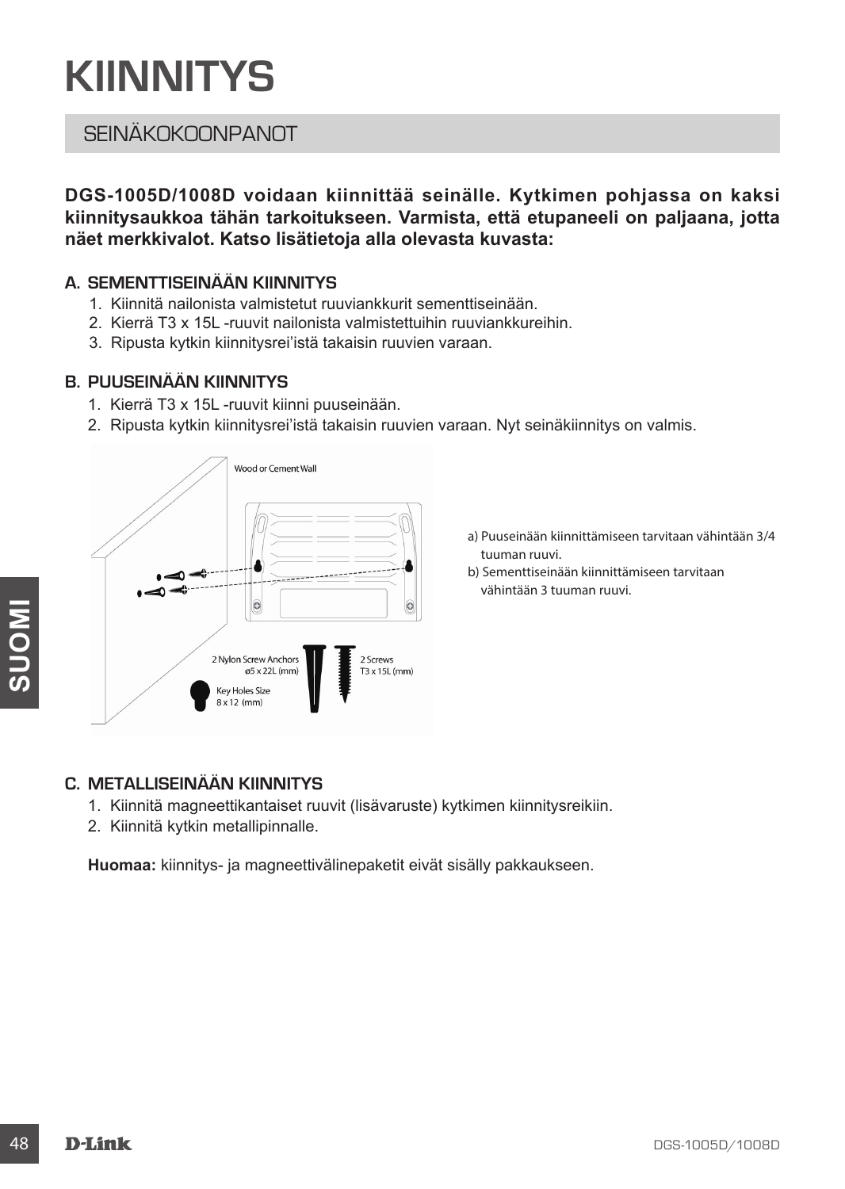# KIINNITYS

## SEINÄKOKOONPANOT

**DGS-1005D/1008D voidaan kiinnittää seinälle. Kytkimen pohjassa on kaksi kiinnitysaukkoa tähän tarkoitukseen. Varmista, että etupaneeli on paljaana, jotta näet merkkivalot. Katso lisätietoja alla olevasta kuvasta:**

### A. SEMENTTISEINÄÄN KIINNITYS

1. Kiinnitä nailonista valmistetut ruuviankkurit sementtiseinään.
2. Kierrä T3 x 15L -ruuvit nailonista valmistettuihin ruuviankkureihin.
3. Ripusta kytkin kiinnitysrei'istä takaisin ruuvien varaan.

### B. PUUSEINÄÄN KIINNITYS

1. Kierrä T3 x 15L -ruuvit kiinni puuseinään.
2. Ripusta kytkin kiinnitysrei'istä takaisin ruuvien varaan. Nyt seinäkiinnitys on valmis.

Wood or Cement Wall

2 Nylon Screw Anchors ø5 x 22L (mm)

2 Screws T3 x 15L (mm)

Key Holes Size 8 x 12 (mm)

a) Puuseinään kiinnittämiseen tarvitaan vähintään 3/4 tuuman ruuvi.
b) Sementtiseinään kiinnittämiseen tarvitaan vähintään 3 tuuman ruuvi.

### C. METALLISEINÄÄN KIINNITYS

1. Kiinnitä magneettikantaiset ruuvit (lisävaruste) kytkimen kiinnitysreikiin.
2. Kiinnitä kytkin metallipinnalle.

**Huomaa:** kiinnitys- ja magneettivälinepaketit eivät sisälly pakkaukseen.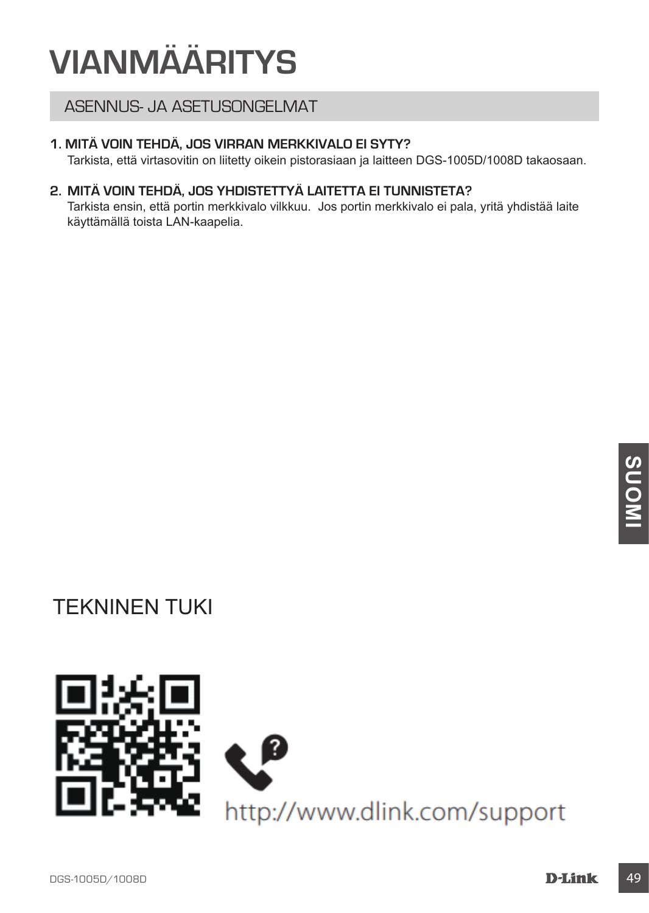# VIANMÄÄRITYS

## ASENNUS- JA ASETUSONGELMAT

**1. MITÄ VOIN TEHDÄ, JOS VIRRAN MERKKIVALO EI SYTY?**
Tarkista, että virtasovitin on liitetty oikein pistorasiaan ja laitteen DGS-1005D/1008D takaosaan.

**2. MITÄ VOIN TEHDÄ, JOS YHDISTETTYÄ LAITETTA EI TUNNISTETA?**
Tarkista ensin, että portin merkkivalo vilkkuu. Jos portin merkkivalo ei pala, yritä yhdistää laite käyttämällä toista LAN-kaapelia.

## TEKNINEN TUKI

http://www.dlink.com/support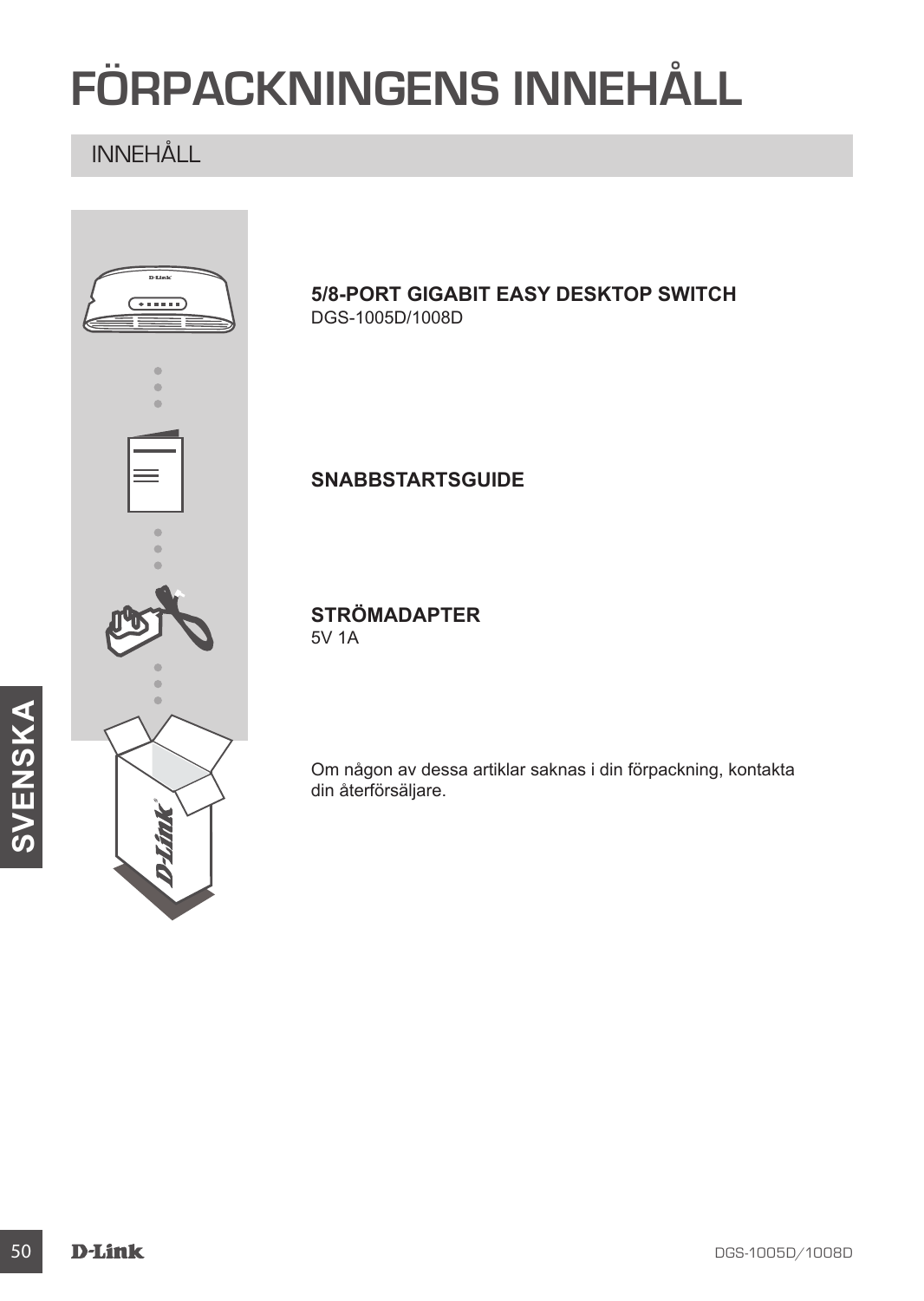# FÖRPACKNINGENS INNEHÅLL

## INNEHÅLL

**5/8-PORT GIGABIT EASY DESKTOP SWITCH**
DGS-1005D/1008D

**SNABBSTARTSGUIDE**

**STRÖMADAPTER**
5V 1A

Om någon av dessa artiklar saknas i din förpackning, kontakta din återförsäljare.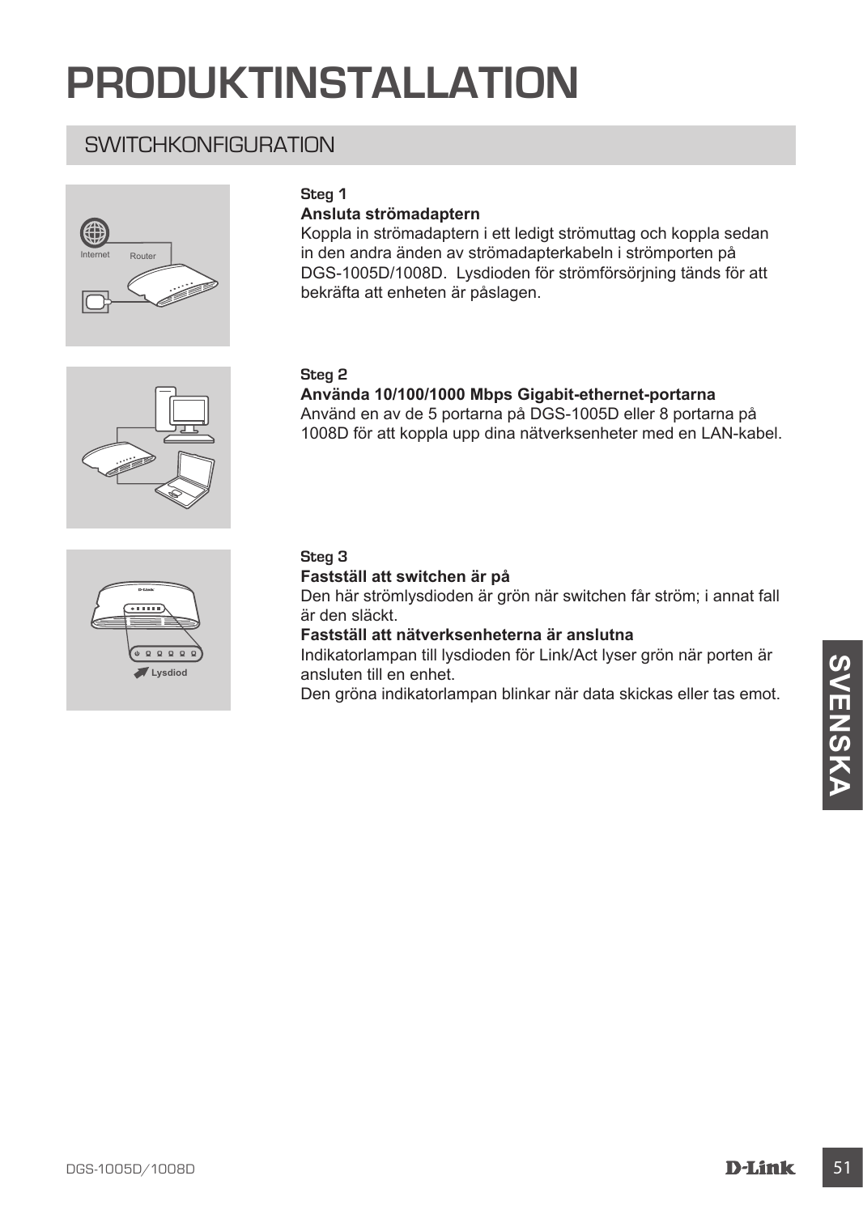# PRODUKTINSTALLATION

## SWITCHKONFIGURATION

**Steg 1**

**Ansluta strömadaptern**

Koppla in strömadaptern i ett ledigt strömuttag och koppla sedan in den andra änden av strömadapterkabeln i strömporten på DGS-1005D/1008D. Lysdioden för strömförsörjning tänds för att bekräfta att enheten är påslagen.

**Steg 2**

**Använda 10/100/1000 Mbps Gigabit-ethernet-portarna**

Använd en av de 5 portarna på DGS-1005D eller 8 portarna på 1008D för att koppla upp dina nätverksenheter med en LAN-kabel.

**Steg 3**

**Fastställ att switchen är på**

Den här strömlysdioden är grön när switchen får ström; i annat fall är den släckt.

**Fastställ att nätverksenheterna är anslutna**

Indikatorlampan till lysdioden för Link/Act lyser grön när porten är ansluten till en enhet.

Den gröna indikatorlampan blinkar när data skickas eller tas emot.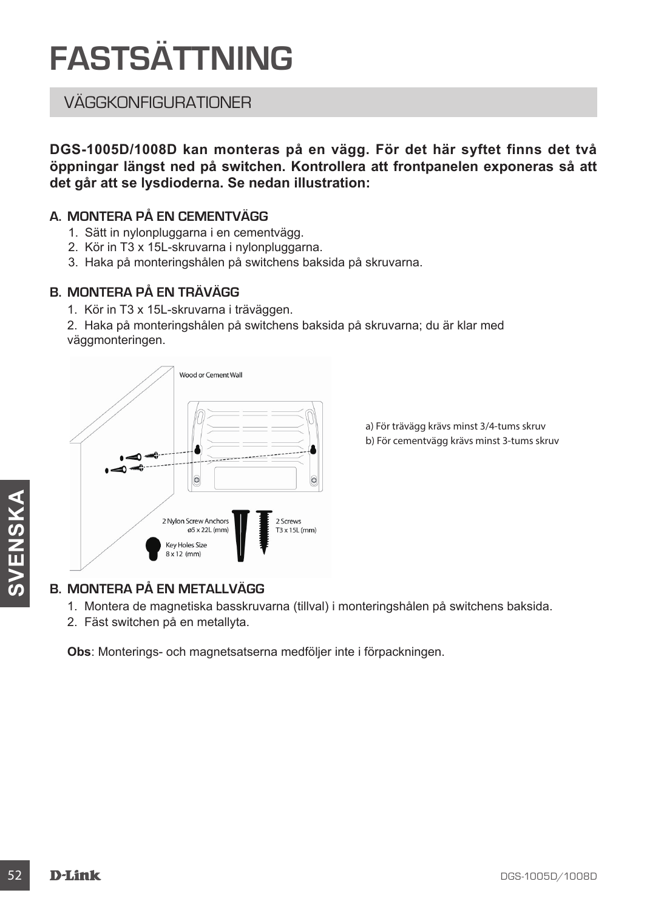# FASTSÄTTNING

## VÄGGKONFIGURATIONER

**DGS-1005D/1008D kan monteras på en vägg. För det här syftet finns det två öppningar längst ned på switchen. Kontrollera att frontpanelen exponeras så att det går att se lysdioderna. Se nedan illustration:**

### A. MONTERA PÅ EN CEMENTVÄGG

1. Sätt in nylonpluggarna i en cementvägg.
2. Kör in T3 x 15L-skruvarna i nylonpluggarna.
3. Haka på monteringshålen på switchens baksida på skruvarna.

### B. MONTERA PÅ EN TRÄVÄGG

1. Kör in T3 x 15L-skruvarna i träväggen.
2. Haka på monteringshålen på switchens baksida på skruvarna; du är klar med väggmonteringen.

Wood or Cement Wall

2 Nylon Screw Anchors ø5 x 22L (mm)

2 Screws T3 x 15L (mm)

Key Holes Size 8 x 12 (mm)

a) För trävägg krävs minst 3/4-tums skruv
b) För cementvägg krävs minst 3-tums skruv

### B. MONTERA PÅ EN METALLVÄGG

1. Montera de magnetiska basskruvarna (tillval) i monteringshålen på switchens baksida.
2. Fäst switchen på en metallyta.

**Obs**: Monterings- och magnetsatserna medföljer inte i förpackningen.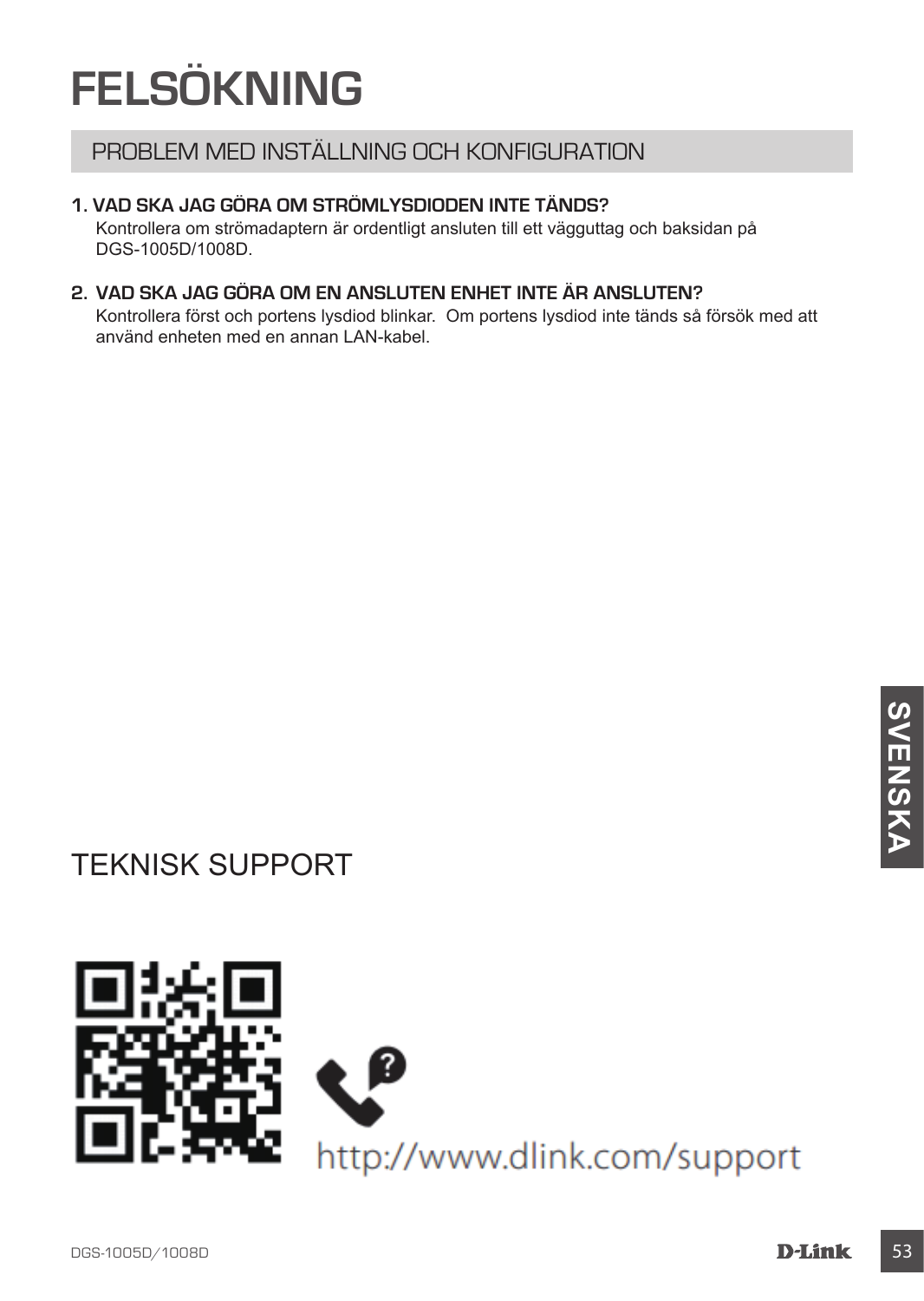# FELSÖKNING

## PROBLEM MED INSTÄLLNING OCH KONFIGURATION

1. **VAD SKA JAG GÖRA OM STRÖMLYSDIODEN INTE TÄNDS?**
   Kontrollera om strömadaptern är ordentligt ansluten till ett vägguttag och baksidan på DGS-1005D/1008D.

2. **VAD SKA JAG GÖRA OM EN ANSLUTEN ENHET INTE ÄR ANSLUTEN?**
   Kontrollera först och portens lysdiod blinkar. Om portens lysdiod inte tänds så försök med att använd enheten med en annan LAN-kabel.

SVENSKA

# TEKNISK SUPPORT

http://www.dlink.com/support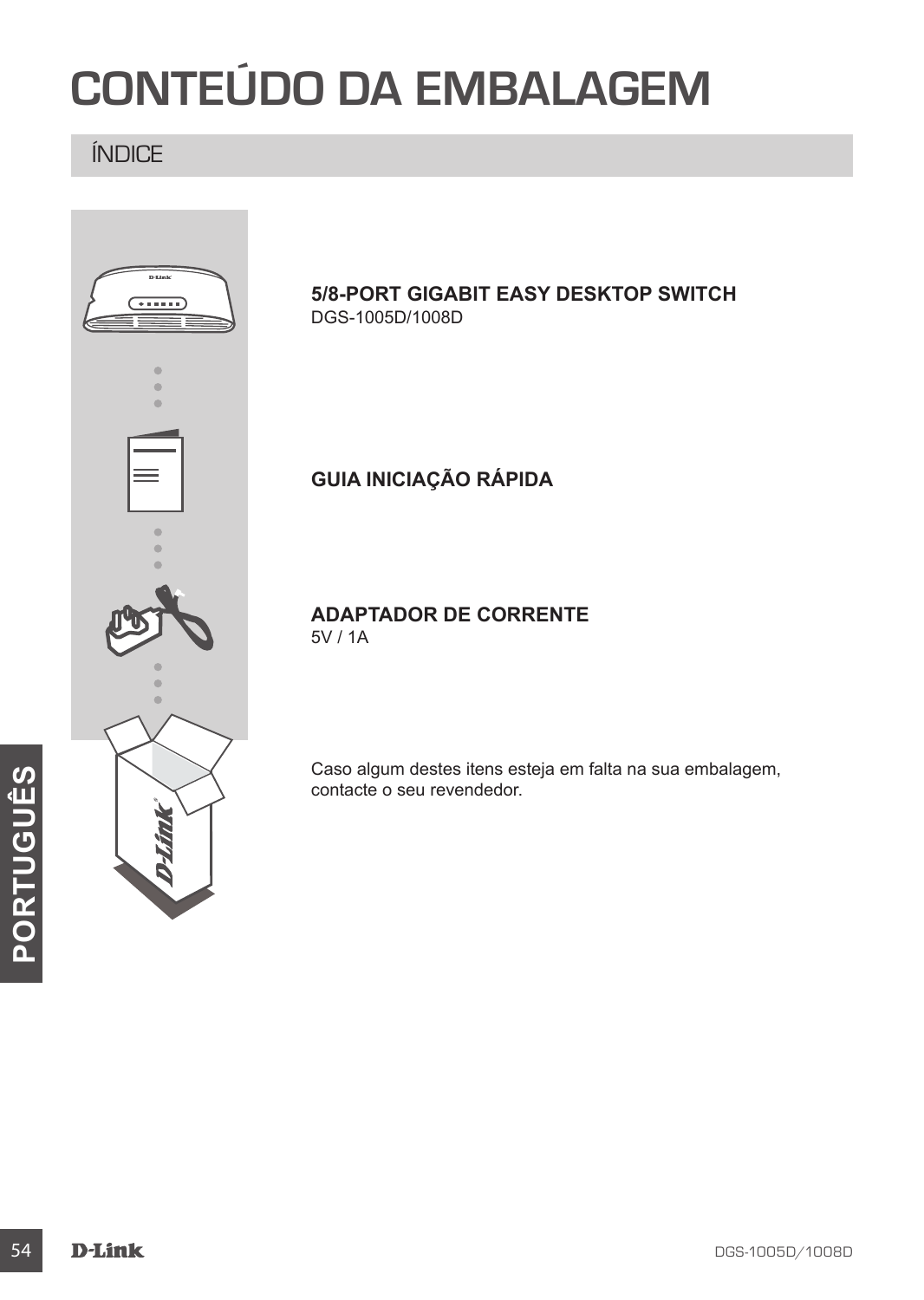# CONTEÚDO DA EMBALAGEM

## ÍNDICE

**5/8-PORT GIGABIT EASY DESKTOP SWITCH**
DGS-1005D/1008D

**GUIA INICIAÇÃO RÁPIDA**

**ADAPTADOR DE CORRENTE**
5V / 1A

Caso algum destes itens esteja em falta na sua embalagem, contacte o seu revendedor.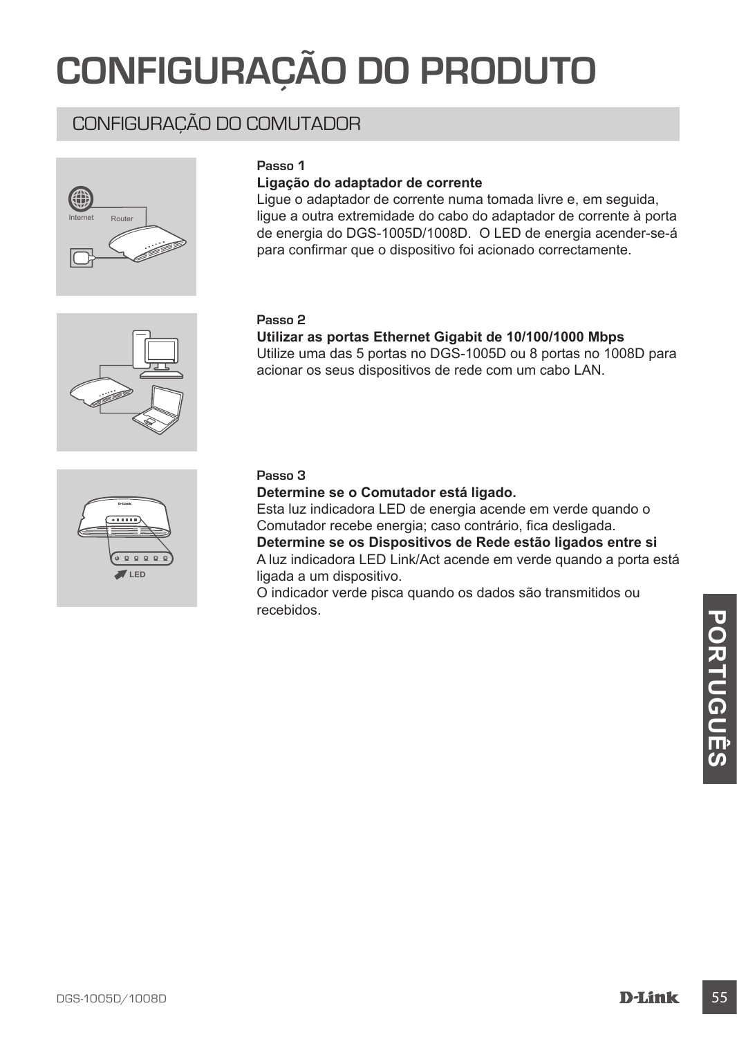# CONFIGURAÇÃO DO PRODUTO

## CONFIGURAÇÃO DO COMUTADOR

**Passo 1**

**Ligação do adaptador de corrente**

Ligue o adaptador de corrente numa tomada livre e, em seguida, ligue a outra extremidade do cabo do adaptador de corrente à porta de energia do DGS-1005D/1008D. O LED de energia acender-se-á para confirmar que o dispositivo foi acionado correctamente.

**Passo 2**

**Utilizar as portas Ethernet Gigabit de 10/100/1000 Mbps**

Utilize uma das 5 portas no DGS-1005D ou 8 portas no 1008D para acionar os seus dispositivos de rede com um cabo LAN.

**Passo 3**

**Determine se o Comutador está ligado.**

Esta luz indicadora LED de energia acende em verde quando o Comutador recebe energia; caso contrário, fica desligada.

**Determine se os Dispositivos de Rede estão ligados entre si**

A luz indicadora LED Link/Act acende em verde quando a porta está ligada a um dispositivo.

O indicador verde pisca quando os dados são transmitidos ou recebidos.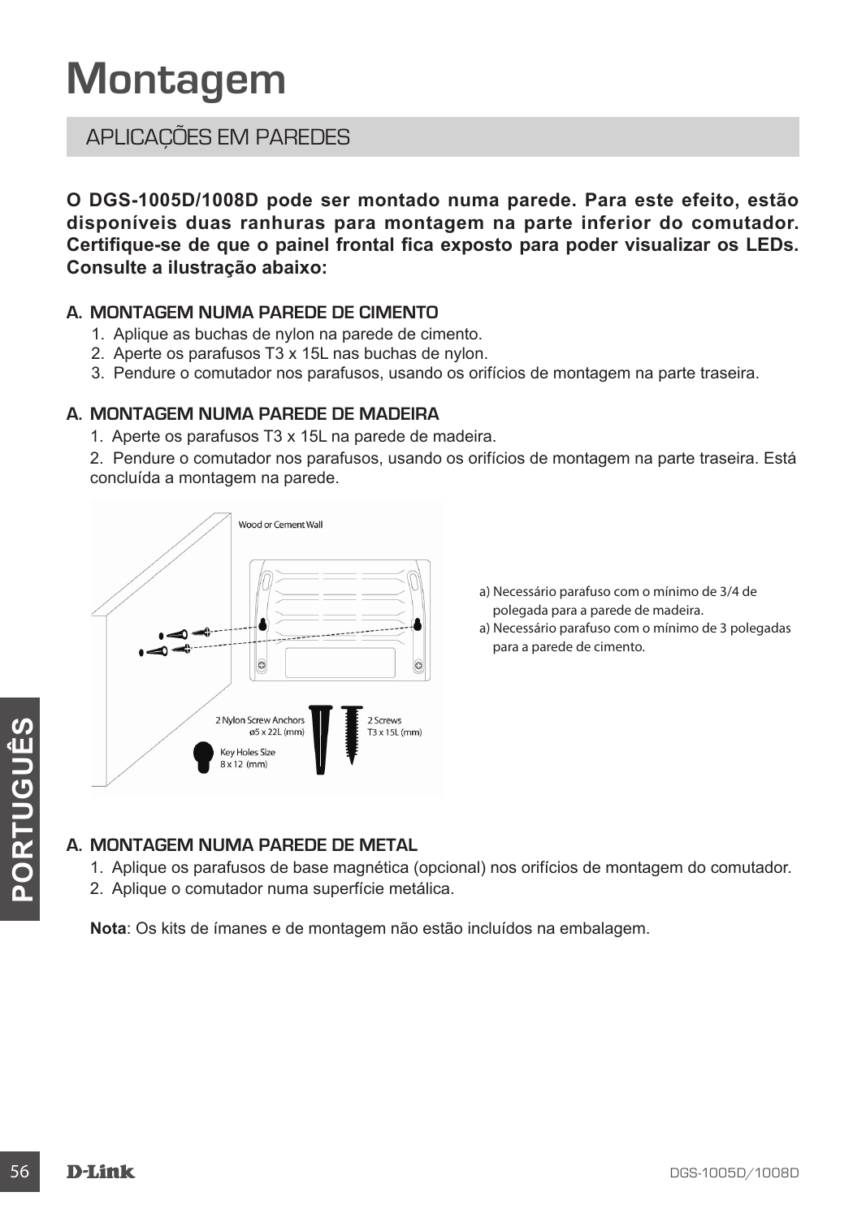# Montagem

## APLICAÇÕES EM PAREDES

**O DGS-1005D/1008D pode ser montado numa parede. Para este efeito, estão disponíveis duas ranhuras para montagem na parte inferior do comutador. Certifique-se de que o painel frontal fica exposto para poder visualizar os LEDs. Consulte a ilustração abaixo:**

### A. MONTAGEM NUMA PAREDE DE CIMENTO

1. Aplique as buchas de nylon na parede de cimento.
2. Aperte os parafusos T3 x 15L nas buchas de nylon.
3. Pendure o comutador nos parafusos, usando os orifícios de montagem na parte traseira.

### A. MONTAGEM NUMA PAREDE DE MADEIRA

1. Aperte os parafusos T3 x 15L na parede de madeira.
2. Pendure o comutador nos parafusos, usando os orifícios de montagem na parte traseira. Está concluída a montagem na parede.

Wood or Cement Wall

2 Nylon Screw Anchors ø5 x 22L (mm)

2 Screws T3 x 15L (mm)

Key Holes Size 8 x 12 (mm)

a) Necessário parafuso com o mínimo de 3/4 de polegada para a parede de madeira.
a) Necessário parafuso com o mínimo de 3 polegadas para a parede de cimento.

### A. MONTAGEM NUMA PAREDE DE METAL

1. Aplique os parafusos de base magnética (opcional) nos orifícios de montagem do comutador.
2. Aplique o comutador numa superfície metálica.

**Nota**: Os kits de ímanes e de montagem não estão incluídos na embalagem.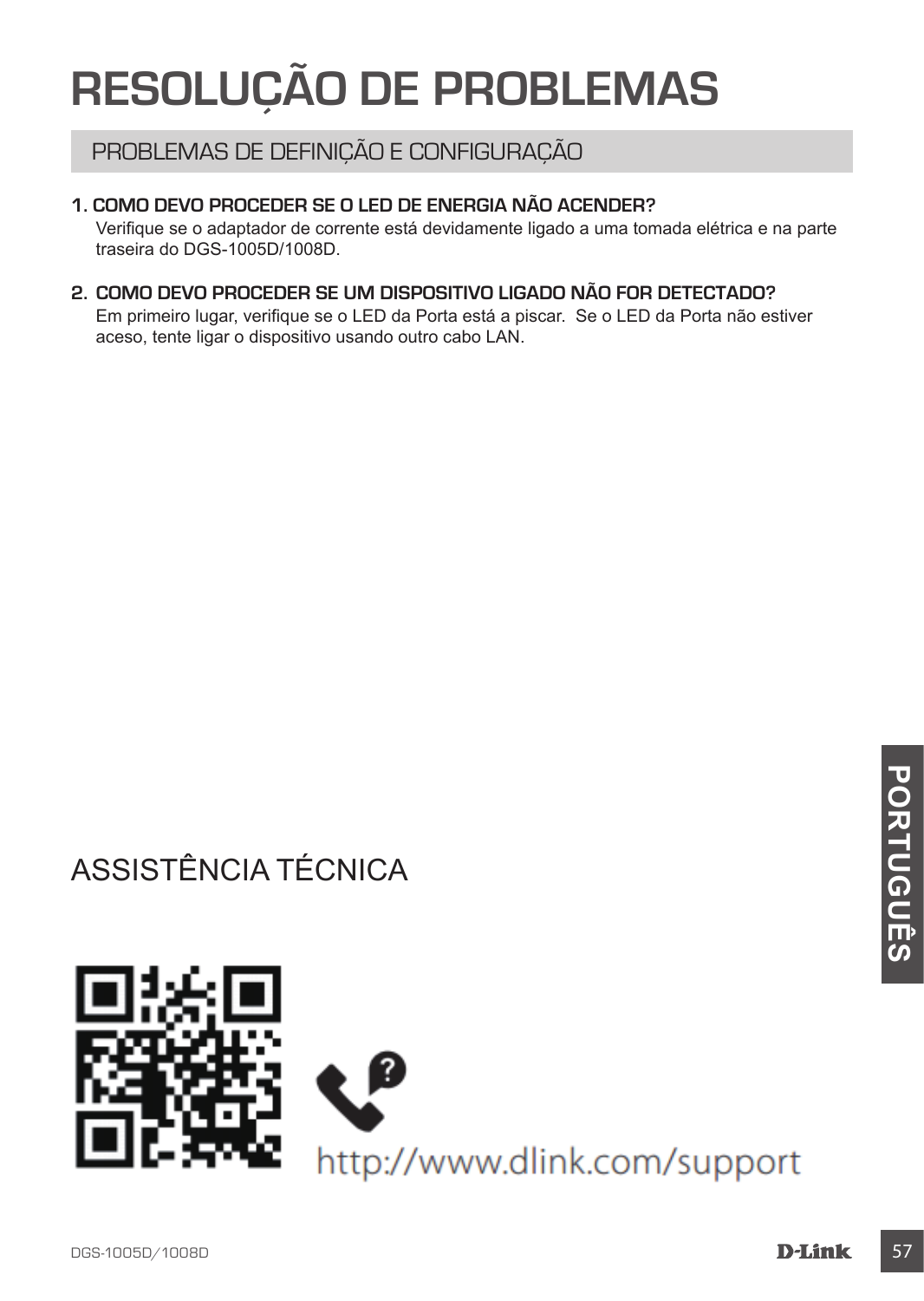# RESOLUÇÃO DE PROBLEMAS

## PROBLEMAS DE DEFINIÇÃO E CONFIGURAÇÃO

**1. COMO DEVO PROCEDER SE O LED DE ENERGIA NÃO ACENDER?**

Verifique se o adaptador de corrente está devidamente ligado a uma tomada elétrica e na parte traseira do DGS-1005D/1008D.

**2. COMO DEVO PROCEDER SE UM DISPOSITIVO LIGADO NÃO FOR DETECTADO?**

Em primeiro lugar, verifique se o LED da Porta está a piscar. Se o LED da Porta não estiver aceso, tente ligar o dispositivo usando outro cabo LAN.

## ASSISTÊNCIA TÉCNICA

http://www.dlink.com/support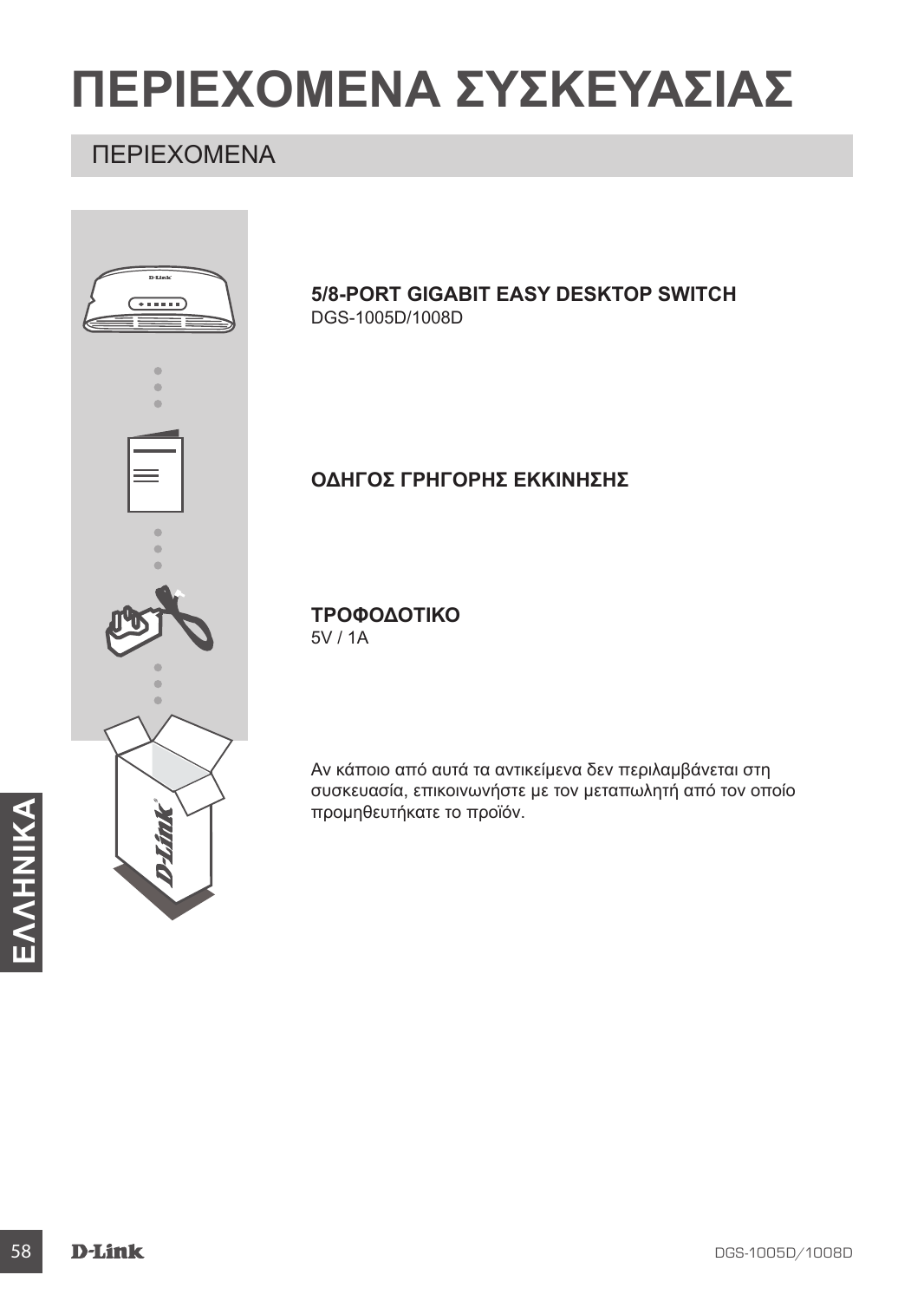# ΠΕΡΙΕΧΟΜΕΝΑ ΣΥΣΚΕΥΑΣΙΑΣ

## ΠΕΡΙΕΧΟΜΕΝΑ

**5/8-PORT GIGABIT EASY DESKTOP SWITCH**
DGS-1005D/1008D

**ΟΔΗΓΟΣ ΓΡΗΓΟΡΗΣ ΕΚΚΙΝΗΣΗΣ**

**ΤΡΟΦΟΔΟΤΙΚΟ**
5V / 1A

Αν κάποιο από αυτά τα αντικείμενα δεν περιλαμβάνεται στη συσκευασία, επικοινωνήστε με τον μεταπωλητή από τον οποίο προμηθευτήκατε το προϊόν.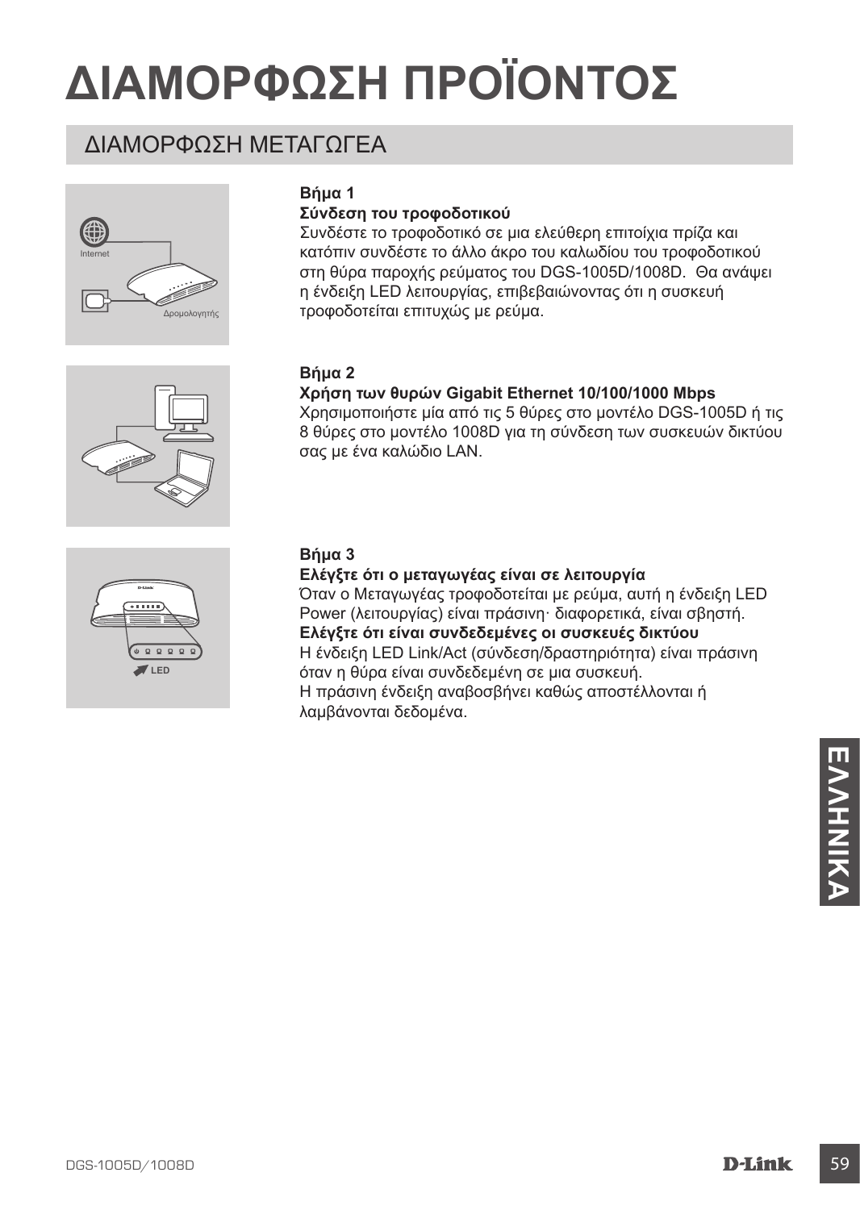# ΔΙΑΜΟΡΦΩΣΗ ΠΡΟΪΟΝΤΟΣ

## ΔΙΑΜΟΡΦΩΣΗ ΜΕΤΑΓΩΓΕΑ

**Βήμα 1**

**Σύνδεση του τροφοδοτικού**

Συνδέστε το τροφοδοτικό σε μια ελεύθερη επιτοίχια πρίζα και κατόπιν συνδέστε το άλλο άκρο του καλωδίου του τροφοδοτικού στη θύρα παροχής ρεύματος του DGS-1005D/1008D. Θα ανάψει η ένδειξη LED λειτουργίας, επιβεβαιώνοντας ότι η συσκευή τροφοδοτείται επιτυχώς με ρεύμα.

**Βήμα 2**

**Χρήση των θυρών Gigabit Ethernet 10/100/1000 Mbps**

Χρησιμοποιήστε μία από τις 5 θύρες στο μοντέλο DGS-1005D ή τις 8 θύρες στο μοντέλο 1008D για τη σύνδεση των συσκευών δικτύου σας με ένα καλώδιο LAN.

**Βήμα 3**

**Ελέγξτε ότι ο μεταγωγέας είναι σε λειτουργία**

Όταν ο Μεταγωγέας τροφοδοτείται με ρεύμα, αυτή η ένδειξη LED Power (λειτουργίας) είναι πράσινη· διαφορετικά, είναι σβηστή.

**Ελέγξτε ότι είναι συνδεδεμένες οι συσκευές δικτύου**

Η ένδειξη LED Link/Act (σύνδεση/δραστηριότητα) είναι πράσινη όταν η θύρα είναι συνδεδεμένη σε μια συσκευή.
Η πράσινη ένδειξη αναβοσβήνει καθώς αποστέλλονται ή λαμβάνονται δεδομένα.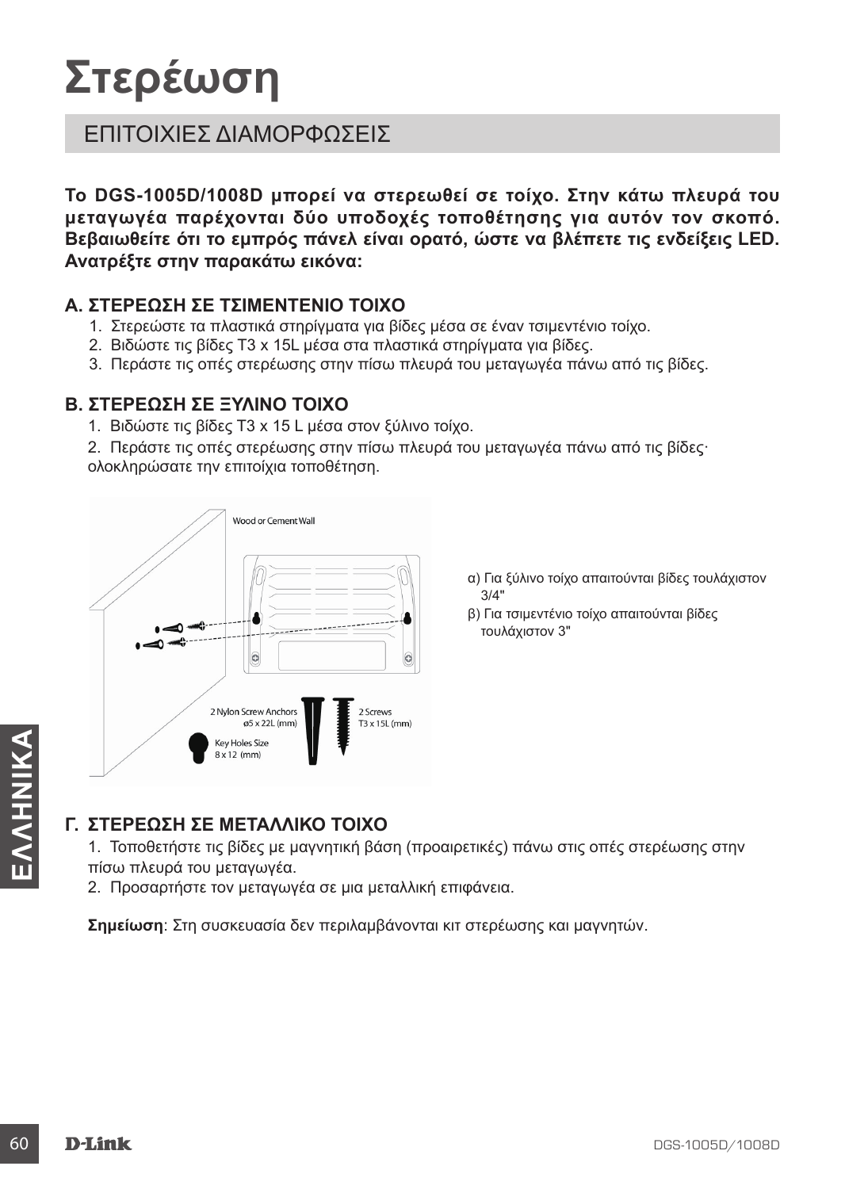# Στερέωση

## ΕΠΙΤΟΙΧΙΕΣ ΔΙΑΜΟΡΦΩΣΕΙΣ

**Το DGS-1005D/1008D μπορεί να στερεωθεί σε τοίχο. Στην κάτω πλευρά του μεταγωγέα παρέχονται δύο υποδοχές τοποθέτησης για αυτόν τον σκοπό. Βεβαιωθείτε ότι το εμπρός πάνελ είναι ορατό, ώστε να βλέπετε τις ενδείξεις LED. Ανατρέξτε στην παρακάτω εικόνα:**

### Α. ΣΤΕΡΕΩΣΗ ΣΕ ΤΣΙΜΕΝΤΕΝΙΟ ΤΟΙΧΟ

1. Στερεώστε τα πλαστικά στηρίγματα για βίδες μέσα σε έναν τσιμεντένιο τοίχο.
2. Βιδώστε τις βίδες T3 x 15L μέσα στα πλαστικά στηρίγματα για βίδες.
3. Περάστε τις οπές στερέωσης στην πίσω πλευρά του μεταγωγέα πάνω από τις βίδες.

### Β. ΣΤΕΡΕΩΣΗ ΣΕ ΞΥΛΙΝΟ ΤΟΙΧΟ

1. Βιδώστε τις βίδες T3 x 15 L μέσα στον ξύλινο τοίχο.
2. Περάστε τις οπές στερέωσης στην πίσω πλευρά του μεταγωγέα πάνω από τις βίδες· ολοκληρώσατε την επιτοίχια τοποθέτηση.

Wood or Cement Wall

2 Nylon Screw Anchors ø5 x 22L (mm)

2 Screws T3 x 15L (mm)

Key Holes Size 8 x 12 (mm)

α) Για ξύλινο τοίχο απαιτούνται βίδες τουλάχιστον 3/4"

β) Για τσιμεντένιο τοίχο απαιτούνται βίδες τουλάχιστον 3"

### Γ. ΣΤΕΡΕΩΣΗ ΣΕ ΜΕΤΑΛΛΙΚΟ ΤΟΙΧΟ

1. Τοποθετήστε τις βίδες με μαγνητική βάση (προαιρετικές) πάνω στις οπές στερέωσης στην πίσω πλευρά του μεταγωγέα.
2. Προσαρτήστε τον μεταγωγέα σε μια μεταλλική επιφάνεια.

**Σημείωση**: Στη συσκευασία δεν περιλαμβάνονται κιτ στερέωσης και μαγνητών.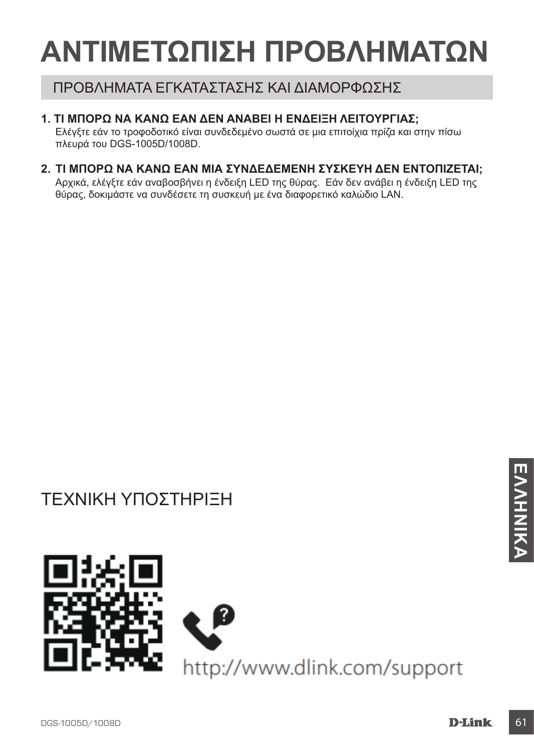# ΑΝΤΙΜΕΤΩΠΙΣΗ ΠΡΟΒΛΗΜΑΤΩΝ

## ΠΡΟΒΛΗΜΑΤΑ ΕΓΚΑΤΑΣΤΑΣΗΣ ΚΑΙ ΔΙΑΜΟΡΦΩΣΗΣ

**1. ΤΙ ΜΠΟΡΩ ΝΑ ΚΑΝΩ ΕΑΝ ΔΕΝ ΑΝΑΒΕΙ Η ΕΝΔΕΙΞΗ ΛΕΙΤΟΥΡΓΙΑΣ;**
Ελέγξτε εάν το τροφοδοτικό είναι συνδεδεμένο σωστά σε μια επιτοίχια πρίζα και στην πίσω πλευρά του DGS-1005D/1008D.

**2. ΤΙ ΜΠΟΡΩ ΝΑ ΚΑΝΩ ΕΑΝ ΜΙΑ ΣΥΝΔΕΔΕΜΕΝΗ ΣΥΣΚΕΥΗ ΔΕΝ ΕΝΤΟΠΙΖΕΤΑΙ;**
Αρχικά, ελέγξτε εάν αναβοσβήνει η ένδειξη LED της θύρας. Εάν δεν ανάβει η ένδειξη LED της θύρας, δοκιμάστε να συνδέσετε τη συσκευή με ένα διαφορετικό καλώδιο LAN.

## ΤΕΧΝΙΚΗ ΥΠΟΣΤΗΡΙΞΗ

http://www.dlink.com/support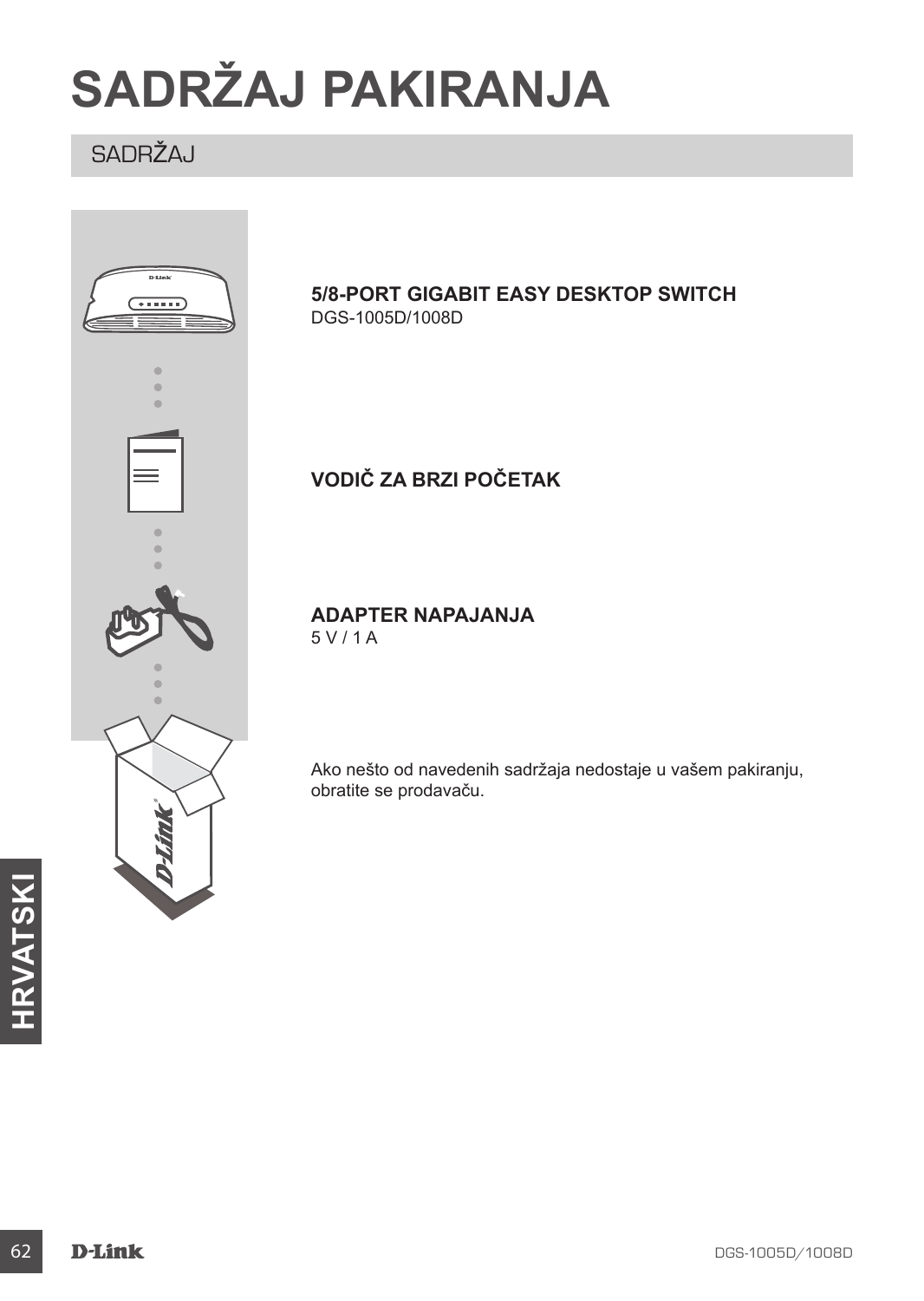# SADRŽAJ PAKIRANJA

## SADRŽAJ

**5/8-PORT GIGABIT EASY DESKTOP SWITCH**
DGS-1005D/1008D

**VODIČ ZA BRZI POČETAK**

**ADAPTER NAPAJANJA**
5 V / 1 A

Ako nešto od navedenih sadržaja nedostaje u vašem pakiranju, obratite se prodavaču.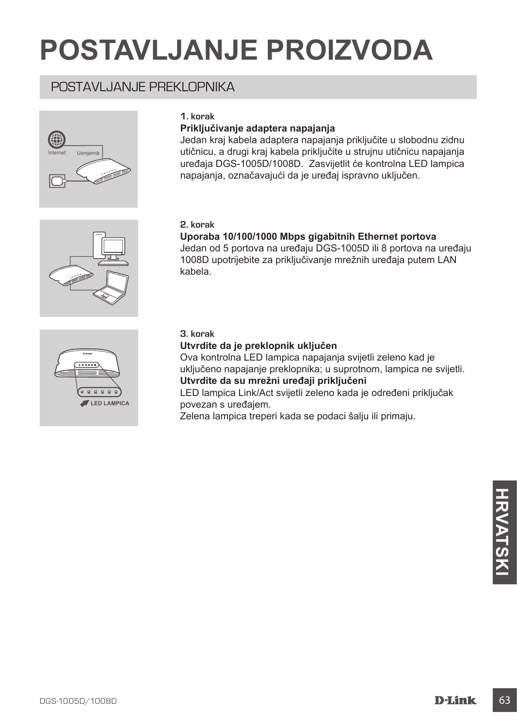# POSTAVLJANJE PROIZVODA

## POSTAVLJANJE PREKLOPNIKA

**1. korak**

**Priključivanje adaptera napajanja**

Jedan kraj kabela adaptera napajanja priključite u slobodnu zidnu utičnicu, a drugi kraj kabela priključite u strujnu utičnicu napajanja uređaja DGS-1005D/1008D. Zasvijetlit će kontrolna LED lampica napajanja, označavajući da je uređaj ispravno uključen.

**2. korak**

**Uporaba 10/100/1000 Mbps gigabitnih Ethernet portova**

Jedan od 5 portova na uređaju DGS-1005D ili 8 portova na uređaju 1008D upotrijebite za priključivanje mrežnih uređaja putem LAN kabela.

**3. korak**

**Utvrdite da je preklopnik uključen**

Ova kontrolna LED lampica napajanja svijetli zeleno kad je uključeno napajanje preklopnika; u suprotnom, lampica ne svijetli.

**Utvrdite da su mrežni uređaji priključeni**

LED lampica Link/Act svijetli zeleno kada je određeni priključak povezan s uređajem.

Zelena lampica treperi kada se podaci šalju ili primaju.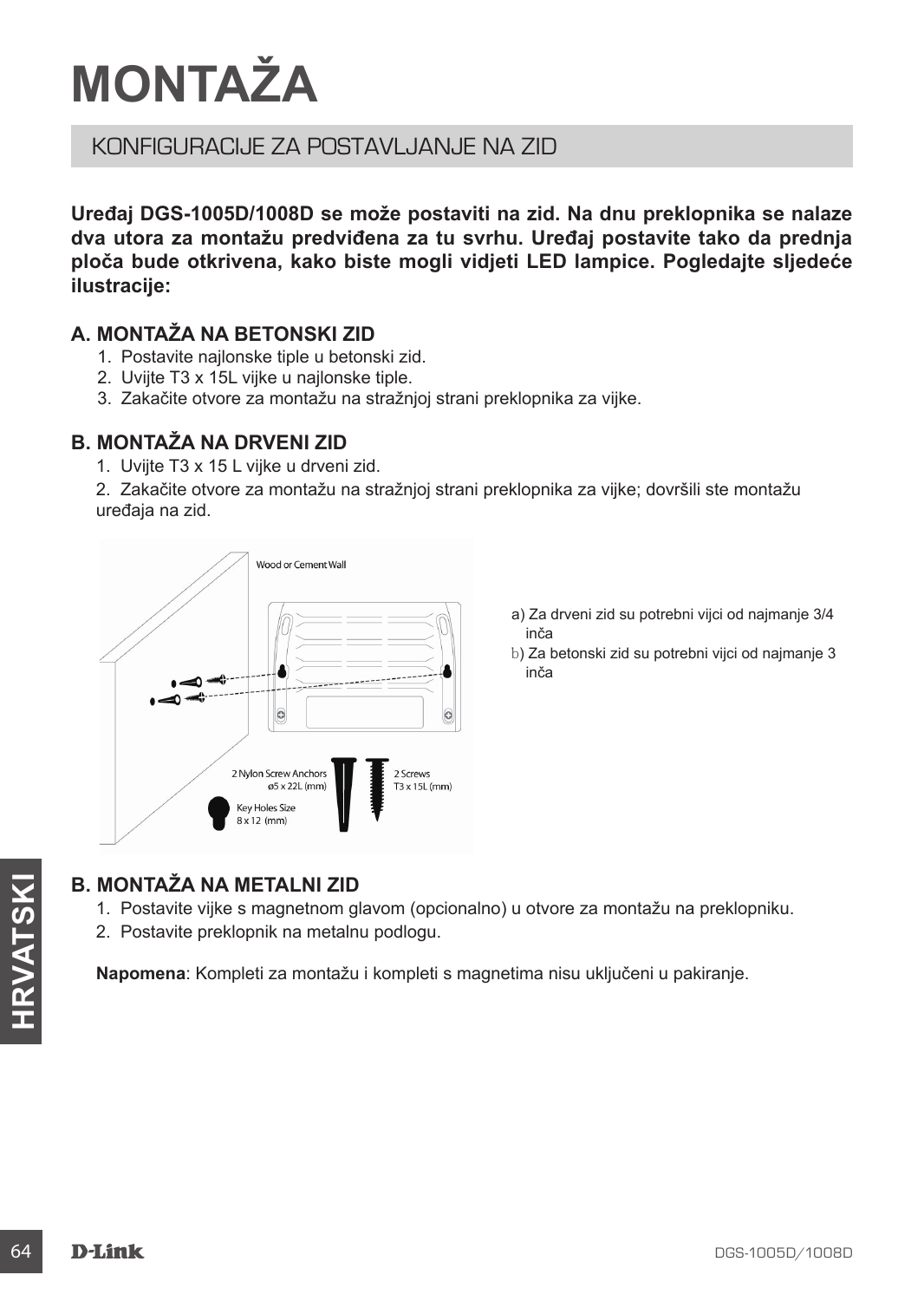# MONTAŽA

## KONFIGURACIJE ZA POSTAVLJANJE NA ZID

**Uređaj DGS-1005D/1008D se može postaviti na zid. Na dnu preklopnika se nalaze dva utora za montažu predviđena za tu svrhu. Uređaj postavite tako da prednja ploča bude otkrivena, kako biste mogli vidjeti LED lampice. Pogledajte sljedeće ilustracije:**

### A. MONTAŽA NA BETONSKI ZID

1. Postavite najlonske tiple u betonski zid.
2. Uvijte T3 x 15L vijke u najlonske tiple.
3. Zakačite otvore za montažu na stražnjoj strani preklopnika za vijke.

### B. MONTAŽA NA DRVENI ZID

1. Uvijte T3 x 15 L vijke u drveni zid.
2. Zakačite otvore za montažu na stražnjoj strani preklopnika za vijke; dovršili ste montažu uređaja na zid.

Wood or Cement Wall

2 Nylon Screw Anchors ø5 x 22L (mm)

2 Screws T3 x 15L (mm)

Key Holes Size 8 x 12 (mm)

a) Za drveni zid su potrebni vijci od najmanje 3/4 inča
b) Za betonski zid su potrebni vijci od najmanje 3 inča

### B. MONTAŽA NA METALNI ZID

1. Postavite vijke s magnetnom glavom (opcionalno) u otvore za montažu na preklopniku.
2. Postavite preklopnik na metalnu podlogu.

**Napomena**: Kompleti za montažu i kompleti s magnetima nisu uključeni u pakiranje.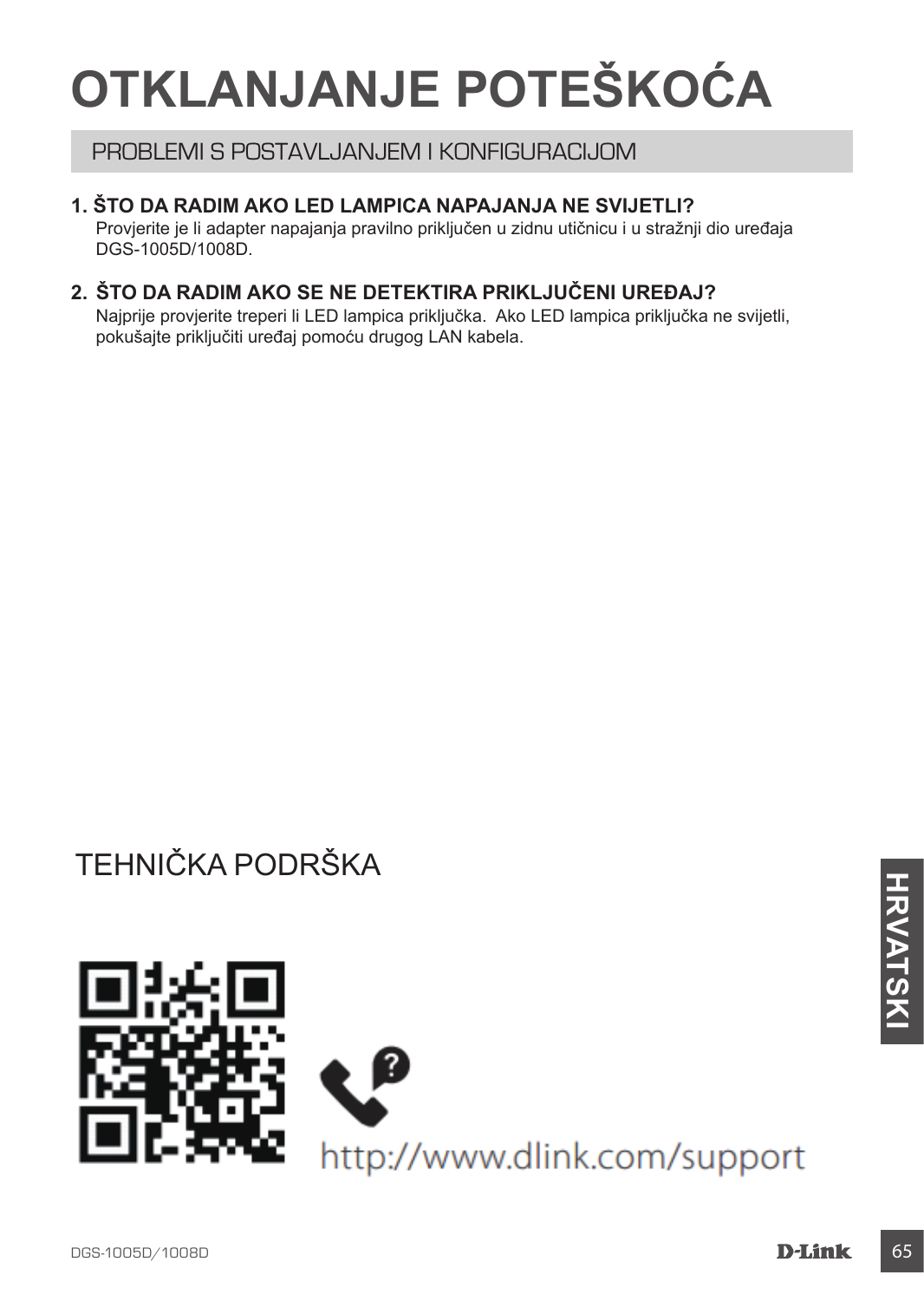# OTKLANJANJE POTEŠKOĆA

## PROBLEMI S POSTAVLJANJEM I KONFIGURACIJOM

**1. ŠTO DA RADIM AKO LED LAMPICA NAPAJANJA NE SVIJETLI?**

Provjerite je li adapter napajanja pravilno priključen u zidnu utičnicu i u stražnji dio uređaja DGS-1005D/1008D.

**2. ŠTO DA RADIM AKO SE NE DETEKTIRA PRIKLJUČENI UREĐAJ?**

Najprije provjerite treperi li LED lampica priključka. Ako LED lampica priključka ne svijetli, pokušajte priključiti uređaj pomoću drugog LAN kabela.

## TEHNIČKA PODRŠKA

http://www.dlink.com/support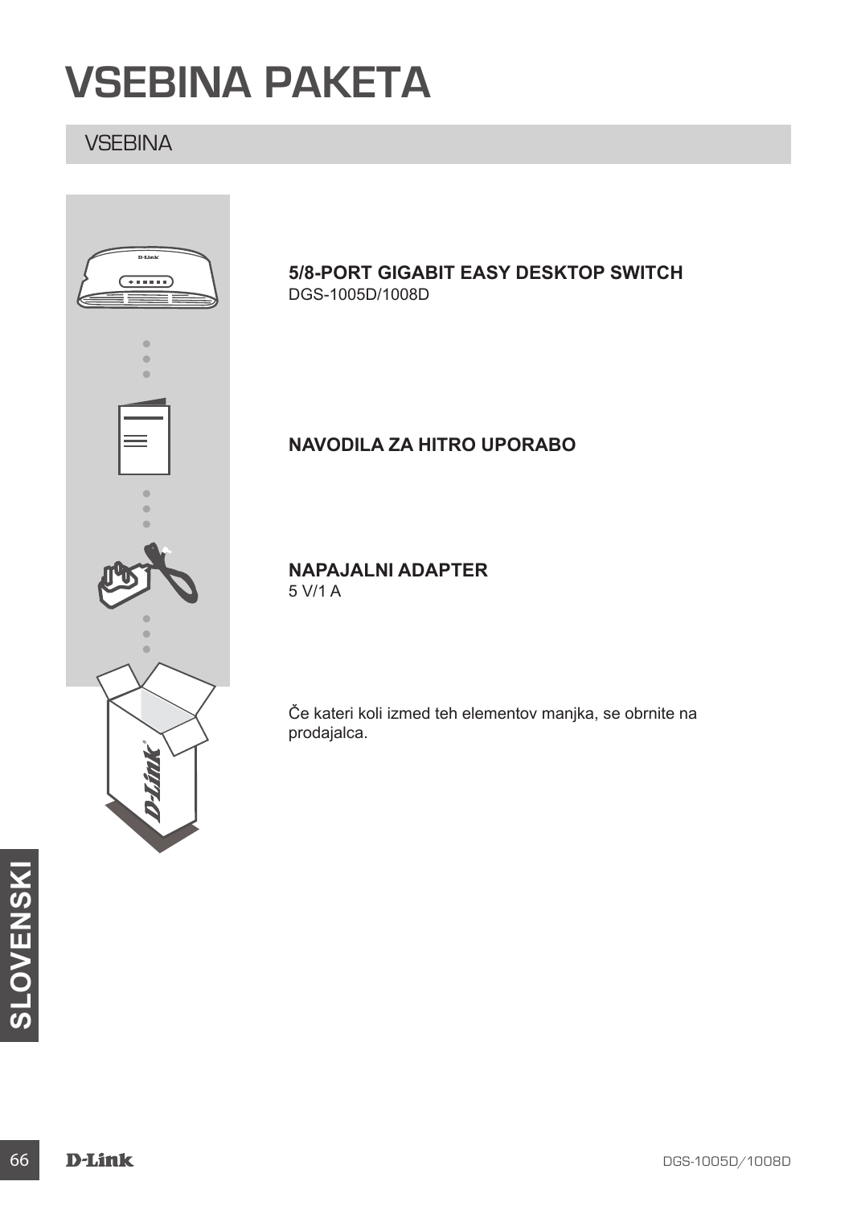# VSEBINA PAKETA

## VSEBINA

**5/8-PORT GIGABIT EASY DESKTOP SWITCH**
DGS-1005D/1008D

**NAVODILA ZA HITRO UPORABO**

**NAPAJALNI ADAPTER**
5 V/1 A

Če kateri koli izmed teh elementov manjka, se obrnite na prodajalca.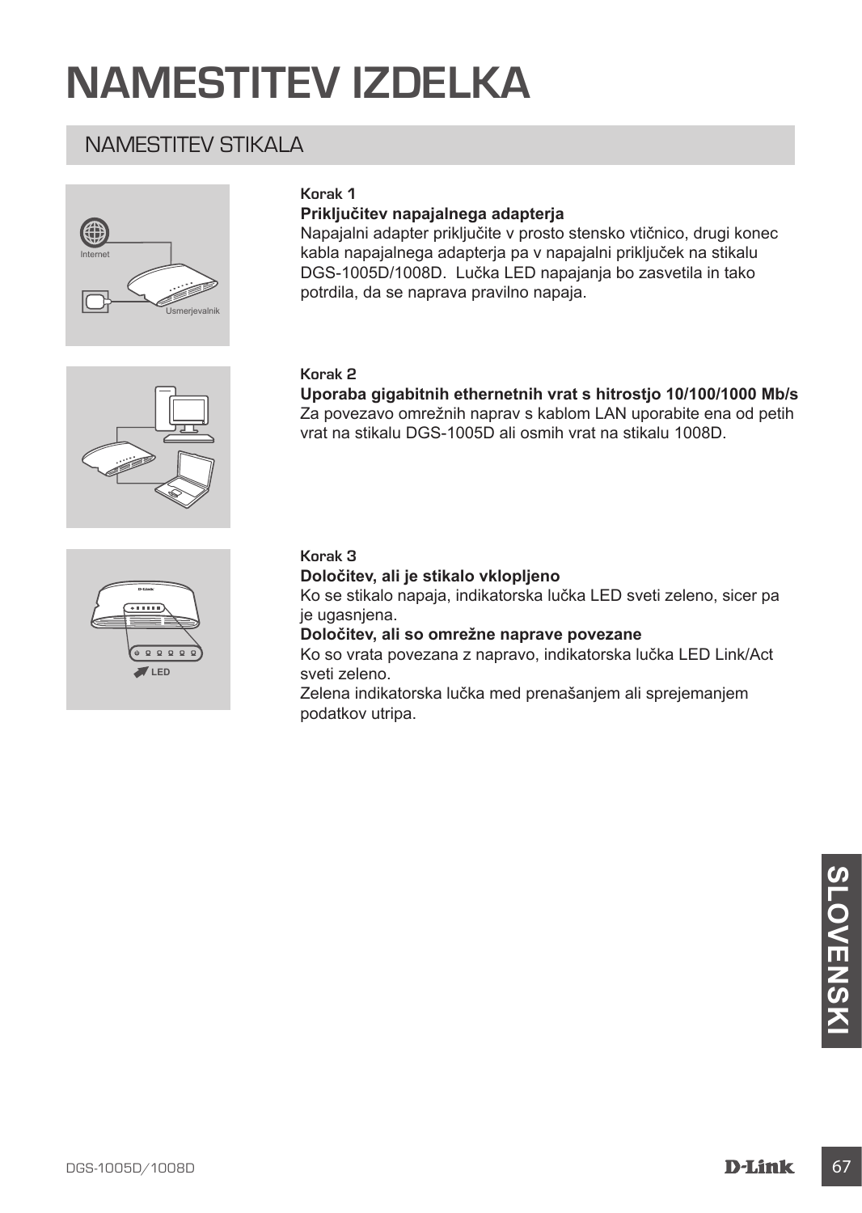# NAMESTITEV IZDELKA

## NAMESTITEV STIKALA

**Korak 1**

**Priključitev napajalnega adapterja**

Napajalni adapter priključite v prosto stensko vtičnico, drugi konec kabla napajalnega adapterja pa v napajalni priključek na stikalu DGS-1005D/1008D. Lučka LED napajanja bo zasvetila in tako potrdila, da se naprava pravilno napaja.

**Korak 2**

**Uporaba gigabitnih ethernetnih vrat s hitrostjo 10/100/1000 Mb/s**

Za povezavo omrežnih naprav s kablom LAN uporabite ena od petih vrat na stikalu DGS-1005D ali osmih vrat na stikalu 1008D.

**Korak 3**

**Določitev, ali je stikalo vklopljeno**

Ko se stikalo napaja, indikatorska lučka LED sveti zeleno, sicer pa je ugasnjena.

**Določitev, ali so omrežne naprave povezane**

Ko so vrata povezana z napravo, indikatorska lučka LED Link/Act sveti zeleno.

Zelena indikatorska lučka med prenašanjem ali sprejemanjem podatkov utripa.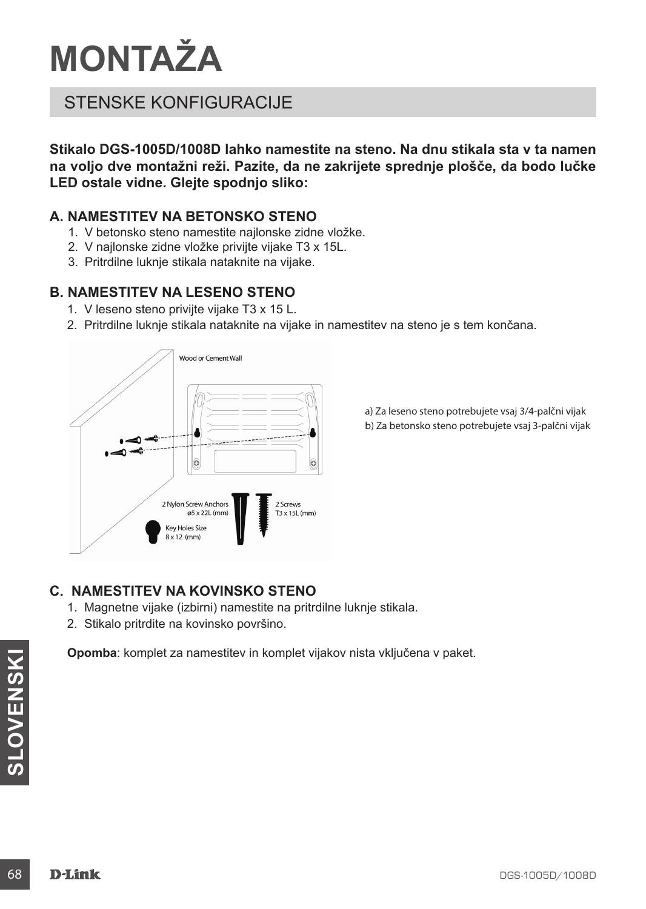# MONTAŽA

## STENSKE KONFIGURACIJE

**Stikalo DGS-1005D/1008D lahko namestite na steno. Na dnu stikala sta v ta namen na voljo dve montažni reži. Pazite, da ne zakrijete sprednje plošče, da bodo lučke LED ostale vidne. Glejte spodnjo sliko:**

### A. NAMESTITEV NA BETONSKO STENO

1. V betonsko steno namestite najlonske zidne vložke.
2. V najlonske zidne vložke privijte vijake T3 x 15L.
3. Pritrdilne luknje stikala nataknite na vijake.

### B. NAMESTITEV NA LESENO STENO

1. V leseno steno privijte vijake T3 x 15 L.
2. Pritrdilne luknje stikala nataknite na vijake in namestitev na steno je s tem končana.

Wood or Cement Wall

2 Nylon Screw Anchors ø5 x 22L (mm)

2 Screws T3 x 15L (mm)

Key Holes Size 8 x 12 (mm)

a) Za leseno steno potrebujete vsaj 3/4-palčni vijak
b) Za betonsko steno potrebujete vsaj 3-palčni vijak

### C. NAMESTITEV NA KOVINSKO STENO

1. Magnetne vijake (izbirni) namestite na pritrdilne luknje stikala.
2. Stikalo pritrdite na kovinsko površino.

**Opomba**: komplet za namestitev in komplet vijakov nista vključena v paket.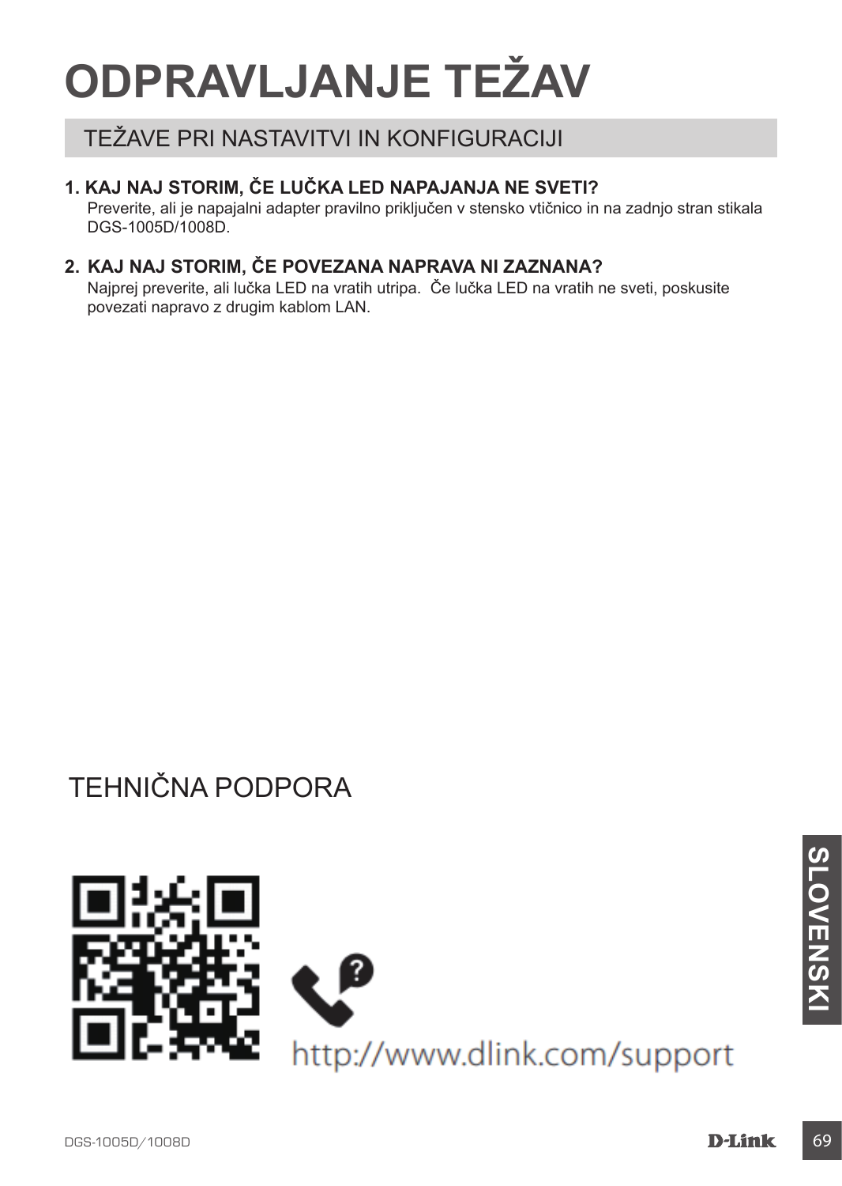# ODPRAVLJANJE TEŽAV

## TEŽAVE PRI NASTAVITVI IN KONFIGURACIJI

**1. KAJ NAJ STORIM, ČE LUČKA LED NAPAJANJA NE SVETI?**

Preverite, ali je napajalni adapter pravilno priključen v stensko vtičnico in na zadnjo stran stikala DGS-1005D/1008D.

**2. KAJ NAJ STORIM, ČE POVEZANA NAPRAVA NI ZAZNANA?**

Najprej preverite, ali lučka LED na vratih utripa. Če lučka LED na vratih ne sveti, poskusite povezati napravo z drugim kablom LAN.

## TEHNIČNA PODPORA

http://www.dlink.com/support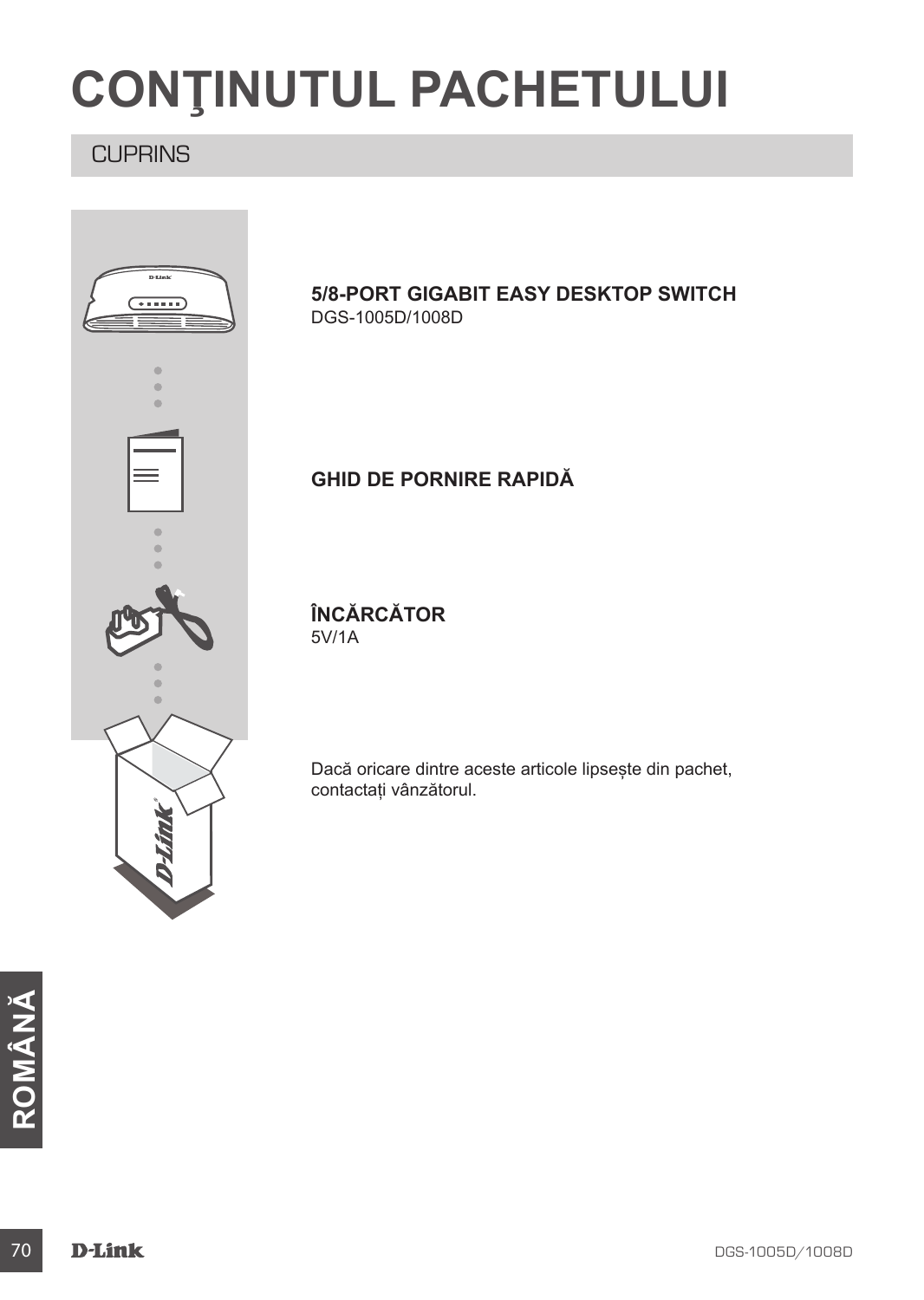# CONŢINUTUL PACHETULUI

## CUPRINS

**5/8-PORT GIGABIT EASY DESKTOP SWITCH**
DGS-1005D/1008D

**GHID DE PORNIRE RAPIDĂ**

**ÎNCĂRCĂTOR**
5V/1A

Dacă oricare dintre aceste articole lipsește din pachet, contactați vânzătorul.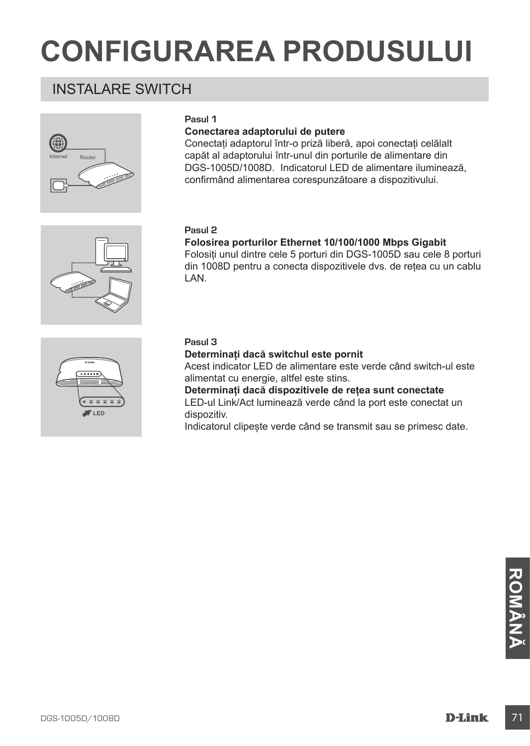# CONFIGURAREA PRODUSULUI

## INSTALARE SWITCH

**Pasul 1**

**Conectarea adaptorului de putere**

Conectați adaptorul într-o priză liberă, apoi conectați celălalt capăt al adaptorului într-unul din porturile de alimentare din DGS-1005D/1008D. Indicatorul LED de alimentare iluminează, confirmând alimentarea corespunzătoare a dispozitivului.

**Pasul 2**

**Folosirea porturilor Ethernet 10/100/1000 Mbps Gigabit**

Folosiți unul dintre cele 5 porturi din DGS-1005D sau cele 8 porturi din 1008D pentru a conecta dispozitivele dvs. de rețea cu un cablu LAN.

**Pasul 3**

**Determinați dacă switchul este pornit**

Acest indicator LED de alimentare este verde când switch-ul este alimentat cu energie, altfel este stins.

**Determinați dacă dispozitivele de rețea sunt conectate**

LED-ul Link/Act luminează verde când la port este conectat un dispozitiv.

Indicatorul clipește verde când se transmit sau se primesc date.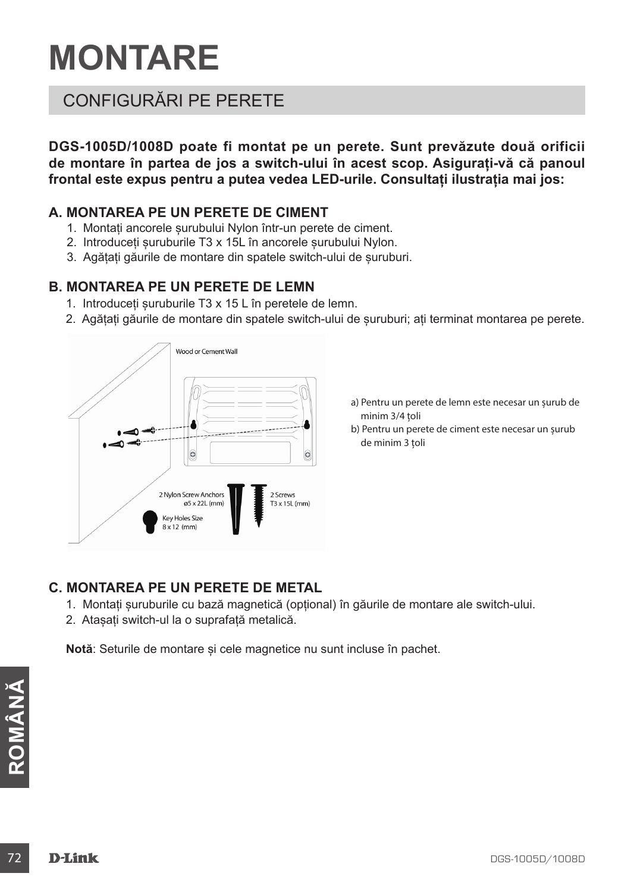# MONTARE

## CONFIGURĂRI PE PERETE

**DGS-1005D/1008D poate fi montat pe un perete. Sunt prevăzute două orificii de montare în partea de jos a switch-ului în acest scop. Asigurați-vă că panoul frontal este expus pentru a putea vedea LED-urile. Consultați ilustrația mai jos:**

### A. MONTAREA PE UN PERETE DE CIMENT

1. Montați ancorele șurubului Nylon într-un perete de ciment.
2. Introduceți șuruburile T3 x 15L în ancorele șurubului Nylon.
3. Agățați găurile de montare din spatele switch-ului de șuruburi.

### B. MONTAREA PE UN PERETE DE LEMN

1. Introduceți șuruburile T3 x 15 L în peretele de lemn.
2. Agățați găurile de montare din spatele switch-ului de șuruburi; ați terminat montarea pe perete.

Wood or Cement Wall

2 Nylon Screw Anchors ø5 x 22L (mm)

2 Screws T3 x 15L (mm)

Key Holes Size 8 x 12 (mm)

a) Pentru un perete de lemn este necesar un șurub de minim 3/4 țoli
b) Pentru un perete de ciment este necesar un șurub de minim 3 țoli

### C. MONTAREA PE UN PERETE DE METAL

1. Montați șuruburile cu bază magnetică (opțional) în găurile de montare ale switch-ului.
2. Atașați switch-ul la o suprafață metalică.

**Notă**: Seturile de montare și cele magnetice nu sunt incluse în pachet.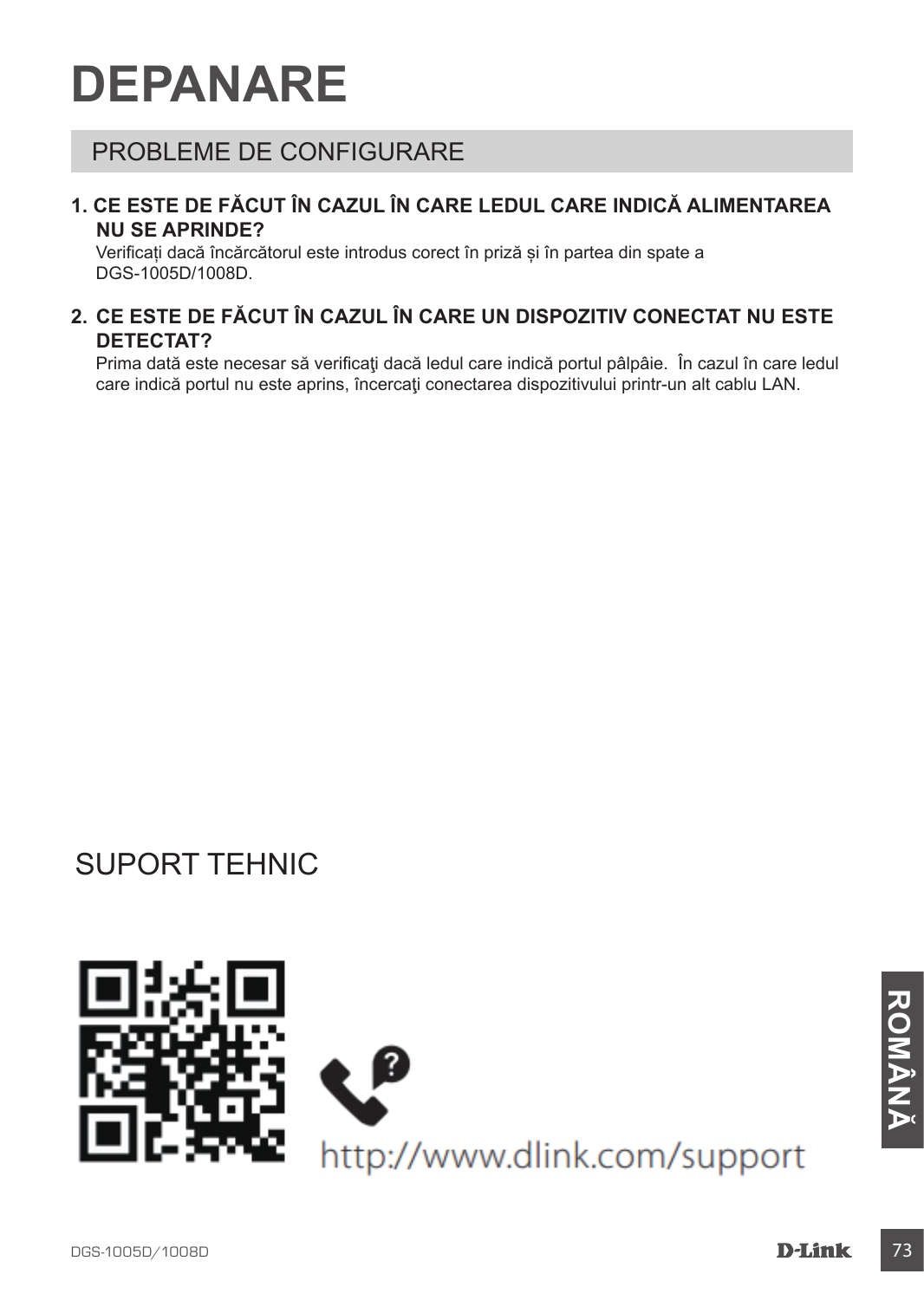# DEPANARE

## PROBLEME DE CONFIGURARE

**1. CE ESTE DE FĂCUT ÎN CAZUL ÎN CARE LEDUL CARE INDICĂ ALIMENTAREA NU SE APRINDE?**

Verificați dacă încărcătorul este introdus corect în priză și în partea din spate a DGS-1005D/1008D.

**2. CE ESTE DE FĂCUT ÎN CAZUL ÎN CARE UN DISPOZITIV CONECTAT NU ESTE DETECTAT?**

Prima dată este necesar să verificaţi dacă ledul care indică portul pâlpâie. În cazul în care ledul care indică portul nu este aprins, încercaţi conectarea dispozitivului printr-un alt cablu LAN.

## SUPORT TEHNIC

http://www.dlink.com/support

ROMÂNĂ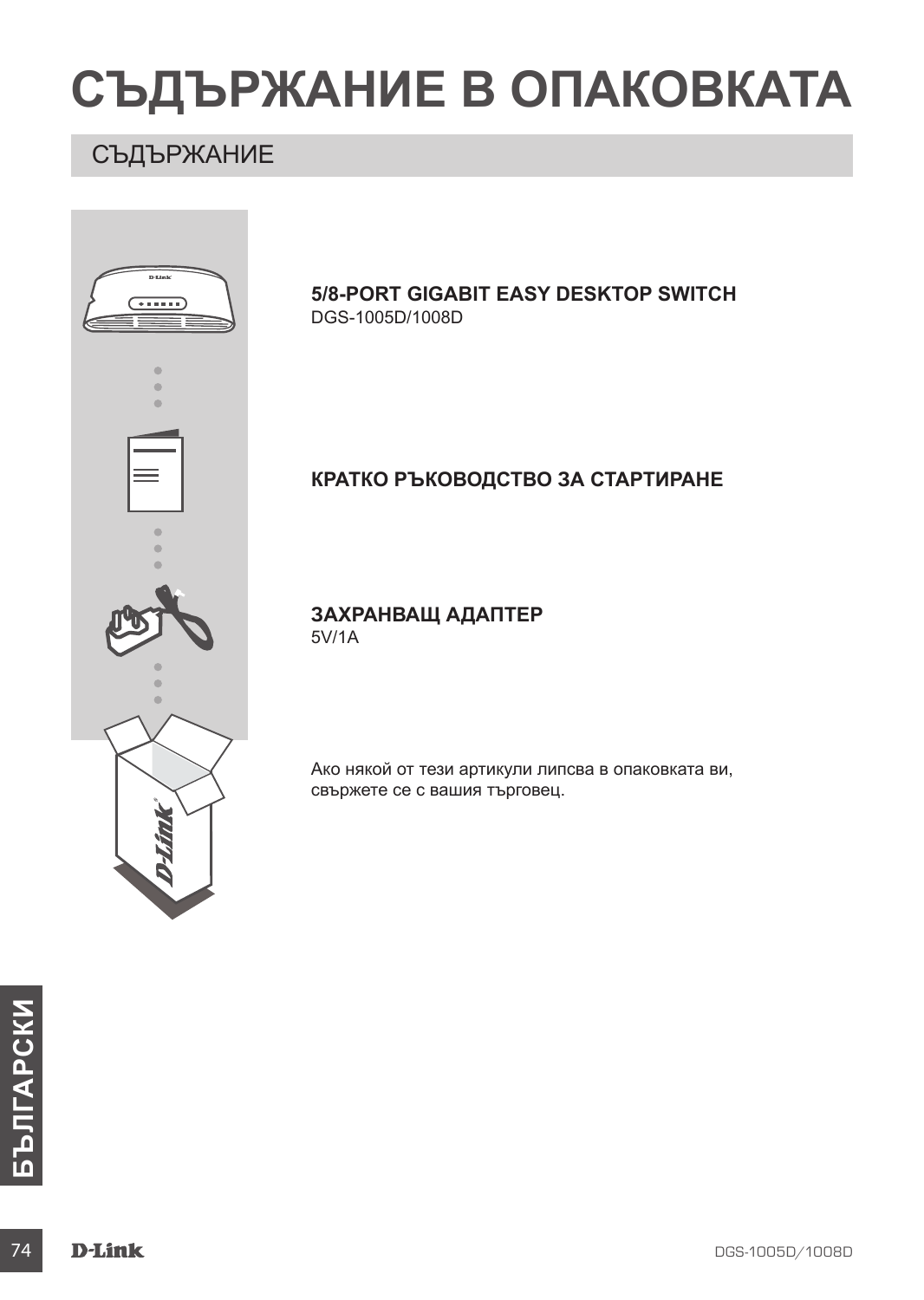# СЪДЪРЖАНИЕ В ОПАКОВКАТА

## СЪДЪРЖАНИЕ

**5/8-PORT GIGABIT EASY DESKTOP SWITCH**
DGS-1005D/1008D

**КРАТКО РЪКОВОДСТВО ЗА СТАРТИРАНЕ**

**ЗАХРАНВАЩ АДАПТЕР**
5V/1A

Ако някой от тези артикули липсва в опаковката ви, свържете се с вашия търговец.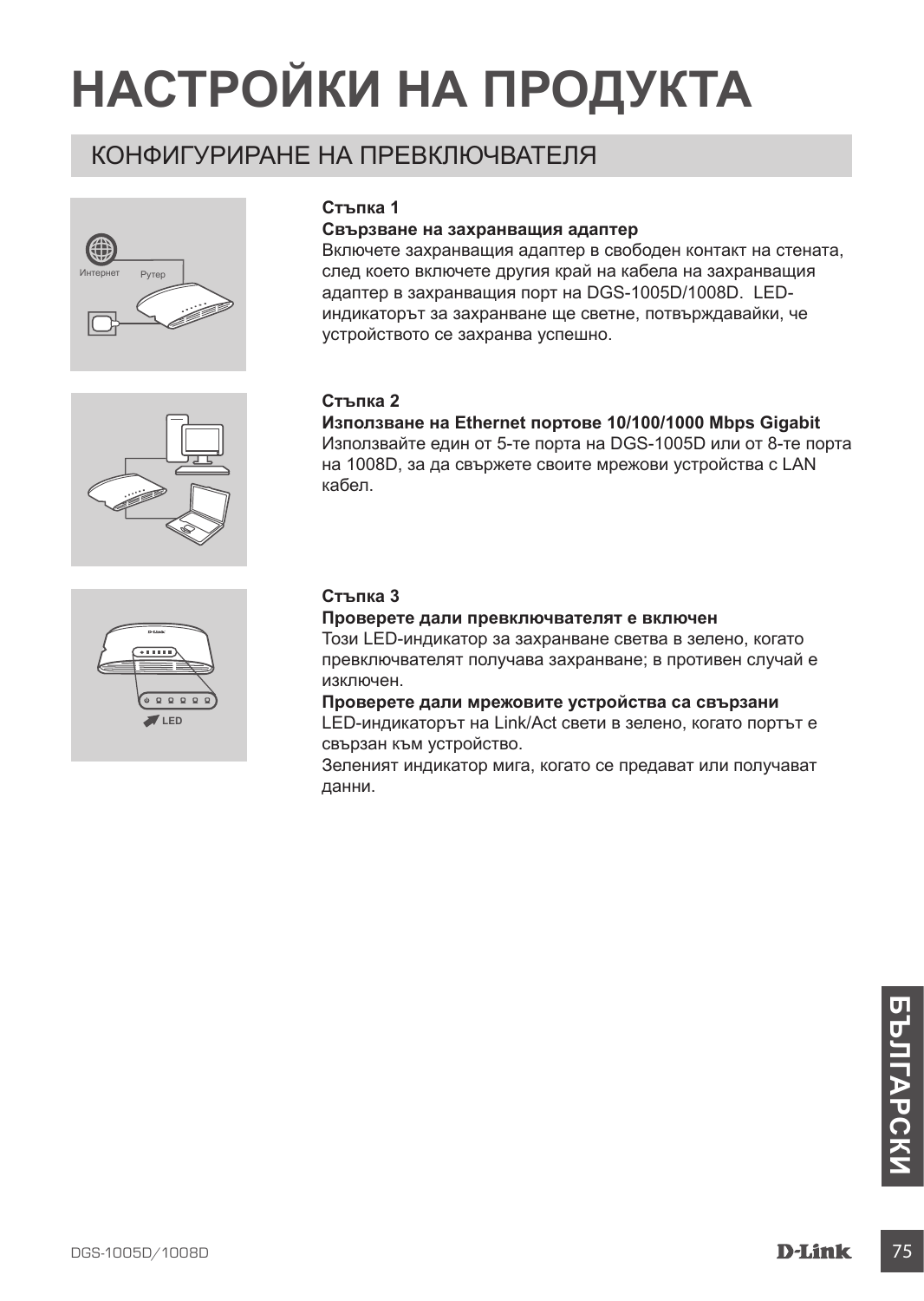# НАСТРОЙКИ НА ПРОДУКТА

## КОНФИГУРИРАНЕ НА ПРЕВКЛЮЧВАТЕЛЯ

**Стъпка 1**

**Свързване на захранващия адаптер**

Включете захранващия адаптер в свободен контакт на стената, след което включете другия край на кабела на захранващия адаптер в захранващия порт на DGS-1005D/1008D. LED-индикаторът за захранване ще светне, потвърждавайки, че устройството се захранва успешно.

**Стъпка 2**

**Използване на Ethernet портове 10/100/1000 Mbps Gigabit**

Използвайте един от 5-те порта на DGS-1005D или от 8-те порта на 1008D, за да свържете своите мрежови устройства с LAN кабел.

**Стъпка 3**

**Проверете дали превключвателят е включен**

Този LED-индикатор за захранване светва в зелено, когато превключвателят получава захранване; в противен случай е изключен.

**Проверете дали мрежовите устройства са свързани**

LED-индикаторът на Link/Act свети в зелено, когато портът е свързан към устройство.

Зеленият индикатор мига, когато се предават или получават данни.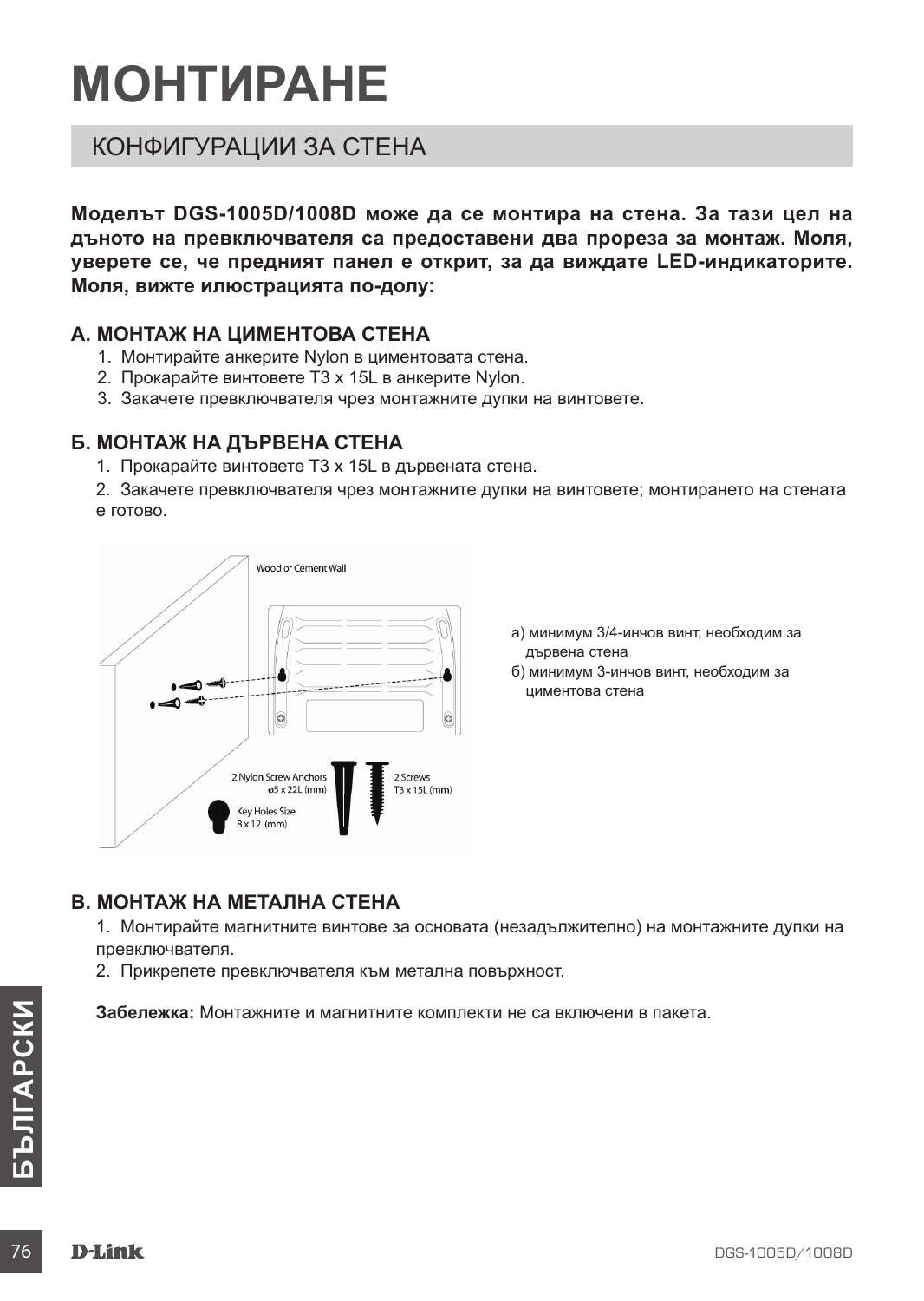# МОНТИРАНЕ

## КОНФИГУРАЦИИ ЗА СТЕНА

**Моделът DGS-1005D/1008D може да се монтира на стена. За тази цел на дъното на превключвателя са предоставени два прореза за монтаж. Моля, уверете се, че предният панел е открит, за да виждате LED-индикаторите. Моля, вижте илюстрацията по-долу:**

### А. МОНТАЖ НА ЦИМЕНТОВА СТЕНА

1. Монтирайте анкерите Nylon в циментовата стена.
2. Прокарайте винтовете T3 x 15L в анкерите Nylon.
3. Закачете превключвателя чрез монтажните дупки на винтовете.

### Б. МОНТАЖ НА ДЪРВЕНА СТЕНА

1. Прокарайте винтовете T3 x 15L в дървената стена.
2. Закачете превключвателя чрез монтажните дупки на винтовете; монтирането на стената е готово.

Wood or Cement Wall

2 Nylon Screw Anchors ø5 x 22L (mm)

2 Screws T3 x 15L (mm)

Key Holes Size 8 x 12 (mm)

а) минимум 3/4-инчов винт, необходим за дървена стена
б) минимум 3-инчов винт, необходим за циментова стена

### В. МОНТАЖ НА МЕТАЛНА СТЕНА

1. Монтирайте магнитните винтове за основата (незадължително) на монтажните дупки на превключвателя.
2. Прикрепете превключвателя към метална повърхност.

**Забележка:** Монтажните и магнитните комплекти не са включени в пакета.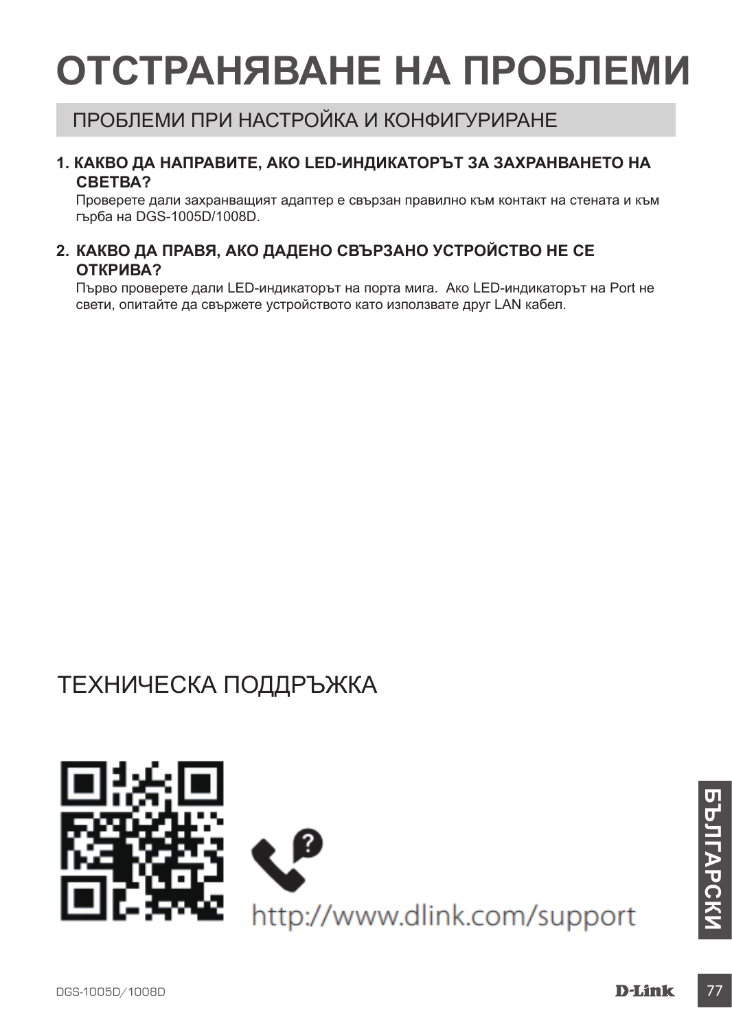# ОТСТРАНЯВАНЕ НА ПРОБЛЕМИ

## ПРОБЛЕМИ ПРИ НАСТРОЙКА И КОНФИГУРИРАНЕ

**1. КАКВО ДА НАПРАВИТЕ, АКО LED-ИНДИКАТОРЪТ ЗА ЗАХРАНВАНЕТО НА СВЕТВА?**

Проверете дали захранващият адаптер е свързан правилно към контакт на стената и към гърба на DGS-1005D/1008D.

**2. КАКВО ДА ПРАВЯ, АКО ДАДЕНО СВЪРЗАНО УСТРОЙСТВО НЕ СЕ ОТКРИВА?**

Първо проверете дали LED-индикаторът на порта мига. Ако LED-индикаторът на Port не свети, опитайте да свържете устройството като използвате друг LAN кабел.

## ТЕХНИЧЕСКА ПОДДРЪЖКА

http://www.dlink.com/support

БЪЛГАРСКИ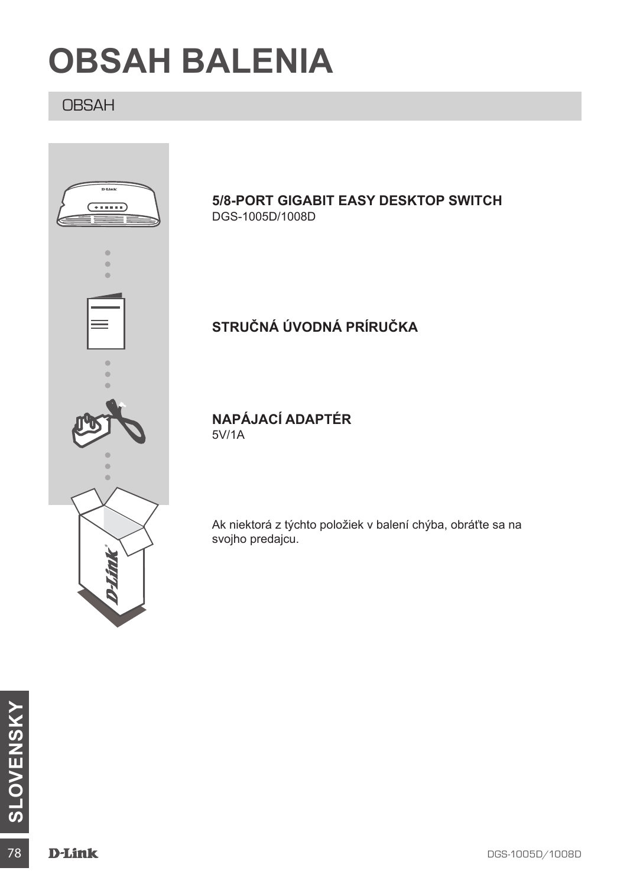# OBSAH BALENIA

## OBSAH

**5/8-PORT GIGABIT EASY DESKTOP SWITCH**
DGS-1005D/1008D

**STRUČNÁ ÚVODNÁ PRÍRUČKA**

**NAPÁJACÍ ADAPTÉR**
5V/1A

Ak niektorá z týchto položiek v balení chýba, obráťte sa na svojho predajcu.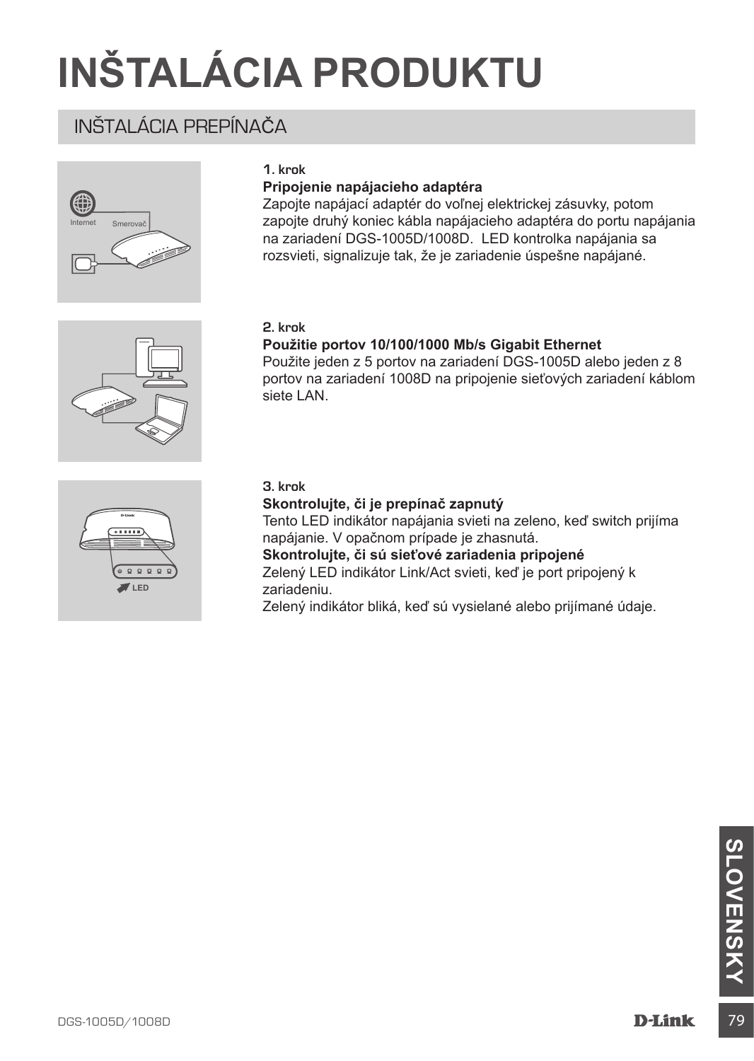# INŠTALÁCIA PRODUKTU

## INŠTALÁCIA PREPÍNAČA

**1. krok**

**Pripojenie napájacieho adaptéra**

Zapojte napájací adaptér do voľnej elektrickej zásuvky, potom zapojte druhý koniec kábla napájacieho adaptéra do portu napájania na zariadení DGS-1005D/1008D. LED kontrolka napájania sa rozsvieti, signalizuje tak, že je zariadenie úspešne napájané.

**2. krok**

**Použitie portov 10/100/1000 Mb/s Gigabit Ethernet**

Použite jeden z 5 portov na zariadení DGS-1005D alebo jeden z 8 portov na zariadení 1008D na pripojenie sieťových zariadení káblom siete LAN.

**3. krok**

**Skontrolujte, či je prepínač zapnutý**

Tento LED indikátor napájania svieti na zeleno, keď switch prijíma napájanie. V opačnom prípade je zhasnutá.

**Skontrolujte, či sú sieťové zariadenia pripojené**

Zelený LED indikátor Link/Act svieti, keď je port pripojený k zariadeniu.

Zelený indikátor bliká, keď sú vysielané alebo prijímané údaje.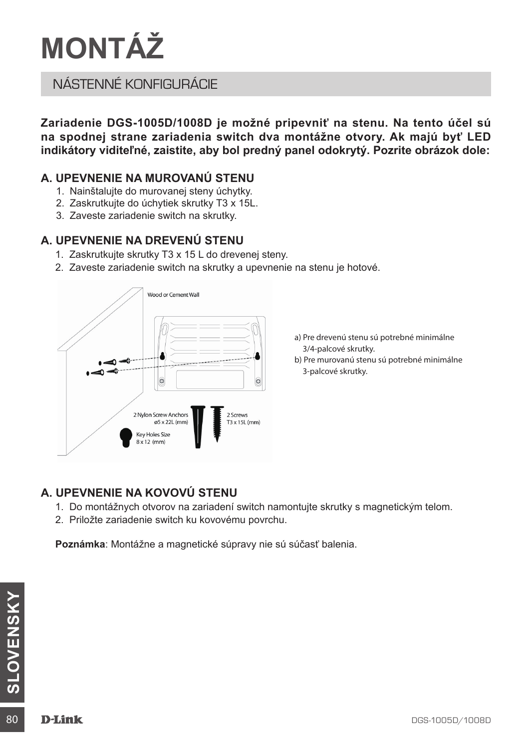# MONTÁŽ

## NÁSTENNÉ KONFIGURÁCIE

**Zariadenie DGS-1005D/1008D je možné pripevniť na stenu. Na tento účel sú na spodnej strane zariadenia switch dva montážne otvory. Ak majú byť LED indikátory viditeľné, zaistite, aby bol predný panel odokrytý. Pozrite obrázok dole:**

### A. UPEVNENIE NA MUROVANÚ STENU

1. Nainštalujte do murovanej steny úchytky.
2. Zaskrutkujte do úchytiek skrutky T3 x 15L.
3. Zaveste zariadenie switch na skrutky.

### A. UPEVNENIE NA DREVENÚ STENU

1. Zaskrutkujte skrutky T3 x 15 L do drevenej steny.
2. Zaveste zariadenie switch na skrutky a upevnenie na stenu je hotové.

Wood or Cement Wall

2 Nylon Screw Anchors ø5 x 22L (mm)

2 Screws T3 x 15L (mm)

Key Holes Size 8 x 12 (mm)

a) Pre drevenú stenu sú potrebné minimálne 3/4-palcové skrutky.
b) Pre murovanú stenu sú potrebné minimálne 3-palcové skrutky.

### A. UPEVNENIE NA KOVOVÚ STENU

1. Do montážnych otvorov na zariadení switch namontujte skrutky s magnetickým telom.
2. Priložte zariadenie switch ku kovovému povrchu.

**Poznámka**: Montážne a magnetické súpravy nie sú súčasť balenia.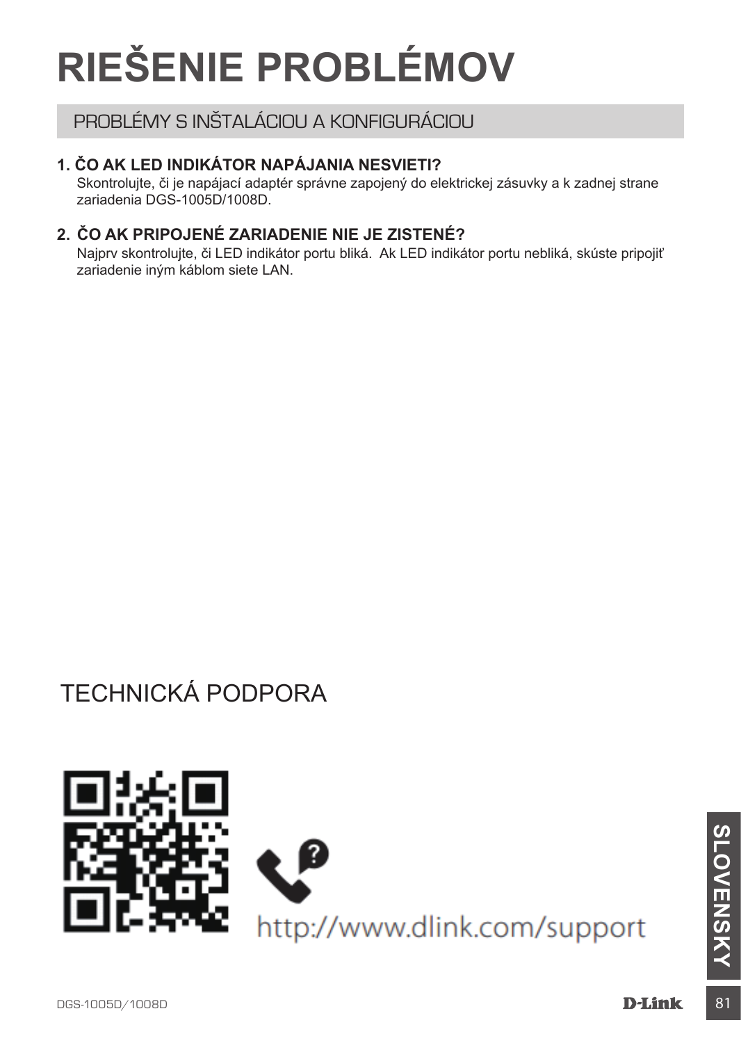# RIEŠENIE PROBLÉMOV

## PROBLÉMY S INŠTALÁCIOU A KONFIGURÁCIOU

**1. ČO AK LED INDIKÁTOR NAPÁJANIA NESVIETI?**

Skontrolujte, či je napájací adaptér správne zapojený do elektrickej zásuvky a k zadnej strane zariadenia DGS-1005D/1008D.

**2. ČO AK PRIPOJENÉ ZARIADENIE NIE JE ZISTENÉ?**

Najprv skontrolujte, či LED indikátor portu bliká. Ak LED indikátor portu nebliká, skúste pripojiť zariadenie iným káblom siete LAN.

## TECHNICKÁ PODPORA

http://www.dlink.com/support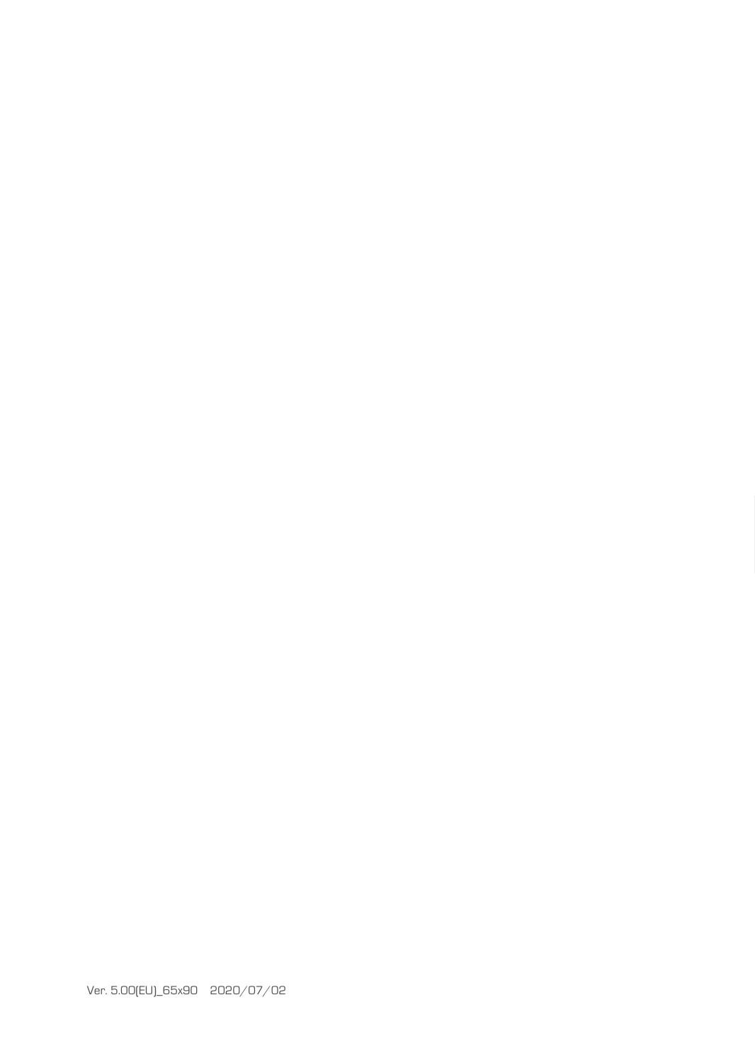Ver. 5.00(EU)_65x90 2020/07/02